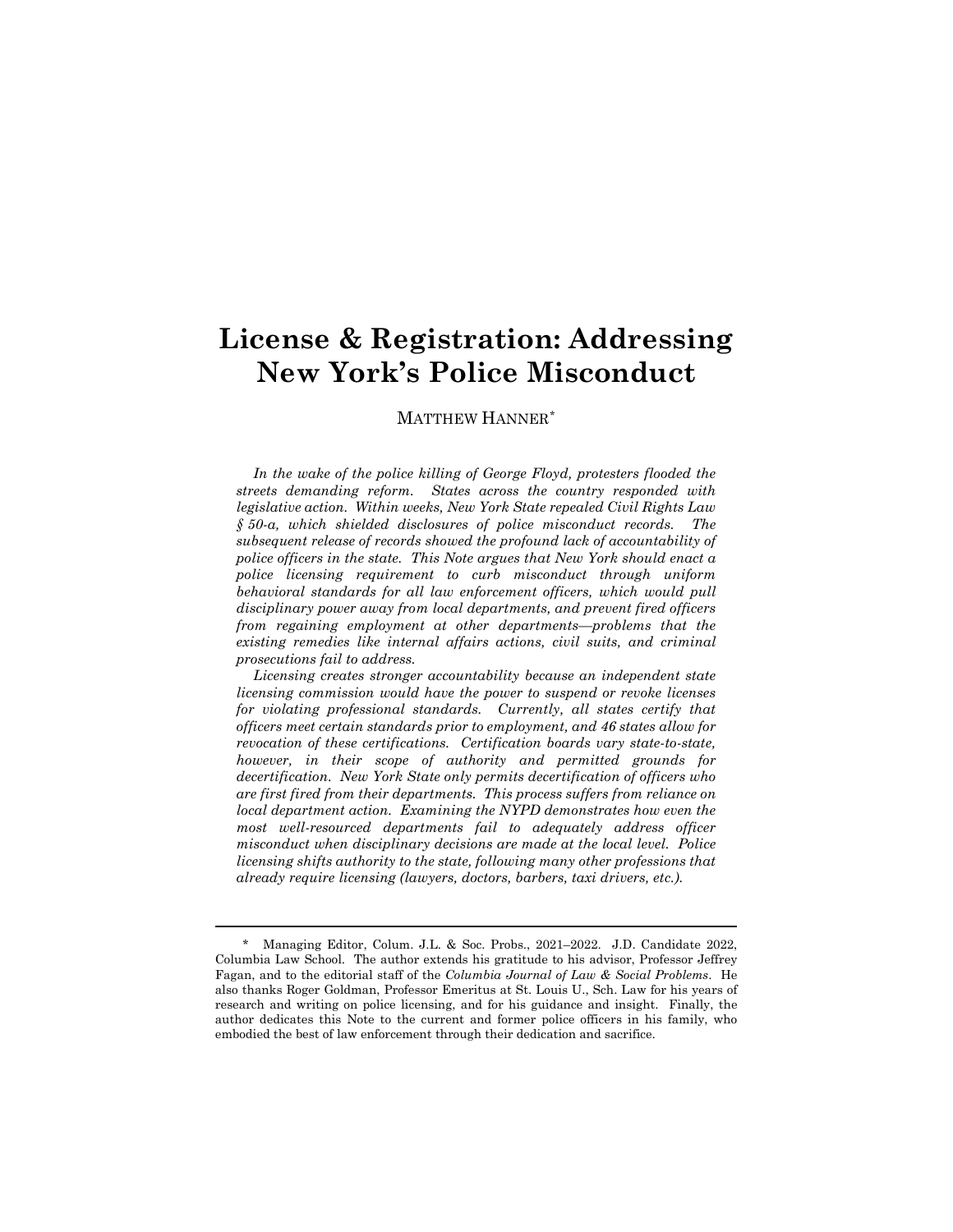# License & Registration: Addressing New York's Police Misconduct

MATTHEW HANNER*

*In the wake of the police killing of George Floyd, protesters flooded the streets demanding reform. States across the country responded with legislative action. Within weeks, New York State repealed Civil Rights Law § 50-a, which shielded disclosures of police misconduct records. The subsequent release of records showed the profound lack of accountability of police officers in the state. This Note argues that New York should enact a police licensing requirement to curb misconduct through uniform behavioral standards for all law enforcement officers, which would pull disciplinary power away from local departments, and prevent fired officers from regaining employment at other departments—problems that the existing remedies like internal affairs actions, civil suits, and criminal prosecutions fail to address.*

*Licensing creates stronger accountability because an independent state licensing commission would have the power to suspend or revoke licenses for violating professional standards. Currently, all states certify that officers meet certain standards prior to employment, and 46 states allow for revocation of these certifications. Certification boards vary state-to-state, however, in their scope of authority and permitted grounds for decertification. New York State only permits decertification of officers who are first fired from their departments. This process suffers from reliance on local department action. Examining the NYPD demonstrates how even the most well-resourced departments fail to adequately address officer misconduct when disciplinary decisions are made at the local level. Police licensing shifts authority to the state, following many other professions that already require licensing (lawyers, doctors, barbers, taxi drivers, etc.).*

---

\* Managing Editor, Colum. J.L. & Soc. Probs., 2021–2022. J.D. Candidate 2022, Columbia Law School. The author extends his gratitude to his advisor, Professor Jeffrey Fagan, and to the editorial staff of the *Columbia Journal of Law & Social Problems*. He also thanks Roger Goldman, Professor Emeritus at St. Louis U., Sch. Law for his years of research and writing on police licensing, and for his guidance and insight. Finally, the author dedicates this Note to the current and former police officers in his family, who embodied the best of law enforcement through their dedication and sacrifice.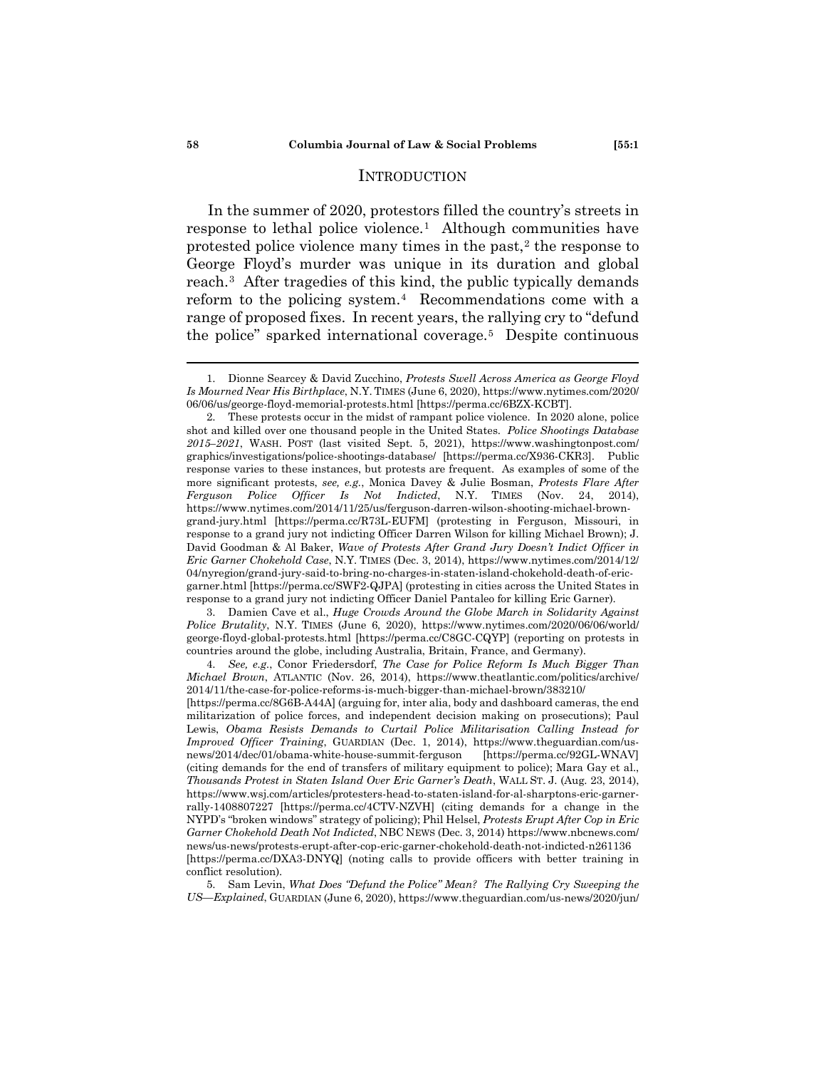## INTRODUCTION

In the summer of 2020, protestors filled the country's streets in response to lethal police violence.[1] Although communities have protested police violence many times in the past,[2] the response to George Floyd's murder was unique in its duration and global reach.[3] After tragedies of this kind, the public typically demands reform to the policing system.[4] Recommendations come with a range of proposed fixes. In recent years, the rallying cry to "defund the police" sparked international coverage.[5] Despite continuous

---

1. Dionne Searcey & David Zucchino, *Protests Swell Across America as George Floyd Is Mourned Near His Birthplace*, N.Y. TIMES (June 6, 2020), https://www.nytimes.com/2020/06/06/us/george-floyd-memorial-protests.html [https://perma.cc/6BZX-KCBT].

2. These protests occur in the midst of rampant police violence. In 2020 alone, police shot and killed over one thousand people in the United States. *Police Shootings Database 2015–2021*, WASH. POST (last visited Sept. 5, 2021), https://www.washingtonpost.com/graphics/investigations/police-shootings-database/ [https://perma.cc/X936-CKR3]. Public response varies to these instances, but protests are frequent. As examples of some of the more significant protests, *see, e.g.*, Monica Davey & Julie Bosman, *Protests Flare After Ferguson Police Officer Is Not Indicted*, N.Y. TIMES (Nov. 24, 2014), https://www.nytimes.com/2014/11/25/us/ferguson-darren-wilson-shooting-michael-brown-grand-jury.html [https://perma.cc/R73L-EUFM] (protesting in Ferguson, Missouri, in response to a grand jury not indicting Officer Darren Wilson for killing Michael Brown); J. David Goodman & Al Baker, *Wave of Protests After Grand Jury Doesn't Indict Officer in Eric Garner Chokehold Case*, N.Y. TIMES (Dec. 3, 2014), https://www.nytimes.com/2014/12/04/nyregion/grand-jury-said-to-bring-no-charges-in-staten-island-chokehold-death-of-eric-garner.html [https://perma.cc/SWF2-QJPA] (protesting in cities across the United States in response to a grand jury not indicting Officer Daniel Pantaleo for killing Eric Garner).

3. Damien Cave et al., *Huge Crowds Around the Globe March in Solidarity Against Police Brutality*, N.Y. TIMES (June 6, 2020), https://www.nytimes.com/2020/06/06/world/george-floyd-global-protests.html [https://perma.cc/C8GC-CQYP] (reporting on protests in countries around the globe, including Australia, Britain, France, and Germany).

4. *See, e.g.*, Conor Friedersdorf, *The Case for Police Reform Is Much Bigger Than Michael Brown*, ATLANTIC (Nov. 26, 2014), https://www.theatlantic.com/politics/archive/2014/11/the-case-for-police-reforms-is-much-bigger-than-michael-brown/383210/ [https://perma.cc/8G6B-A44A] (arguing for, inter alia, body and dashboard cameras, the end militarization of police forces, and independent decision making on prosecutions); Paul Lewis, *Obama Resists Demands to Curtail Police Militarisation Calling Instead for Improved Officer Training*, GUARDIAN (Dec. 1, 2014), https://www.theguardian.com/us-news/2014/dec/01/obama-white-house-summit-ferguson [https://perma.cc/92GL-WNAV] (citing demands for the end of transfers of military equipment to police); Mara Gay et al., *Thousands Protest in Staten Island Over Eric Garner's Death*, WALL ST. J. (Aug. 23, 2014), https://www.wsj.com/articles/protesters-head-to-staten-island-for-al-sharptons-eric-garner-rally-1408807227 [https://perma.cc/4CTV-NZVH] (citing demands for a change in the NYPD's "broken windows" strategy of policing); Phil Helsel, *Protests Erupt After Cop in Eric Garner Chokehold Death Not Indicted*, NBC NEWS (Dec. 3, 2014) https://www.nbcnews.com/news/us-news/protests-erupt-after-cop-eric-garner-chokehold-death-not-indicted-n261136 [https://perma.cc/DXA3-DNYQ] (noting calls to provide officers with better training in conflict resolution).

5. Sam Levin, *What Does "Defund the Police" Mean? The Rallying Cry Sweeping the US—Explained*, GUARDIAN (June 6, 2020), https://www.theguardian.com/us-news/2020/jun/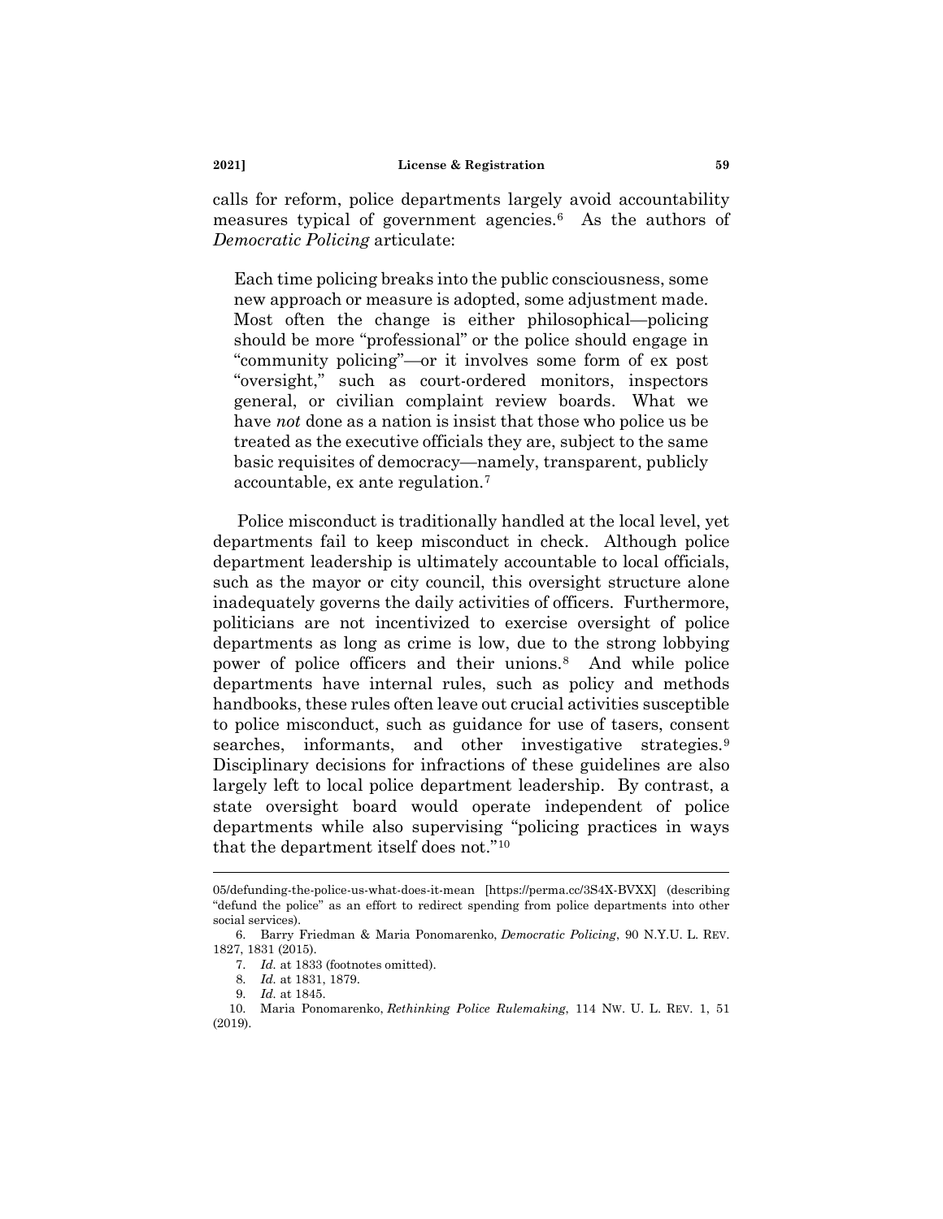calls for reform, police departments largely avoid accountability measures typical of government agencies.[6] As the authors of *Democratic Policing* articulate:

> Each time policing breaks into the public consciousness, some new approach or measure is adopted, some adjustment made. Most often the change is either philosophical—policing should be more "professional" or the police should engage in "community policing"—or it involves some form of ex post "oversight," such as court-ordered monitors, inspectors general, or civilian complaint review boards. What we have *not* done as a nation is insist that those who police us be treated as the executive officials they are, subject to the same basic requisites of democracy—namely, transparent, publicly accountable, ex ante regulation.[7]

Police misconduct is traditionally handled at the local level, yet departments fail to keep misconduct in check. Although police department leadership is ultimately accountable to local officials, such as the mayor or city council, this oversight structure alone inadequately governs the daily activities of officers. Furthermore, politicians are not incentivized to exercise oversight of police departments as long as crime is low, due to the strong lobbying power of police officers and their unions.[8] And while police departments have internal rules, such as policy and methods handbooks, these rules often leave out crucial activities susceptible to police misconduct, such as guidance for use of tasers, consent searches, informants, and other investigative strategies.[9] Disciplinary decisions for infractions of these guidelines are also largely left to local police department leadership. By contrast, a state oversight board would operate independent of police departments while also supervising "policing practices in ways that the department itself does not."[10]

---

05/defunding-the-police-us-what-does-it-mean [https://perma.cc/3S4X-BVXX] (describing "defund the police" as an effort to redirect spending from police departments into other social services).

6. Barry Friedman & Maria Ponomarenko, *Democratic Policing*, 90 N.Y.U. L. REV. 1827, 1831 (2015).

7. *Id.* at 1833 (footnotes omitted).

8. *Id.* at 1831, 1879.

9. *Id.* at 1845.

10. Maria Ponomarenko, *Rethinking Police Rulemaking*, 114 NW. U. L. REV. 1, 51 (2019).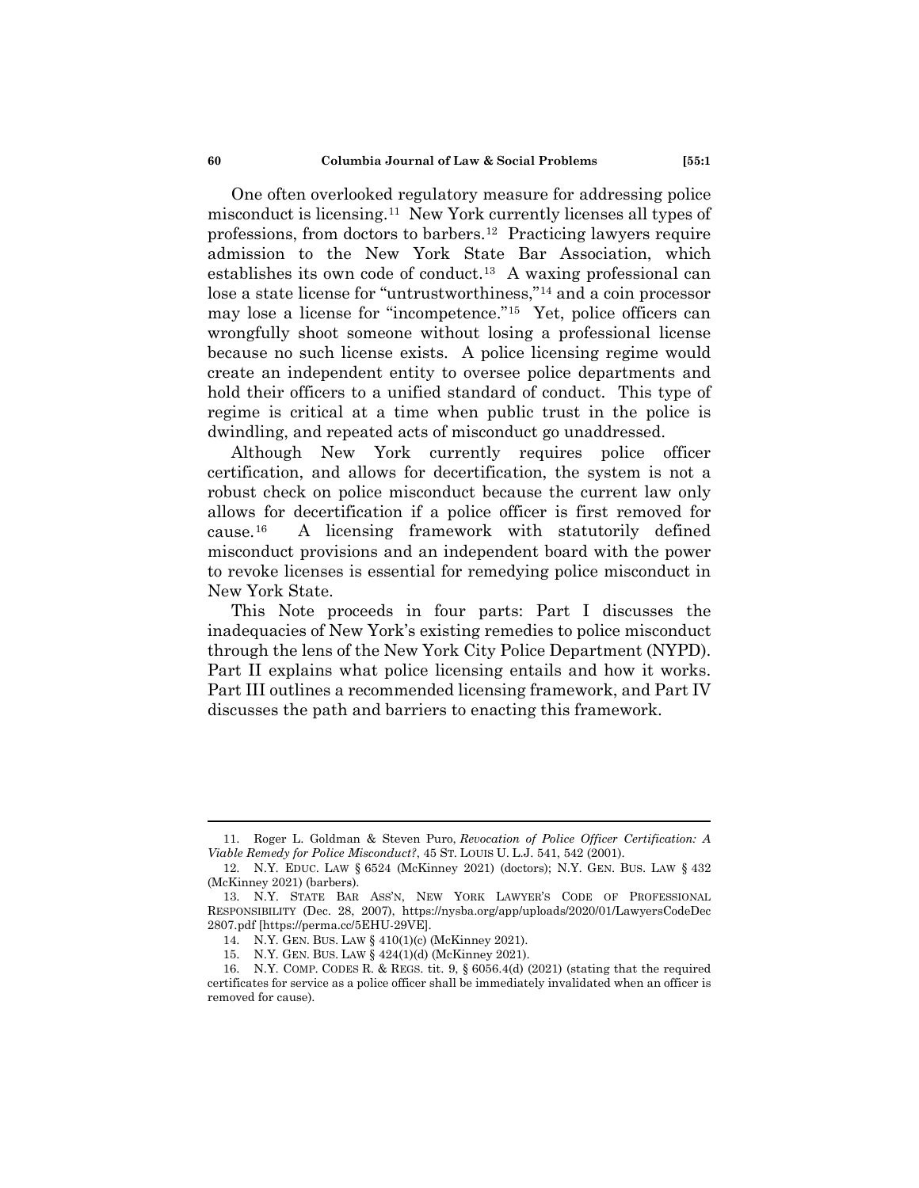One often overlooked regulatory measure for addressing police misconduct is licensing.[11] New York currently licenses all types of professions, from doctors to barbers.[12] Practicing lawyers require admission to the New York State Bar Association, which establishes its own code of conduct.[13] A waxing professional can lose a state license for "untrustworthiness,"[14] and a coin processor may lose a license for "incompetence."[15] Yet, police officers can wrongfully shoot someone without losing a professional license because no such license exists. A police licensing regime would create an independent entity to oversee police departments and hold their officers to a unified standard of conduct. This type of regime is critical at a time when public trust in the police is dwindling, and repeated acts of misconduct go unaddressed.

Although New York currently requires police officer certification, and allows for decertification, the system is not a robust check on police misconduct because the current law only allows for decertification if a police officer is first removed for cause.[16] A licensing framework with statutorily defined misconduct provisions and an independent board with the power to revoke licenses is essential for remedying police misconduct in New York State.

This Note proceeds in four parts: Part I discusses the inadequacies of New York's existing remedies to police misconduct through the lens of the New York City Police Department (NYPD). Part II explains what police licensing entails and how it works. Part III outlines a recommended licensing framework, and Part IV discusses the path and barriers to enacting this framework.

---

11. Roger L. Goldman & Steven Puro, *Revocation of Police Officer Certification: A Viable Remedy for Police Misconduct?*, 45 ST. LOUIS U. L.J. 541, 542 (2001).

12. N.Y. EDUC. LAW § 6524 (McKinney 2021) (doctors); N.Y. GEN. BUS. LAW § 432 (McKinney 2021) (barbers).

13. N.Y. STATE BAR ASS'N, NEW YORK LAWYER'S CODE OF PROFESSIONAL RESPONSIBILITY (Dec. 28, 2007), https://nysba.org/app/uploads/2020/01/LawyersCodeDec2807.pdf [https://perma.cc/5EHU-29VE].

14. N.Y. GEN. BUS. LAW § 410(1)(c) (McKinney 2021).

15. N.Y. GEN. BUS. LAW § 424(1)(d) (McKinney 2021).

16. N.Y. COMP. CODES R. & REGS. tit. 9, § 6056.4(d) (2021) (stating that the required certificates for service as a police officer shall be immediately invalidated when an officer is removed for cause).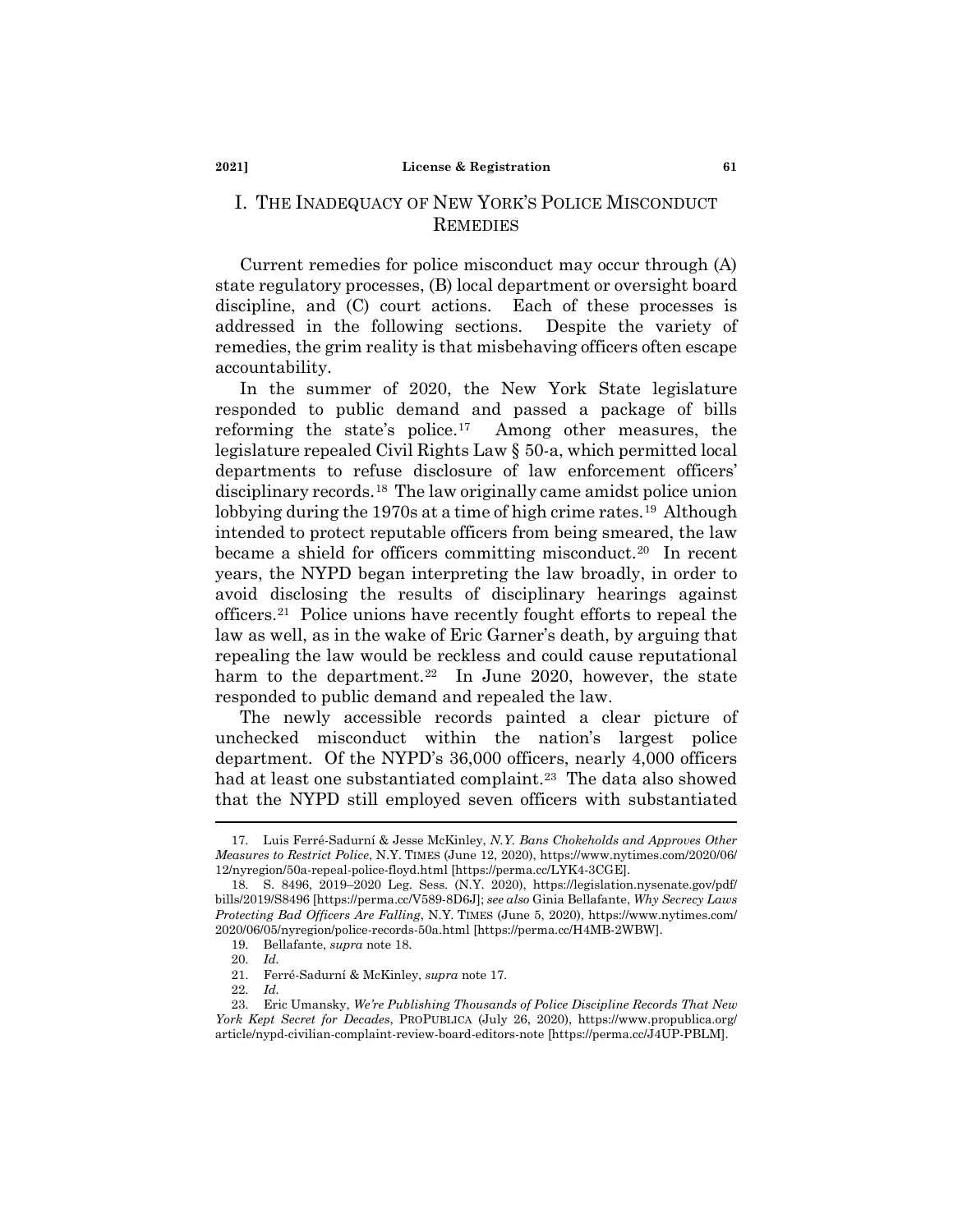# I. THE INADEQUACY OF NEW YORK'S POLICE MISCONDUCT REMEDIES

Current remedies for police misconduct may occur through (A) state regulatory processes, (B) local department or oversight board discipline, and (C) court actions. Each of these processes is addressed in the following sections. Despite the variety of remedies, the grim reality is that misbehaving officers often escape accountability.

In the summer of 2020, the New York State legislature responded to public demand and passed a package of bills reforming the state's police.[17] Among other measures, the legislature repealed Civil Rights Law § 50-a, which permitted local departments to refuse disclosure of law enforcement officers' disciplinary records.[18] The law originally came amidst police union lobbying during the 1970s at a time of high crime rates.[19] Although intended to protect reputable officers from being smeared, the law became a shield for officers committing misconduct.[20] In recent years, the NYPD began interpreting the law broadly, in order to avoid disclosing the results of disciplinary hearings against officers.[21] Police unions have recently fought efforts to repeal the law as well, as in the wake of Eric Garner's death, by arguing that repealing the law would be reckless and could cause reputational harm to the department.[22] In June 2020, however, the state responded to public demand and repealed the law.

The newly accessible records painted a clear picture of unchecked misconduct within the nation's largest police department. Of the NYPD's 36,000 officers, nearly 4,000 officers had at least one substantiated complaint.[23] The data also showed that the NYPD still employed seven officers with substantiated

---

17. Luis Ferré-Sadurní & Jesse McKinley, *N.Y. Bans Chokeholds and Approves Other Measures to Restrict Police*, N.Y. TIMES (June 12, 2020), https://www.nytimes.com/2020/06/12/nyregion/50a-repeal-police-floyd.html [https://perma.cc/LYK4-3CGE].

18. S. 8496, 2019–2020 Leg. Sess. (N.Y. 2020), https://legislation.nysenate.gov/pdf/bills/2019/S8496 [https://perma.cc/V589-8D6J]; *see also* Ginia Bellafante, *Why Secrecy Laws Protecting Bad Officers Are Falling*, N.Y. TIMES (June 5, 2020), https://www.nytimes.com/2020/06/05/nyregion/police-records-50a.html [https://perma.cc/H4MB-2WBW].

19. Bellafante, *supra* note 18.

20. *Id.*

21. Ferré-Sadurní & McKinley, *supra* note 17.

22. *Id.*

23. Eric Umansky, *We're Publishing Thousands of Police Discipline Records That New York Kept Secret for Decades*, PROPUBLICA (July 26, 2020), https://www.propublica.org/article/nypd-civilian-complaint-review-board-editors-note [https://perma.cc/J4UP-PBLM].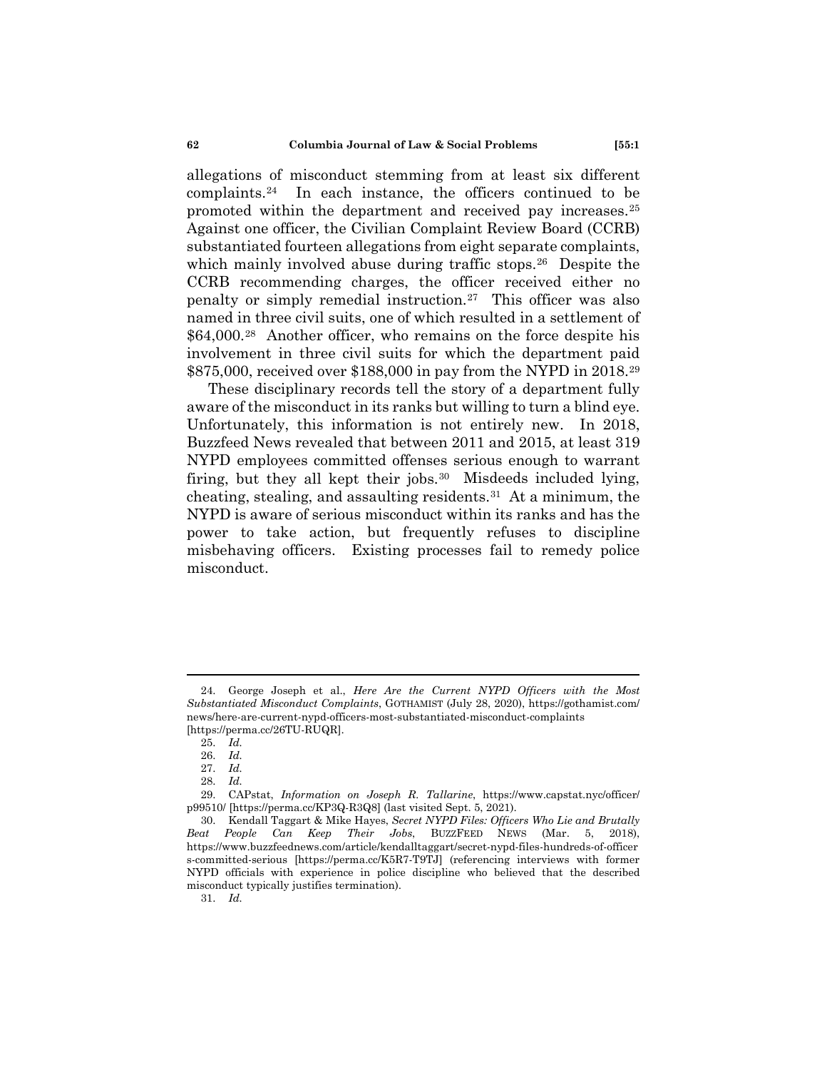allegations of misconduct stemming from at least six different complaints.[24] In each instance, the officers continued to be promoted within the department and received pay increases.[25] Against one officer, the Civilian Complaint Review Board (CCRB) substantiated fourteen allegations from eight separate complaints, which mainly involved abuse during traffic stops.[26] Despite the CCRB recommending charges, the officer received either no penalty or simply remedial instruction.[27] This officer was also named in three civil suits, one of which resulted in a settlement of $64,000.[28] Another officer, who remains on the force despite his involvement in three civil suits for which the department paid $875,000, received over $188,000 in pay from the NYPD in 2018.[29]

These disciplinary records tell the story of a department fully aware of the misconduct in its ranks but willing to turn a blind eye. Unfortunately, this information is not entirely new. In 2018, Buzzfeed News revealed that between 2011 and 2015, at least 319 NYPD employees committed offenses serious enough to warrant firing, but they all kept their jobs.[30] Misdeeds included lying, cheating, stealing, and assaulting residents.[31] At a minimum, the NYPD is aware of serious misconduct within its ranks and has the power to take action, but frequently refuses to discipline misbehaving officers. Existing processes fail to remedy police misconduct.

---

24. George Joseph et al., *Here Are the Current NYPD Officers with the Most Substantiated Misconduct Complaints*, GOTHAMIST (July 28, 2020), https://gothamist.com/news/here-are-current-nypd-officers-most-substantiated-misconduct-complaints [https://perma.cc/26TU-RUQR].

25. *Id.*

26. *Id.*

27. *Id.*

28. *Id.*

29. CAPstat, *Information on Joseph R. Tallarine*, https://www.capstat.nyc/officer/p99510/ [https://perma.cc/KP3Q-R3Q8] (last visited Sept. 5, 2021).

30. Kendall Taggart & Mike Hayes, *Secret NYPD Files: Officers Who Lie and Brutally Beat People Can Keep Their Jobs*, BUZZFEED NEWS (Mar. 5, 2018), https://www.buzzfeednews.com/article/kendalltaggart/secret-nypd-files-hundreds-of-officers-committed-serious [https://perma.cc/K5R7-T9TJ] (referencing interviews with former NYPD officials with experience in police discipline who believed that the described misconduct typically justifies termination).

31. *Id.*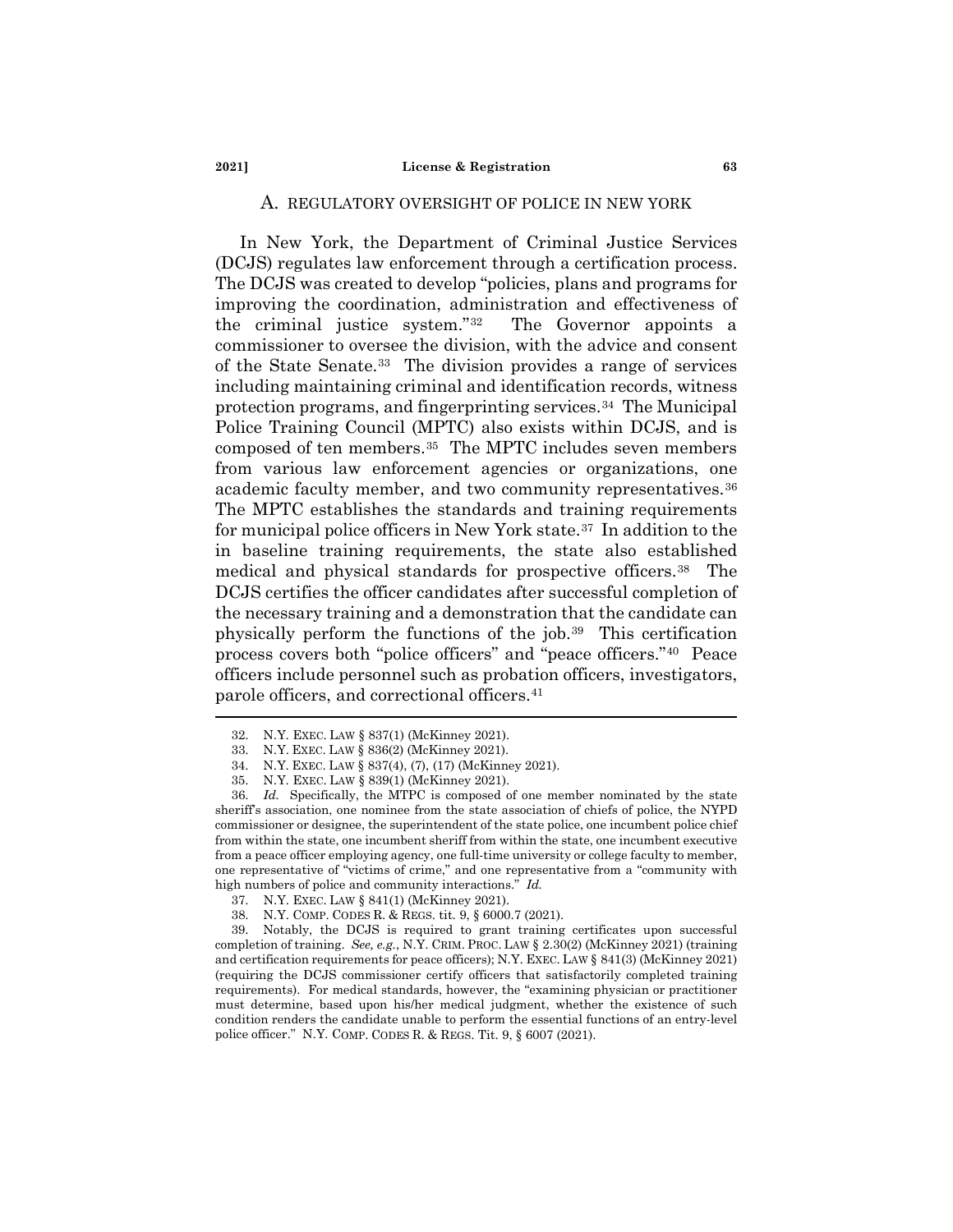## A. REGULATORY OVERSIGHT OF POLICE IN NEW YORK

In New York, the Department of Criminal Justice Services (DCJS) regulates law enforcement through a certification process. The DCJS was created to develop "policies, plans and programs for improving the coordination, administration and effectiveness of the criminal justice system."[32] The Governor appoints a commissioner to oversee the division, with the advice and consent of the State Senate.[33] The division provides a range of services including maintaining criminal and identification records, witness protection programs, and fingerprinting services.[34] The Municipal Police Training Council (MPTC) also exists within DCJS, and is composed of ten members.[35] The MPTC includes seven members from various law enforcement agencies or organizations, one academic faculty member, and two community representatives.[36] The MPTC establishes the standards and training requirements for municipal police officers in New York state.[37] In addition to the in baseline training requirements, the state also established medical and physical standards for prospective officers.[38] The DCJS certifies the officer candidates after successful completion of the necessary training and a demonstration that the candidate can physically perform the functions of the job.[39] This certification process covers both "police officers" and "peace officers."[40] Peace officers include personnel such as probation officers, investigators, parole officers, and correctional officers.[41]

---

32. N.Y. EXEC. LAW § 837(1) (McKinney 2021).

33. N.Y. EXEC. LAW § 836(2) (McKinney 2021).

34. N.Y. EXEC. LAW § 837(4), (7), (17) (McKinney 2021).

35. N.Y. EXEC. LAW § 839(1) (McKinney 2021).

36. *Id.* Specifically, the MTPC is composed of one member nominated by the state sheriff's association, one nominee from the state association of chiefs of police, the NYPD commissioner or designee, the superintendent of the state police, one incumbent police chief from within the state, one incumbent sheriff from within the state, one incumbent executive from a peace officer employing agency, one full-time university or college faculty to member, one representative of "victims of crime," and one representative from a "community with high numbers of police and community interactions." *Id.*

37. N.Y. EXEC. LAW § 841(1) (McKinney 2021).

38. N.Y. COMP. CODES R. & REGS. tit. 9, § 6000.7 (2021).

39. Notably, the DCJS is required to grant training certificates upon successful completion of training. *See, e.g.*, N.Y. CRIM. PROC. LAW § 2.30(2) (McKinney 2021) (training and certification requirements for peace officers); N.Y. EXEC. LAW § 841(3) (McKinney 2021) (requiring the DCJS commissioner certify officers that satisfactorily completed training requirements). For medical standards, however, the "examining physician or practitioner must determine, based upon his/her medical judgment, whether the existence of such condition renders the candidate unable to perform the essential functions of an entry-level police officer." N.Y. COMP. CODES R. & REGS. Tit. 9, § 6007 (2021).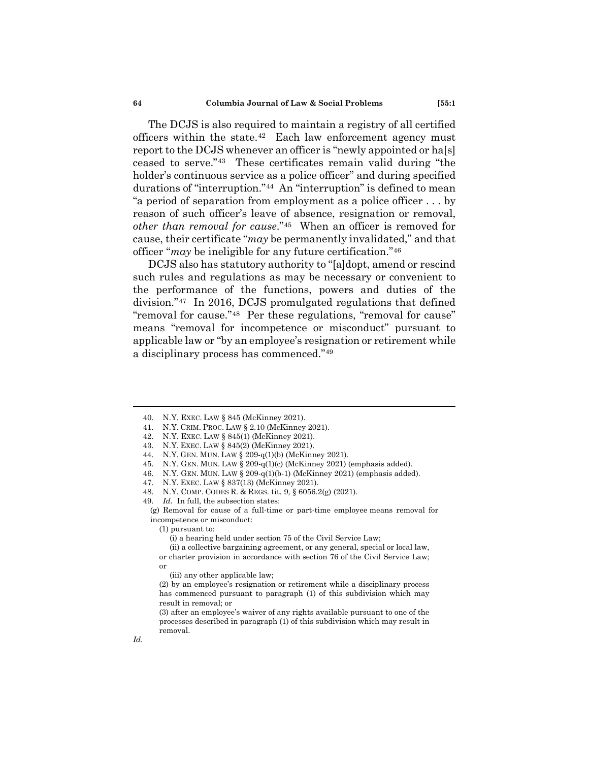The DCJS is also required to maintain a registry of all certified officers within the state.[42] Each law enforcement agency must report to the DCJS whenever an officer is "newly appointed or ha[s] ceased to serve."[43] These certificates remain valid during "the holder's continuous service as a police officer" and during specified durations of "interruption."[44] An "interruption" is defined to mean "a period of separation from employment as a police officer . . . by reason of such officer's leave of absence, resignation or removal, *other than removal for cause*."[45] When an officer is removed for cause, their certificate "*may* be permanently invalidated," and that officer "*may* be ineligible for any future certification."[46]

DCJS also has statutory authority to "[a]dopt, amend or rescind such rules and regulations as may be necessary or convenient to the performance of the functions, powers and duties of the division."[47] In 2016, DCJS promulgated regulations that defined "removal for cause."[48] Per these regulations, "removal for cause" means "removal for incompetence or misconduct" pursuant to applicable law or "by an employee's resignation or retirement while a disciplinary process has commenced."[49]

---

40. N.Y. EXEC. LAW § 845 (McKinney 2021).
41. N.Y. CRIM. PROC. LAW § 2.10 (McKinney 2021).
42. N.Y. EXEC. LAW § 845(1) (McKinney 2021).
43. N.Y. EXEC. LAW § 845(2) (McKinney 2021).
44. N.Y. GEN. MUN. LAW § 209-q(1)(b) (McKinney 2021).
45. N.Y. GEN. MUN. LAW § 209-q(1)(c) (McKinney 2021) (emphasis added).
46. N.Y. GEN. MUN. LAW § 209-q(1)(b-1) (McKinney 2021) (emphasis added).
47. N.Y. EXEC. LAW § 837(13) (McKinney 2021).
48. N.Y. COMP. CODES R. & REGS. tit. 9, § 6056.2(g) (2021).
49. *Id.* In full, the subsection states:

> (g) Removal for cause of a full-time or part-time employee means removal for incompetence or misconduct:
>
> (1) pursuant to:
>
> (i) a hearing held under section 75 of the Civil Service Law;
>
> (ii) a collective bargaining agreement, or any general, special or local law, or charter provision in accordance with section 76 of the Civil Service Law; or
>
> (iii) any other applicable law;
>
> (2) by an employee's resignation or retirement while a disciplinary process has commenced pursuant to paragraph (1) of this subdivision which may result in removal; or
>
> (3) after an employee's waiver of any rights available pursuant to one of the processes described in paragraph (1) of this subdivision which may result in removal.

*Id.*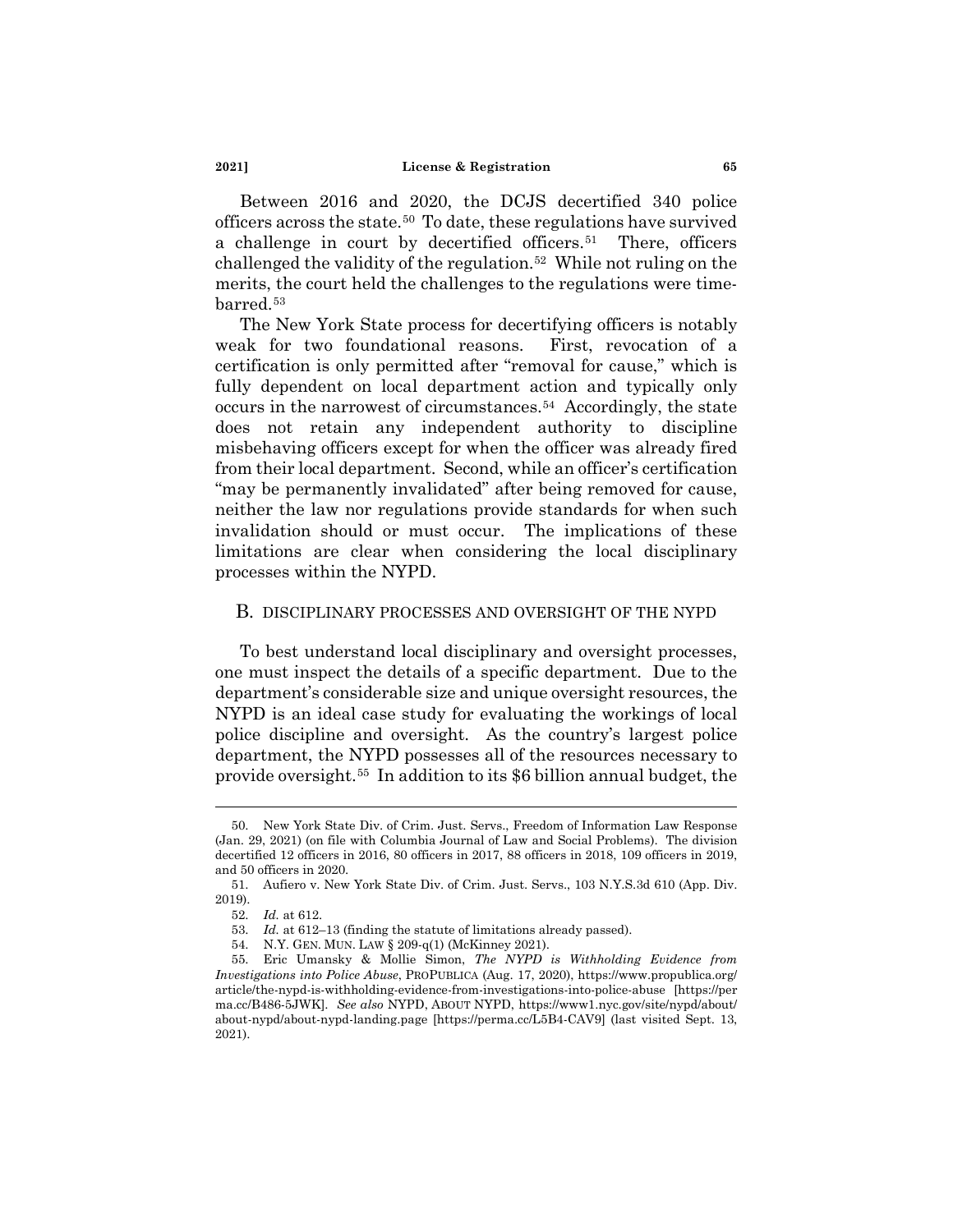Between 2016 and 2020, the DCJS decertified 340 police officers across the state.[50] To date, these regulations have survived a challenge in court by decertified officers.[51] There, officers challenged the validity of the regulation.[52] While not ruling on the merits, the court held the challenges to the regulations were time-barred.[53]

The New York State process for decertifying officers is notably weak for two foundational reasons. First, revocation of a certification is only permitted after "removal for cause," which is fully dependent on local department action and typically only occurs in the narrowest of circumstances.[54] Accordingly, the state does not retain any independent authority to discipline misbehaving officers except for when the officer was already fired from their local department. Second, while an officer's certification "may be permanently invalidated" after being removed for cause, neither the law nor regulations provide standards for when such invalidation should or must occur. The implications of these limitations are clear when considering the local disciplinary processes within the NYPD.

## B. DISCIPLINARY PROCESSES AND OVERSIGHT OF THE NYPD

To best understand local disciplinary and oversight processes, one must inspect the details of a specific department. Due to the department's considerable size and unique oversight resources, the NYPD is an ideal case study for evaluating the workings of local police discipline and oversight. As the country's largest police department, the NYPD possesses all of the resources necessary to provide oversight.[55] In addition to its $6 billion annual budget, the

---

50. New York State Div. of Crim. Just. Servs., Freedom of Information Law Response (Jan. 29, 2021) (on file with Columbia Journal of Law and Social Problems). The division decertified 12 officers in 2016, 80 officers in 2017, 88 officers in 2018, 109 officers in 2019, and 50 officers in 2020.

51. Aufiero v. New York State Div. of Crim. Just. Servs., 103 N.Y.S.3d 610 (App. Div. 2019).

52. *Id.* at 612.

53. *Id.* at 612–13 (finding the statute of limitations already passed).

54. N.Y. GEN. MUN. LAW § 209-q(1) (McKinney 2021).

55. Eric Umansky & Mollie Simon, *The NYPD is Withholding Evidence from Investigations into Police Abuse*, PROPUBLICA (Aug. 17, 2020), https://www.propublica.org/article/the-nypd-is-withholding-evidence-from-investigations-into-police-abuse [https://perma.cc/B486-5JWK]. *See also* NYPD, ABOUT NYPD, https://www1.nyc.gov/site/nypd/about/about-nypd/about-nypd-landing.page [https://perma.cc/L5B4-CAV9] (last visited Sept. 13, 2021).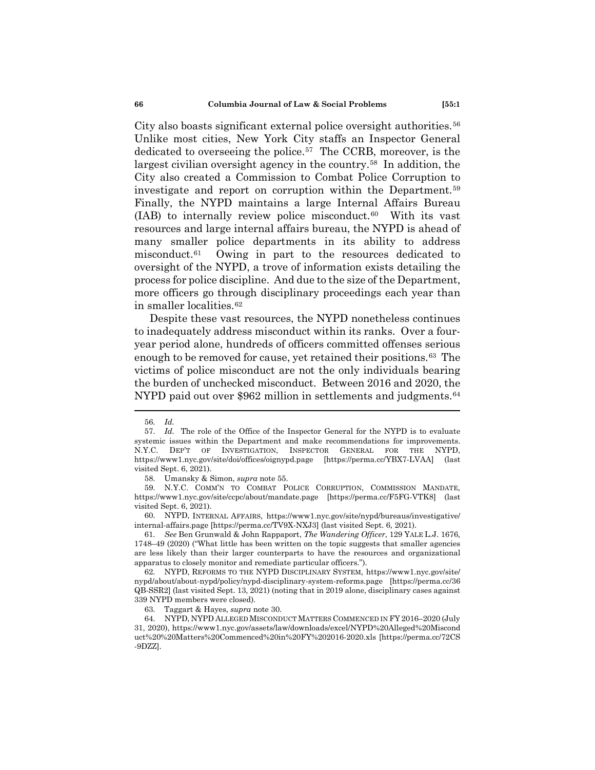City also boasts significant external police oversight authorities.[56] Unlike most cities, New York City staffs an Inspector General dedicated to overseeing the police.[57] The CCRB, moreover, is the largest civilian oversight agency in the country.[58] In addition, the City also created a Commission to Combat Police Corruption to investigate and report on corruption within the Department.[59] Finally, the NYPD maintains a large Internal Affairs Bureau (IAB) to internally review police misconduct.[60] With its vast resources and large internal affairs bureau, the NYPD is ahead of many smaller police departments in its ability to address misconduct.[61] Owing in part to the resources dedicated to oversight of the NYPD, a trove of information exists detailing the process for police discipline. And due to the size of the Department, more officers go through disciplinary proceedings each year than in smaller localities.[62]

Despite these vast resources, the NYPD nonetheless continues to inadequately address misconduct within its ranks. Over a four-year period alone, hundreds of officers committed offenses serious enough to be removed for cause, yet retained their positions.[63] The victims of police misconduct are not the only individuals bearing the burden of unchecked misconduct. Between 2016 and 2020, the NYPD paid out over $962 million in settlements and judgments.[64]

---

56. *Id.*

57. *Id.* The role of the Office of the Inspector General for the NYPD is to evaluate systemic issues within the Department and make recommendations for improvements. N.Y.C. DEP'T OF INVESTIGATION, INSPECTOR GENERAL FOR THE NYPD, https://www1.nyc.gov/site/doi/offices/oignypd.page [https://perma.cc/YBX7-LVAA] (last visited Sept. 6, 2021).

58. Umansky & Simon, *supra* note 55.

59. N.Y.C. COMM'N TO COMBAT POLICE CORRUPTION, COMMISSION MANDATE, https://www1.nyc.gov/site/ccpc/about/mandate.page [https://perma.cc/F5FG-VTK8] (last visited Sept. 6, 2021).

60. NYPD, INTERNAL AFFAIRS, https://www1.nyc.gov/site/nypd/bureaus/investigative/internal-affairs.page [https://perma.cc/TV9X-NXJ3] (last visited Sept. 6, 2021).

61. *See* Ben Grunwald & John Rappaport, *The Wandering Officer*, 129 YALE L.J. 1676, 1748–49 (2020) ("What little has been written on the topic suggests that smaller agencies are less likely than their larger counterparts to have the resources and organizational apparatus to closely monitor and remediate particular officers.").

62. NYPD, REFORMS TO THE NYPD DISCIPLINARY SYSTEM, https://www1.nyc.gov/site/nypd/about/about-nypd/policy/nypd-disciplinary-system-reforms.page [https://perma.cc/36QB-SSR2] (last visited Sept. 13, 2021) (noting that in 2019 alone, disciplinary cases against 339 NYPD members were closed).

63. Taggart & Hayes, *supra* note 30.

64. NYPD, NYPD ALLEGED MISCONDUCT MATTERS COMMENCED IN FY 2016–2020 (July 31, 2020), https://www1.nyc.gov/assets/law/downloads/excel/NYPD%20Alleged%20Misconduct%20%20Matters%20Commenced%20in%20FY%202016-2020.xls [https://perma.cc/72CS-9DZZ].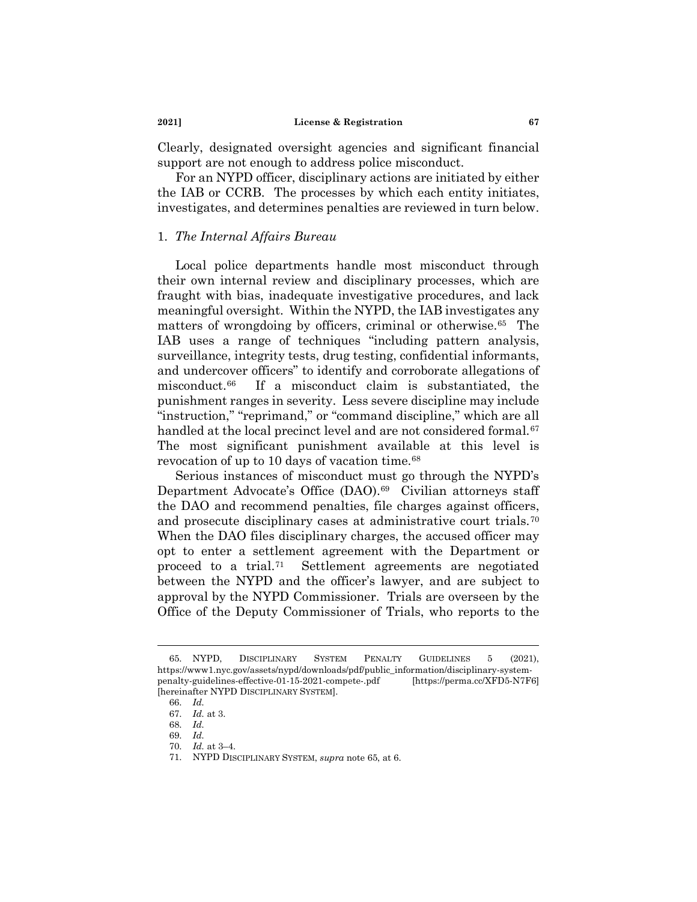Clearly, designated oversight agencies and significant financial support are not enough to address police misconduct.

For an NYPD officer, disciplinary actions are initiated by either the IAB or CCRB. The processes by which each entity initiates, investigates, and determines penalties are reviewed in turn below.

### 1. *The Internal Affairs Bureau*

Local police departments handle most misconduct through their own internal review and disciplinary processes, which are fraught with bias, inadequate investigative procedures, and lack meaningful oversight. Within the NYPD, the IAB investigates any matters of wrongdoing by officers, criminal or otherwise.[65] The IAB uses a range of techniques "including pattern analysis, surveillance, integrity tests, drug testing, confidential informants, and undercover officers" to identify and corroborate allegations of misconduct.[66] If a misconduct claim is substantiated, the punishment ranges in severity. Less severe discipline may include "instruction," "reprimand," or "command discipline," which are all handled at the local precinct level and are not considered formal.[67] The most significant punishment available at this level is revocation of up to 10 days of vacation time.[68]

Serious instances of misconduct must go through the NYPD's Department Advocate's Office (DAO).[69] Civilian attorneys staff the DAO and recommend penalties, file charges against officers, and prosecute disciplinary cases at administrative court trials.[70] When the DAO files disciplinary charges, the accused officer may opt to enter a settlement agreement with the Department or proceed to a trial.[71] Settlement agreements are negotiated between the NYPD and the officer's lawyer, and are subject to approval by the NYPD Commissioner. Trials are overseen by the Office of the Deputy Commissioner of Trials, who reports to the

---

65. NYPD, DISCIPLINARY SYSTEM PENALTY GUIDELINES 5 (2021), https://www1.nyc.gov/assets/nypd/downloads/pdf/public_information/disciplinary-system-penalty-guidelines-effective-01-15-2021-compete-.pdf [https://perma.cc/XFD5-N7F6] [hereinafter NYPD DISCIPLINARY SYSTEM].

66. *Id.*

67. *Id.* at 3.

68. *Id.*

69. *Id.*

70. *Id.* at 3–4.

71. NYPD DISCIPLINARY SYSTEM, *supra* note 65, at 6.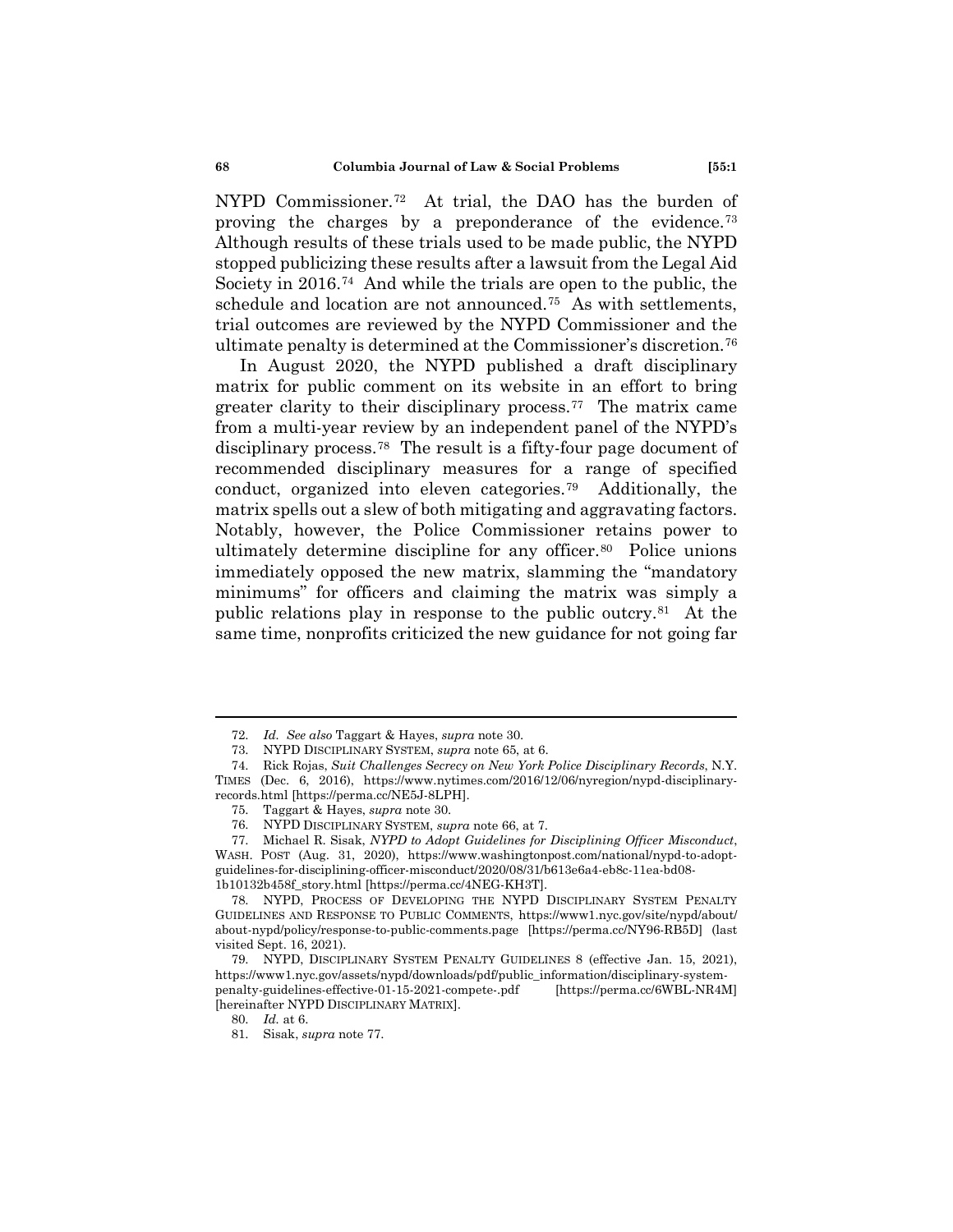NYPD Commissioner.[72] At trial, the DAO has the burden of proving the charges by a preponderance of the evidence.[73] Although results of these trials used to be made public, the NYPD stopped publicizing these results after a lawsuit from the Legal Aid Society in 2016.[74] And while the trials are open to the public, the schedule and location are not announced.[75] As with settlements, trial outcomes are reviewed by the NYPD Commissioner and the ultimate penalty is determined at the Commissioner's discretion.[76]

In August 2020, the NYPD published a draft disciplinary matrix for public comment on its website in an effort to bring greater clarity to their disciplinary process.[77] The matrix came from a multi-year review by an independent panel of the NYPD's disciplinary process.[78] The result is a fifty-four page document of recommended disciplinary measures for a range of specified conduct, organized into eleven categories.[79] Additionally, the matrix spells out a slew of both mitigating and aggravating factors. Notably, however, the Police Commissioner retains power to ultimately determine discipline for any officer.[80] Police unions immediately opposed the new matrix, slamming the "mandatory minimums" for officers and claiming the matrix was simply a public relations play in response to the public outcry.[81] At the same time, nonprofits criticized the new guidance for not going far

---

72. *Id. See also* Taggart & Hayes, *supra* note 30.

73. NYPD DISCIPLINARY SYSTEM, *supra* note 65, at 6.

74. Rick Rojas, *Suit Challenges Secrecy on New York Police Disciplinary Records*, N.Y. TIMES (Dec. 6, 2016), https://www.nytimes.com/2016/12/06/nyregion/nypd-disciplinary-records.html [https://perma.cc/NE5J-8LPH].

75. Taggart & Hayes, *supra* note 30.

76. NYPD DISCIPLINARY SYSTEM, *supra* note 66, at 7.

77. Michael R. Sisak, *NYPD to Adopt Guidelines for Disciplining Officer Misconduct*, WASH. POST (Aug. 31, 2020), https://www.washingtonpost.com/national/nypd-to-adopt-guidelines-for-disciplining-officer-misconduct/2020/08/31/b613e6a4-eb8c-11ea-bd08-1b10132b458f_story.html [https://perma.cc/4NEG-KH3T].

78. NYPD, PROCESS OF DEVELOPING THE NYPD DISCIPLINARY SYSTEM PENALTY GUIDELINES AND RESPONSE TO PUBLIC COMMENTS, https://www1.nyc.gov/site/nypd/about/about-nypd/policy/response-to-public-comments.page [https://perma.cc/NY96-RB5D] (last visited Sept. 16, 2021).

79. NYPD, DISCIPLINARY SYSTEM PENALTY GUIDELINES 8 (effective Jan. 15, 2021), https://www1.nyc.gov/assets/nypd/downloads/pdf/public_information/disciplinary-system-penalty-guidelines-effective-01-15-2021-compete-.pdf [https://perma.cc/6WBL-NR4M] [hereinafter NYPD DISCIPLINARY MATRIX].

80. *Id.* at 6.

81. Sisak, *supra* note 77.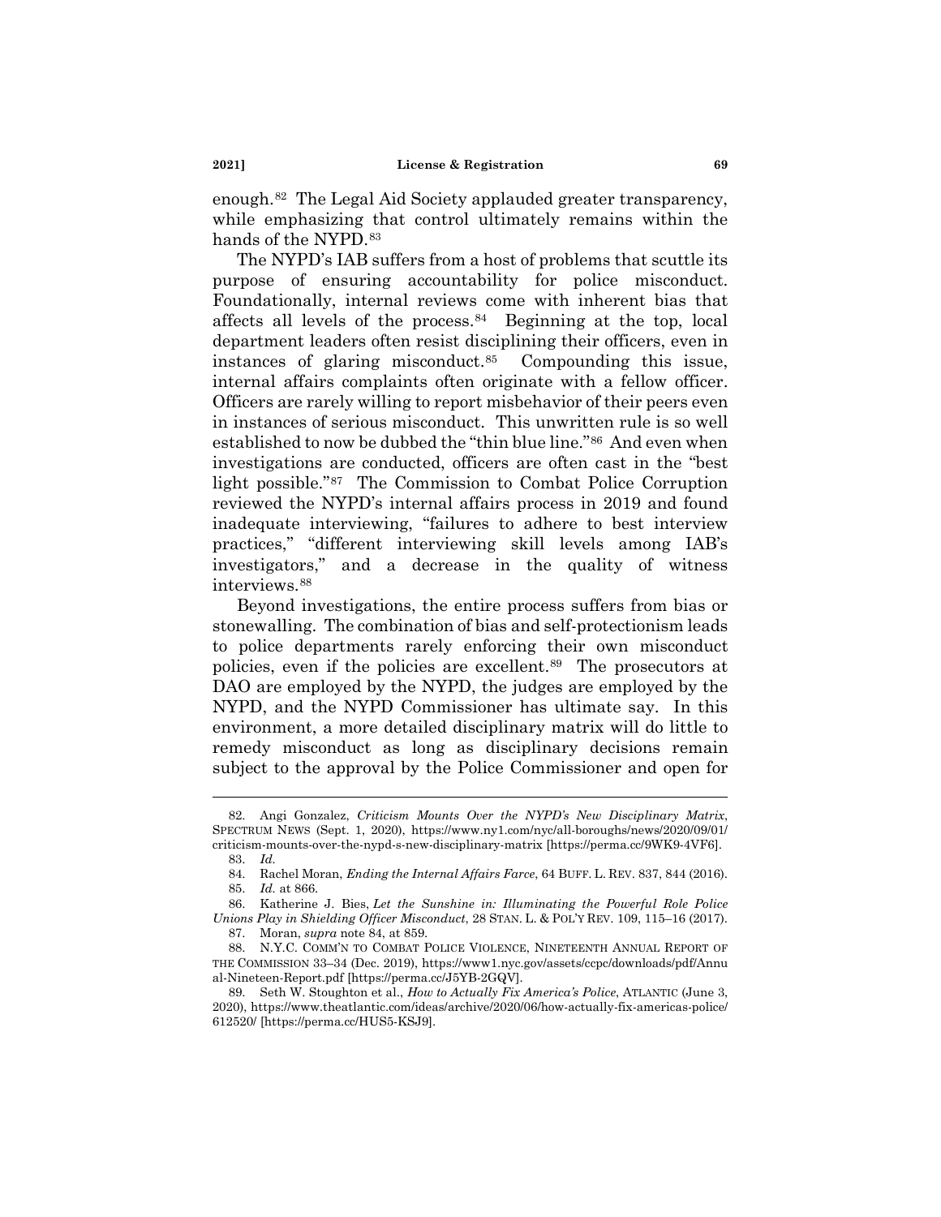enough.[82] The Legal Aid Society applauded greater transparency, while emphasizing that control ultimately remains within the hands of the NYPD.[83]

The NYPD's IAB suffers from a host of problems that scuttle its purpose of ensuring accountability for police misconduct. Foundationally, internal reviews come with inherent bias that affects all levels of the process.[84] Beginning at the top, local department leaders often resist disciplining their officers, even in instances of glaring misconduct.[85] Compounding this issue, internal affairs complaints often originate with a fellow officer. Officers are rarely willing to report misbehavior of their peers even in instances of serious misconduct. This unwritten rule is so well established to now be dubbed the "thin blue line."[86] And even when investigations are conducted, officers are often cast in the "best light possible."[87] The Commission to Combat Police Corruption reviewed the NYPD's internal affairs process in 2019 and found inadequate interviewing, "failures to adhere to best interview practices," "different interviewing skill levels among IAB's investigators," and a decrease in the quality of witness interviews.[88]

Beyond investigations, the entire process suffers from bias or stonewalling. The combination of bias and self-protectionism leads to police departments rarely enforcing their own misconduct policies, even if the policies are excellent.[89] The prosecutors at DAO are employed by the NYPD, the judges are employed by the NYPD, and the NYPD Commissioner has ultimate say. In this environment, a more detailed disciplinary matrix will do little to remedy misconduct as long as disciplinary decisions remain subject to the approval by the Police Commissioner and open for

---

82. Angi Gonzalez, *Criticism Mounts Over the NYPD's New Disciplinary Matrix*, SPECTRUM NEWS (Sept. 1, 2020), https://www.ny1.com/nyc/all-boroughs/news/2020/09/01/criticism-mounts-over-the-nypd-s-new-disciplinary-matrix [https://perma.cc/9WK9-4VF6].

83. *Id.*

84. Rachel Moran, *Ending the Internal Affairs Farce*, 64 BUFF. L. REV. 837, 844 (2016).

85. *Id.* at 866.

86. Katherine J. Bies, *Let the Sunshine in: Illuminating the Powerful Role Police Unions Play in Shielding Officer Misconduct*, 28 STAN. L. & POL'Y REV. 109, 115–16 (2017).

87. Moran, *supra* note 84, at 859.

88. N.Y.C. COMM'N TO COMBAT POLICE VIOLENCE, NINETEENTH ANNUAL REPORT OF THE COMMISSION 33–34 (Dec. 2019), https://www1.nyc.gov/assets/ccpc/downloads/pdf/Annual-Nineteen-Report.pdf [https://perma.cc/J5YB-2GQV].

89. Seth W. Stoughton et al., *How to Actually Fix America's Police*, ATLANTIC (June 3, 2020), https://www.theatlantic.com/ideas/archive/2020/06/how-actually-fix-americas-police/612520/ [https://perma.cc/HUS5-KSJ9].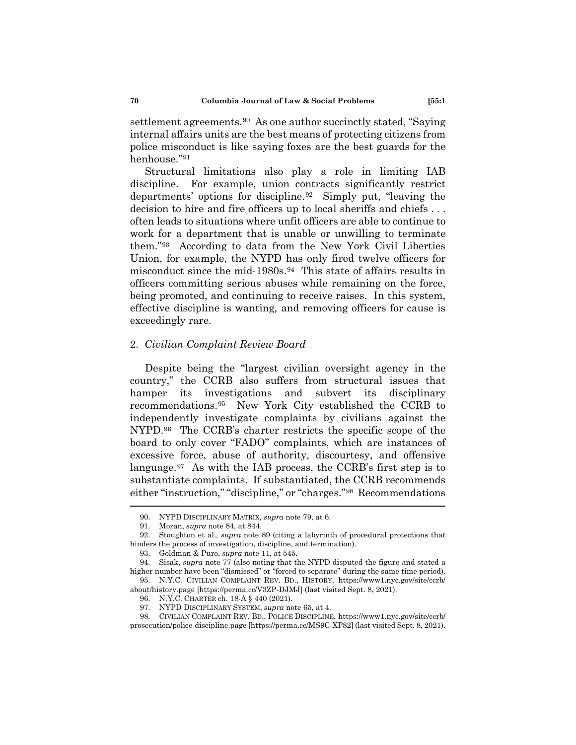settlement agreements.[90] As one author succinctly stated, "Saying internal affairs units are the best means of protecting citizens from police misconduct is like saying foxes are the best guards for the henhouse."[91]

Structural limitations also play a role in limiting IAB discipline. For example, union contracts significantly restrict departments' options for discipline.[92] Simply put, "leaving the decision to hire and fire officers up to local sheriffs and chiefs . . . often leads to situations where unfit officers are able to continue to work for a department that is unable or unwilling to terminate them."[93] According to data from the New York Civil Liberties Union, for example, the NYPD has only fired twelve officers for misconduct since the mid-1980s.[94] This state of affairs results in officers committing serious abuses while remaining on the force, being promoted, and continuing to receive raises. In this system, effective discipline is wanting, and removing officers for cause is exceedingly rare.

### 2. *Civilian Complaint Review Board*

Despite being the "largest civilian oversight agency in the country," the CCRB also suffers from structural issues that hamper its investigations and subvert its disciplinary recommendations.[95] New York City established the CCRB to independently investigate complaints by civilians against the NYPD.[96] The CCRB's charter restricts the specific scope of the board to only cover "FADO" complaints, which are instances of excessive force, abuse of authority, discourtesy, and offensive language.[97] As with the IAB process, the CCRB's first step is to substantiate complaints. If substantiated, the CCRB recommends either "instruction," "discipline," or "charges."[98] Recommendations

---

90. NYPD DISCIPLINARY MATRIX, *supra* note 79, at 6.

91. Moran, *supra* note 84, at 844.

92. Stoughton et al., *supra* note 89 (citing a labyrinth of procedural protections that hinders the process of investigation, discipline, and termination).

93. Goldman & Puro, *supra* note 11, at 545.

94. Sisak, *supra* note 77 (also noting that the NYPD disputed the figure and stated a higher number have been "dismissed" or "forced to separate" during the same time period).

95. N.Y.C. CIVILIAN COMPLAINT REV. BD., HISTORY, https://www1.nyc.gov/site/ccrb/about/history.page [https://perma.cc/V3ZP-DJMJ] (last visited Sept. 8, 2021).

96. N.Y.C. CHARTER ch. 18-A § 440 (2021).

97. NYPD DISCIPLINARY SYSTEM, *supra* note 65, at 4.

98. CIVILIAN COMPLAINT REV. BD., POLICE DISCIPLINE, https://www1.nyc.gov/site/ccrb/prosecution/police-discipline.page [https://perma.cc/MS9C-XP82] (last visited Sept. 8, 2021).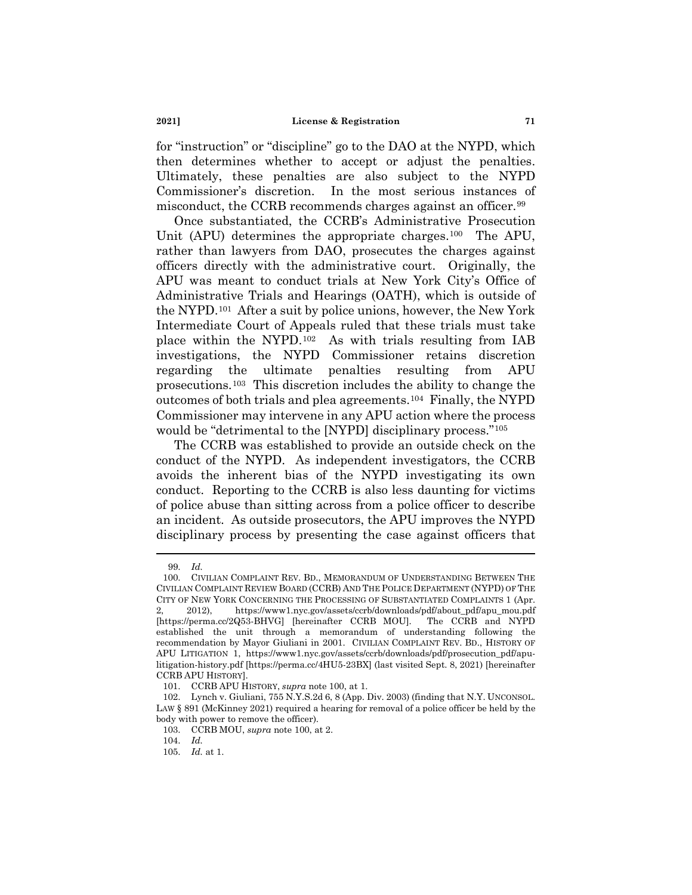for "instruction" or "discipline" go to the DAO at the NYPD, which then determines whether to accept or adjust the penalties. Ultimately, these penalties are also subject to the NYPD Commissioner's discretion. In the most serious instances of misconduct, the CCRB recommends charges against an officer.[99]

Once substantiated, the CCRB's Administrative Prosecution Unit (APU) determines the appropriate charges.[100] The APU, rather than lawyers from DAO, prosecutes the charges against officers directly with the administrative court. Originally, the APU was meant to conduct trials at New York City's Office of Administrative Trials and Hearings (OATH), which is outside of the NYPD.[101] After a suit by police unions, however, the New York Intermediate Court of Appeals ruled that these trials must take place within the NYPD.[102] As with trials resulting from IAB investigations, the NYPD Commissioner retains discretion regarding the ultimate penalties resulting from APU prosecutions.[103] This discretion includes the ability to change the outcomes of both trials and plea agreements.[104] Finally, the NYPD Commissioner may intervene in any APU action where the process would be "detrimental to the [NYPD] disciplinary process."[105]

The CCRB was established to provide an outside check on the conduct of the NYPD. As independent investigators, the CCRB avoids the inherent bias of the NYPD investigating its own conduct. Reporting to the CCRB is also less daunting for victims of police abuse than sitting across from a police officer to describe an incident. As outside prosecutors, the APU improves the NYPD disciplinary process by presenting the case against officers that

---

99. *Id.*

100. CIVILIAN COMPLAINT REV. BD., MEMORANDUM OF UNDERSTANDING BETWEEN THE CIVILIAN COMPLAINT REVIEW BOARD (CCRB) AND THE POLICE DEPARTMENT (NYPD) OF THE CITY OF NEW YORK CONCERNING THE PROCESSING OF SUBSTANTIATED COMPLAINTS 1 (Apr. 2, 2012), https://www1.nyc.gov/assets/ccrb/downloads/pdf/about_pdf/apu_mou.pdf [https://perma.cc/2Q53-BHVG] [hereinafter CCRB MOU]. The CCRB and NYPD established the unit through a memorandum of understanding following the recommendation by Mayor Giuliani in 2001. CIVILIAN COMPLAINT REV. BD., HISTORY OF APU LITIGATION 1, https://www1.nyc.gov/assets/ccrb/downloads/pdf/prosecution_pdf/apu-litigation-history.pdf [https://perma.cc/4HU5-23BX] (last visited Sept. 8, 2021) [hereinafter CCRB APU HISTORY].

101. CCRB APU HISTORY, *supra* note 100, at 1.

102. Lynch v. Giuliani, 755 N.Y.S.2d 6, 8 (App. Div. 2003) (finding that N.Y. UNCONSOL. LAW § 891 (McKinney 2021) required a hearing for removal of a police officer be held by the body with power to remove the officer).

103. CCRB MOU, *supra* note 100, at 2.

104. *Id.*

105. *Id.* at 1.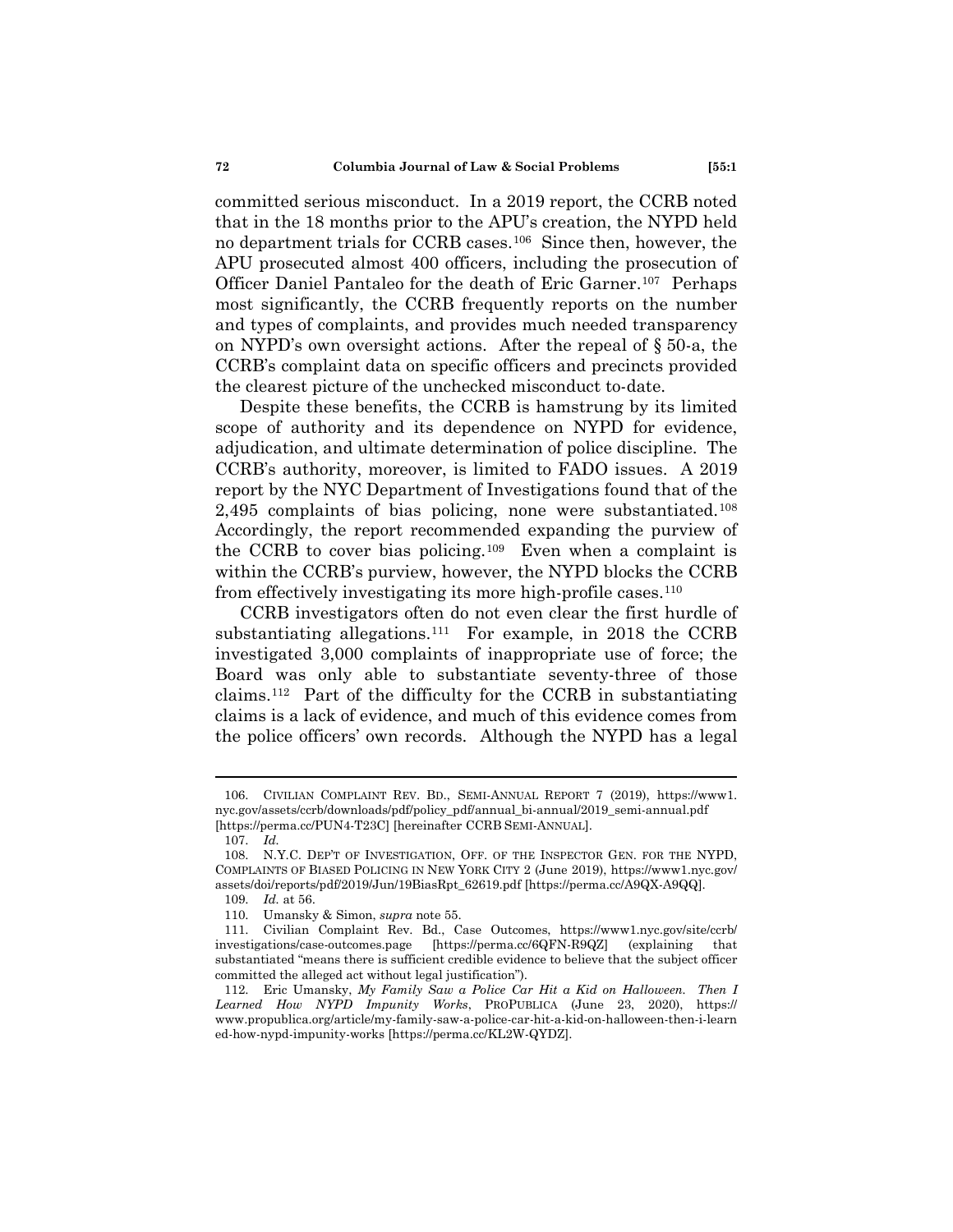committed serious misconduct. In a 2019 report, the CCRB noted that in the 18 months prior to the APU's creation, the NYPD held no department trials for CCRB cases.[106] Since then, however, the APU prosecuted almost 400 officers, including the prosecution of Officer Daniel Pantaleo for the death of Eric Garner.[107] Perhaps most significantly, the CCRB frequently reports on the number and types of complaints, and provides much needed transparency on NYPD's own oversight actions. After the repeal of § 50-a, the CCRB's complaint data on specific officers and precincts provided the clearest picture of the unchecked misconduct to-date.

Despite these benefits, the CCRB is hamstrung by its limited scope of authority and its dependence on NYPD for evidence, adjudication, and ultimate determination of police discipline. The CCRB's authority, moreover, is limited to FADO issues. A 2019 report by the NYC Department of Investigations found that of the 2,495 complaints of bias policing, none were substantiated.[108] Accordingly, the report recommended expanding the purview of the CCRB to cover bias policing.[109] Even when a complaint is within the CCRB's purview, however, the NYPD blocks the CCRB from effectively investigating its more high-profile cases.[110]

CCRB investigators often do not even clear the first hurdle of substantiating allegations.[111] For example, in 2018 the CCRB investigated 3,000 complaints of inappropriate use of force; the Board was only able to substantiate seventy-three of those claims.[112] Part of the difficulty for the CCRB in substantiating claims is a lack of evidence, and much of this evidence comes from the police officers' own records. Although the NYPD has a legal

---

106. CIVILIAN COMPLAINT REV. BD., SEMI-ANNUAL REPORT 7 (2019), https://www1.nyc.gov/assets/ccrb/downloads/pdf/policy_pdf/annual_bi-annual/2019_semi-annual.pdf [https://perma.cc/PUN4-T23C] [hereinafter CCRB SEMI-ANNUAL].

107. *Id.*

108. N.Y.C. DEP'T OF INVESTIGATION, OFF. OF THE INSPECTOR GEN. FOR THE NYPD, COMPLAINTS OF BIASED POLICING IN NEW YORK CITY 2 (June 2019), https://www1.nyc.gov/assets/doi/reports/pdf/2019/Jun/19BiasRpt_62619.pdf [https://perma.cc/A9QX-A9QQ].

109. *Id.* at 56.

110. Umansky & Simon, *supra* note 55.

111. Civilian Complaint Rev. Bd., Case Outcomes, https://www1.nyc.gov/site/ccrb/investigations/case-outcomes.page [https://perma.cc/6QFN-R9QZ] (explaining that substantiated "means there is sufficient credible evidence to believe that the subject officer committed the alleged act without legal justification").

112. Eric Umansky, *My Family Saw a Police Car Hit a Kid on Halloween. Then I Learned How NYPD Impunity Works*, PROPUBLICA (June 23, 2020), https://www.propublica.org/article/my-family-saw-a-police-car-hit-a-kid-on-halloween-then-i-learned-how-nypd-impunity-works [https://perma.cc/KL2W-QYDZ].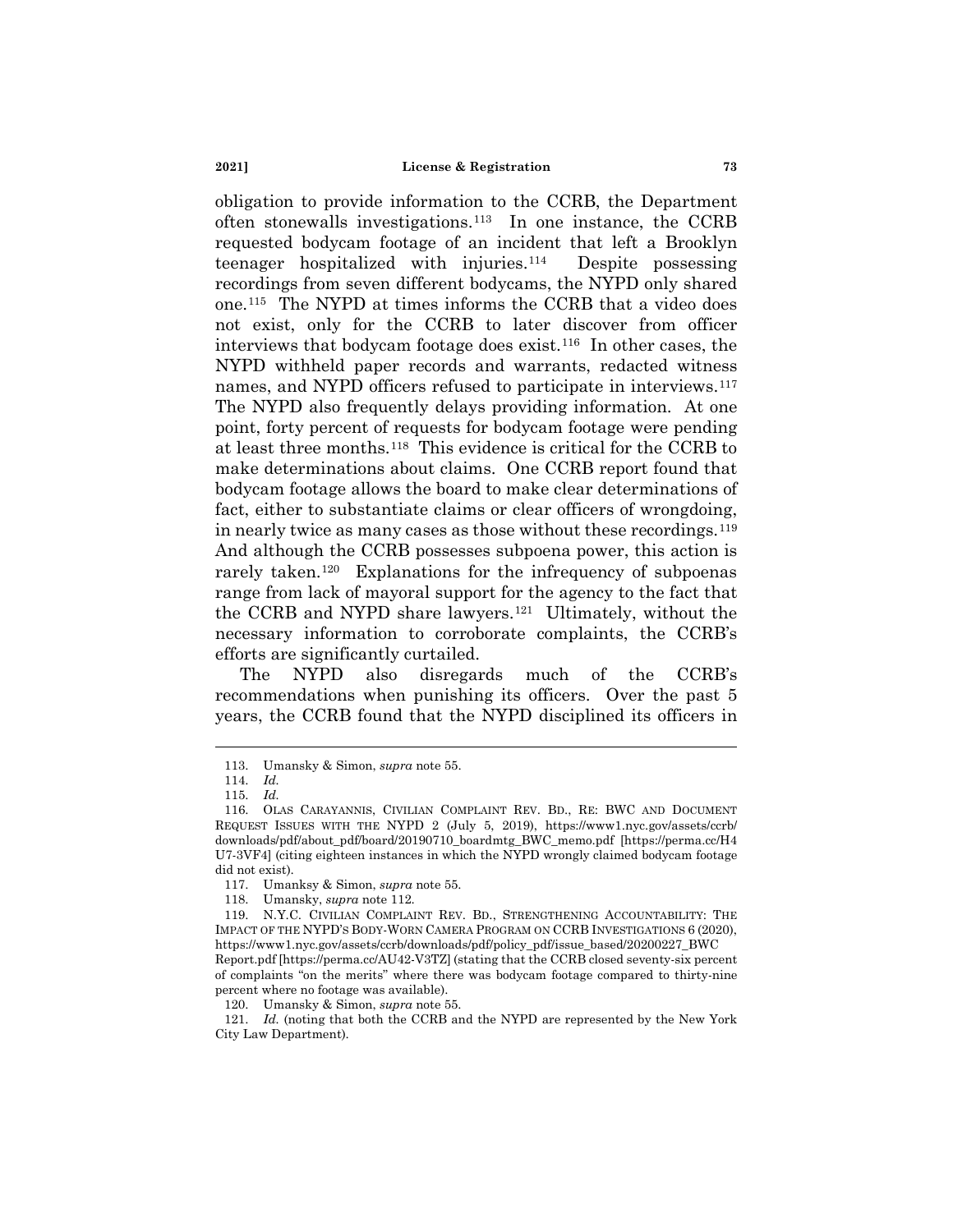obligation to provide information to the CCRB, the Department often stonewalls investigations.[113] In one instance, the CCRB requested bodycam footage of an incident that left a Brooklyn teenager hospitalized with injuries.[114] Despite possessing recordings from seven different bodycams, the NYPD only shared one.[115] The NYPD at times informs the CCRB that a video does not exist, only for the CCRB to later discover from officer interviews that bodycam footage does exist.[116] In other cases, the NYPD withheld paper records and warrants, redacted witness names, and NYPD officers refused to participate in interviews.[117] The NYPD also frequently delays providing information. At one point, forty percent of requests for bodycam footage were pending at least three months.[118] This evidence is critical for the CCRB to make determinations about claims. One CCRB report found that bodycam footage allows the board to make clear determinations of fact, either to substantiate claims or clear officers of wrongdoing, in nearly twice as many cases as those without these recordings.[119] And although the CCRB possesses subpoena power, this action is rarely taken.[120] Explanations for the infrequency of subpoenas range from lack of mayoral support for the agency to the fact that the CCRB and NYPD share lawyers.[121] Ultimately, without the necessary information to corroborate complaints, the CCRB's efforts are significantly curtailed.

The NYPD also disregards much of the CCRB's recommendations when punishing its officers. Over the past 5 years, the CCRB found that the NYPD disciplined its officers in

---

113. Umansky & Simon, *supra* note 55.

114. *Id.*

115. *Id.*

116. OLAS CARAYANNIS, CIVILIAN COMPLAINT REV. BD., RE: BWC AND DOCUMENT REQUEST ISSUES WITH THE NYPD 2 (July 5, 2019), https://www1.nyc.gov/assets/ccrb/downloads/pdf/about_pdf/board/20190710_boardmtg_BWC_memo.pdf [https://perma.cc/H4U7-3VF4] (citing eighteen instances in which the NYPD wrongly claimed bodycam footage did not exist).

117. Umanksy & Simon, *supra* note 55.

118. Umansky, *supra* note 112.

119. N.Y.C. CIVILIAN COMPLAINT REV. BD., STRENGTHENING ACCOUNTABILITY: THE IMPACT OF THE NYPD'S BODY-WORN CAMERA PROGRAM ON CCRB INVESTIGATIONS 6 (2020), https://www1.nyc.gov/assets/ccrb/downloads/pdf/policy_pdf/issue_based/20200227_BWCReport.pdf [https://perma.cc/AU42-V3TZ] (stating that the CCRB closed seventy-six percent of complaints "on the merits" where there was bodycam footage compared to thirty-nine percent where no footage was available).

120. Umansky & Simon, *supra* note 55.

121. *Id.* (noting that both the CCRB and the NYPD are represented by the New York City Law Department).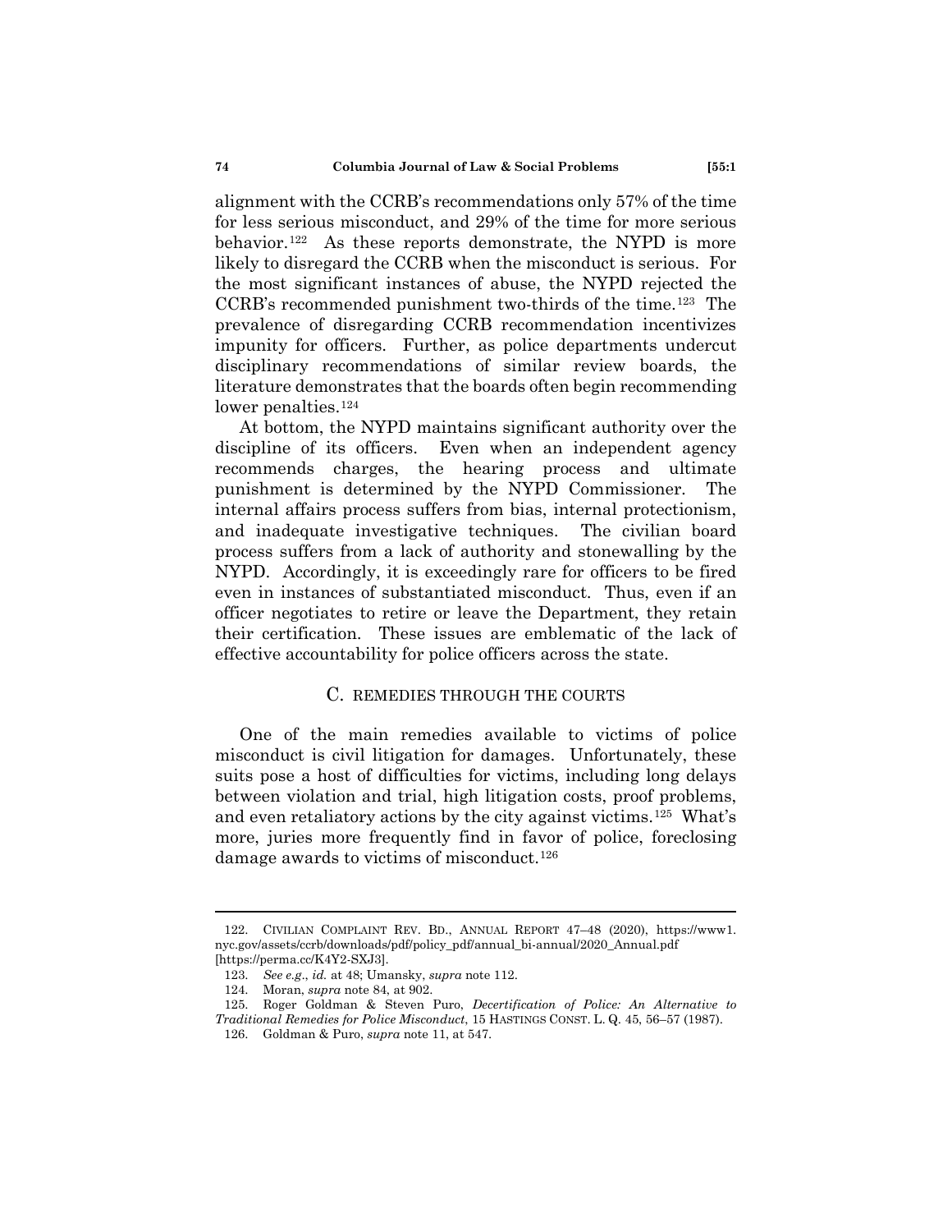alignment with the CCRB's recommendations only 57% of the time for less serious misconduct, and 29% of the time for more serious behavior.[122] As these reports demonstrate, the NYPD is more likely to disregard the CCRB when the misconduct is serious. For the most significant instances of abuse, the NYPD rejected the CCRB's recommended punishment two-thirds of the time.[123] The prevalence of disregarding CCRB recommendation incentivizes impunity for officers. Further, as police departments undercut disciplinary recommendations of similar review boards, the literature demonstrates that the boards often begin recommending lower penalties.[124]

At bottom, the NYPD maintains significant authority over the discipline of its officers. Even when an independent agency recommends charges, the hearing process and ultimate punishment is determined by the NYPD Commissioner. The internal affairs process suffers from bias, internal protectionism, and inadequate investigative techniques. The civilian board process suffers from a lack of authority and stonewalling by the NYPD. Accordingly, it is exceedingly rare for officers to be fired even in instances of substantiated misconduct. Thus, even if an officer negotiates to retire or leave the Department, they retain their certification. These issues are emblematic of the lack of effective accountability for police officers across the state.

### C. REMEDIES THROUGH THE COURTS

One of the main remedies available to victims of police misconduct is civil litigation for damages. Unfortunately, these suits pose a host of difficulties for victims, including long delays between violation and trial, high litigation costs, proof problems, and even retaliatory actions by the city against victims.[125] What's more, juries more frequently find in favor of police, foreclosing damage awards to victims of misconduct.[126]

---

122. CIVILIAN COMPLAINT REV. BD., ANNUAL REPORT 47–48 (2020), https://www1.nyc.gov/assets/ccrb/downloads/pdf/policy_pdf/annual_bi-annual/2020_Annual.pdf [https://perma.cc/K4Y2-SXJ3].

123. *See e.g.*, *id.* at 48; Umansky, *supra* note 112.

124. Moran, *supra* note 84, at 902.

125. Roger Goldman & Steven Puro, *Decertification of Police: An Alternative to Traditional Remedies for Police Misconduct*, 15 HASTINGS CONST. L. Q. 45, 56–57 (1987).

126. Goldman & Puro, *supra* note 11, at 547.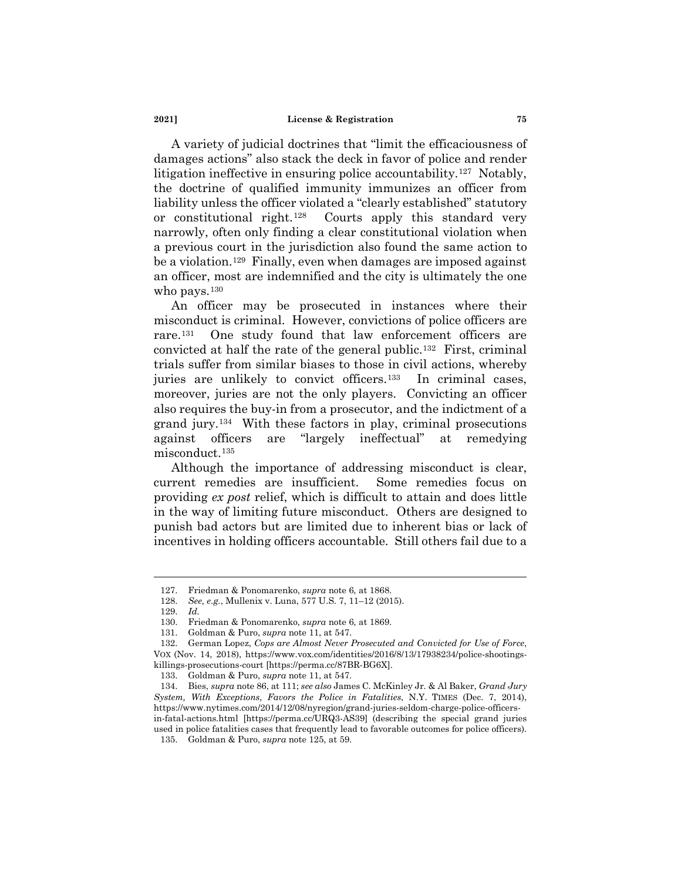A variety of judicial doctrines that "limit the efficaciousness of damages actions" also stack the deck in favor of police and render litigation ineffective in ensuring police accountability.[127] Notably, the doctrine of qualified immunity immunizes an officer from liability unless the officer violated a "clearly established" statutory or constitutional right.[128] Courts apply this standard very narrowly, often only finding a clear constitutional violation when a previous court in the jurisdiction also found the same action to be a violation.[129] Finally, even when damages are imposed against an officer, most are indemnified and the city is ultimately the one who pays.[130]

An officer may be prosecuted in instances where their misconduct is criminal. However, convictions of police officers are rare.[131] One study found that law enforcement officers are convicted at half the rate of the general public.[132] First, criminal trials suffer from similar biases to those in civil actions, whereby juries are unlikely to convict officers.[133] In criminal cases, moreover, juries are not the only players. Convicting an officer also requires the buy-in from a prosecutor, and the indictment of a grand jury.[134] With these factors in play, criminal prosecutions against officers are "largely ineffectual" at remedying misconduct.[135]

Although the importance of addressing misconduct is clear, current remedies are insufficient. Some remedies focus on providing *ex post* relief, which is difficult to attain and does little in the way of limiting future misconduct. Others are designed to punish bad actors but are limited due to inherent bias or lack of incentives in holding officers accountable. Still others fail due to a

---

127. Friedman & Ponomarenko, *supra* note 6, at 1868.

128. *See, e.g.*, Mullenix v. Luna, 577 U.S. 7, 11–12 (2015).

129. *Id.*

130. Friedman & Ponomarenko, *supra* note 6, at 1869.

131. Goldman & Puro, *supra* note 11, at 547.

132. German Lopez, *Cops are Almost Never Prosecuted and Convicted for Use of Force*, VOX (Nov. 14, 2018), https://www.vox.com/identities/2016/8/13/17938234/police-shootings-killings-prosecutions-court [https://perma.cc/87BR-BG6X].

133. Goldman & Puro, *supra* note 11, at 547.

134. Bies, *supra* note 86, at 111; *see also* James C. McKinley Jr. & Al Baker, *Grand Jury System, With Exceptions, Favors the Police in Fatalities*, N.Y. TIMES (Dec. 7, 2014), https://www.nytimes.com/2014/12/08/nyregion/grand-juries-seldom-charge-police-officers-in-fatal-actions.html [https://perma.cc/URQ3-AS39] (describing the special grand juries used in police fatalities cases that frequently lead to favorable outcomes for police officers).

135. Goldman & Puro, *supra* note 125, at 59.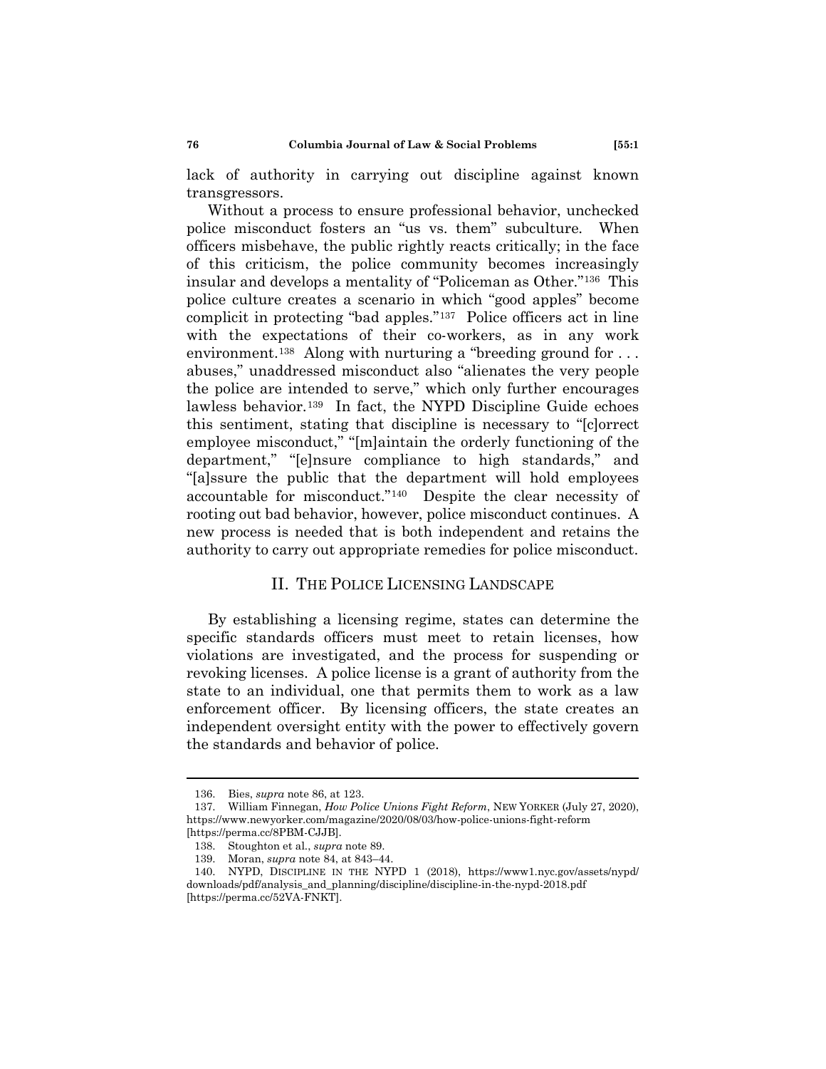lack of authority in carrying out discipline against known transgressors.

Without a process to ensure professional behavior, unchecked police misconduct fosters an "us vs. them" subculture. When officers misbehave, the public rightly reacts critically; in the face of this criticism, the police community becomes increasingly insular and develops a mentality of "Policeman as Other."[136] This police culture creates a scenario in which "good apples" become complicit in protecting "bad apples."[137] Police officers act in line with the expectations of their co-workers, as in any work environment.[138] Along with nurturing a "breeding ground for . . . abuses," unaddressed misconduct also "alienates the very people the police are intended to serve," which only further encourages lawless behavior.[139] In fact, the NYPD Discipline Guide echoes this sentiment, stating that discipline is necessary to "[c]orrect employee misconduct," "[m]aintain the orderly functioning of the department," "[e]nsure compliance to high standards," and "[a]ssure the public that the department will hold employees accountable for misconduct."[140] Despite the clear necessity of rooting out bad behavior, however, police misconduct continues. A new process is needed that is both independent and retains the authority to carry out appropriate remedies for police misconduct.

## II. The Police Licensing Landscape

By establishing a licensing regime, states can determine the specific standards officers must meet to retain licenses, how violations are investigated, and the process for suspending or revoking licenses. A police license is a grant of authority from the state to an individual, one that permits them to work as a law enforcement officer. By licensing officers, the state creates an independent oversight entity with the power to effectively govern the standards and behavior of police.

---

136. Bies, *supra* note 86, at 123.

137. William Finnegan, *How Police Unions Fight Reform*, NEW YORKER (July 27, 2020), https://www.newyorker.com/magazine/2020/08/03/how-police-unions-fight-reform [https://perma.cc/8PBM-CJJB].

138. Stoughton et al., *supra* note 89.

139. Moran, *supra* note 84, at 843–44.

140. NYPD, DISCIPLINE IN THE NYPD 1 (2018), https://www1.nyc.gov/assets/nypd/downloads/pdf/analysis_and_planning/discipline/discipline-in-the-nypd-2018.pdf [https://perma.cc/52VA-FNKT].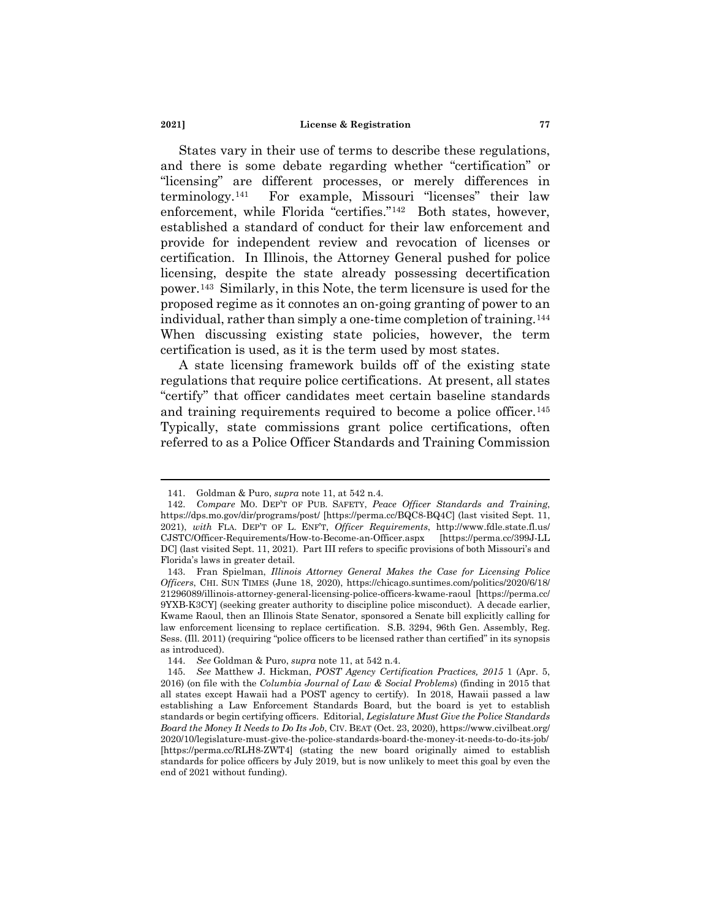States vary in their use of terms to describe these regulations, and there is some debate regarding whether "certification" or "licensing" are different processes, or merely differences in terminology.[141] For example, Missouri "licenses" their law enforcement, while Florida "certifies."[142] Both states, however, established a standard of conduct for their law enforcement and provide for independent review and revocation of licenses or certification. In Illinois, the Attorney General pushed for police licensing, despite the state already possessing decertification power.[143] Similarly, in this Note, the term licensure is used for the proposed regime as it connotes an on-going granting of power to an individual, rather than simply a one-time completion of training.[144] When discussing existing state policies, however, the term certification is used, as it is the term used by most states.

A state licensing framework builds off of the existing state regulations that require police certifications. At present, all states "certify" that officer candidates meet certain baseline standards and training requirements required to become a police officer.[145] Typically, state commissions grant police certifications, often referred to as a Police Officer Standards and Training Commission

---

141. Goldman & Puro, *supra* note 11, at 542 n.4.

142. *Compare* MO. DEP'T OF PUB. SAFETY, *Peace Officer Standards and Training*, https://dps.mo.gov/dir/programs/post/ [https://perma.cc/BQC8-BQ4C] (last visited Sept. 11, 2021), *with* FLA. DEP'T OF L. ENF'T, *Officer Requirements*, http://www.fdle.state.fl.us/CJSTC/Officer-Requirements/How-to-Become-an-Officer.aspx [https://perma.cc/399J-LLDC] (last visited Sept. 11, 2021). Part III refers to specific provisions of both Missouri's and Florida's laws in greater detail.

143. Fran Spielman, *Illinois Attorney General Makes the Case for Licensing Police Officers*, CHI. SUN TIMES (June 18, 2020), https://chicago.suntimes.com/politics/2020/6/18/21296089/illinois-attorney-general-licensing-police-officers-kwame-raoul [https://perma.cc/9YXB-K3CY] (seeking greater authority to discipline police misconduct). A decade earlier, Kwame Raoul, then an Illinois State Senator, sponsored a Senate bill explicitly calling for law enforcement licensing to replace certification. S.B. 3294, 96th Gen. Assembly, Reg. Sess. (Ill. 2011) (requiring "police officers to be licensed rather than certified" in its synopsis as introduced).

144. *See* Goldman & Puro, *supra* note 11, at 542 n.4.

145. *See* Matthew J. Hickman, *POST Agency Certification Practices, 2015* 1 (Apr. 5, 2016) (on file with the *Columbia Journal of Law & Social Problems*) (finding in 2015 that all states except Hawaii had a POST agency to certify). In 2018, Hawaii passed a law establishing a Law Enforcement Standards Board, but the board is yet to establish standards or begin certifying officers. Editorial, *Legislature Must Give the Police Standards Board the Money It Needs to Do Its Job*, CIV. BEAT (Oct. 23, 2020), https://www.civilbeat.org/2020/10/legislature-must-give-the-police-standards-board-the-money-it-needs-to-do-its-job/ [https://perma.cc/RLH8-ZWT4] (stating the new board originally aimed to establish standards for police officers by July 2019, but is now unlikely to meet this goal by even the end of 2021 without funding).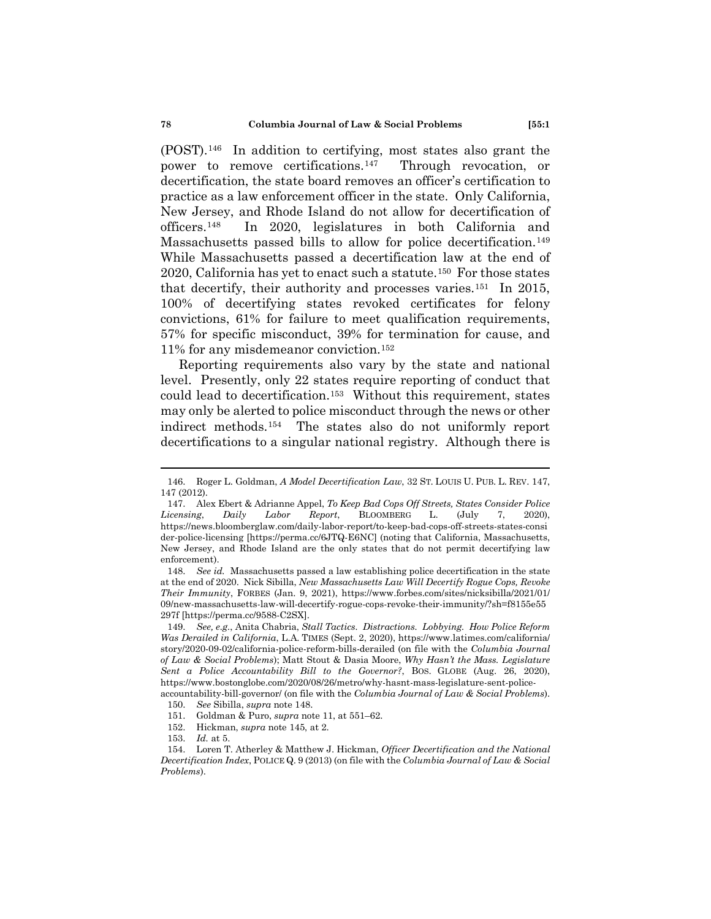(POST).[146] In addition to certifying, most states also grant the power to remove certifications.[147] Through revocation, or decertification, the state board removes an officer's certification to practice as a law enforcement officer in the state. Only California, New Jersey, and Rhode Island do not allow for decertification of officers.[148] In 2020, legislatures in both California and Massachusetts passed bills to allow for police decertification.[149] While Massachusetts passed a decertification law at the end of 2020, California has yet to enact such a statute.[150] For those states that decertify, their authority and processes varies.[151] In 2015, 100% of decertifying states revoked certificates for felony convictions, 61% for failure to meet qualification requirements, 57% for specific misconduct, 39% for termination for cause, and 11% for any misdemeanor conviction.[152]

Reporting requirements also vary by the state and national level. Presently, only 22 states require reporting of conduct that could lead to decertification.[153] Without this requirement, states may only be alerted to police misconduct through the news or other indirect methods.[154] The states also do not uniformly report decertifications to a singular national registry. Although there is

---

146. Roger L. Goldman, *A Model Decertification Law*, 32 ST. LOUIS U. PUB. L. REV. 147, 147 (2012).

147. Alex Ebert & Adrianne Appel, *To Keep Bad Cops Off Streets, States Consider Police Licensing*, *Daily Labor Report*, BLOOMBERG L. (July 7, 2020), https://news.bloomberglaw.com/daily-labor-report/to-keep-bad-cops-off-streets-states-consider-police-licensing [https://perma.cc/6JTQ-E6NC] (noting that California, Massachusetts, New Jersey, and Rhode Island are the only states that do not permit decertifying law enforcement).

148. *See id.* Massachusetts passed a law establishing police decertification in the state at the end of 2020. Nick Sibilla, *New Massachusetts Law Will Decertify Rogue Cops, Revoke Their Immunity*, FORBES (Jan. 9, 2021), https://www.forbes.com/sites/nicksibilla/2021/01/09/new-massachusetts-law-will-decertify-rogue-cops-revoke-their-immunity/?sh=f8155e55297f [https://perma.cc/9588-C2SX].

149. *See, e.g.*, Anita Chabria, *Stall Tactics. Distractions. Lobbying. How Police Reform Was Derailed in California*, L.A. TIMES (Sept. 2, 2020), https://www.latimes.com/california/story/2020-09-02/california-police-reform-bills-derailed (on file with the *Columbia Journal of Law & Social Problems*); Matt Stout & Dasia Moore, *Why Hasn't the Mass. Legislature Sent a Police Accountability Bill to the Governor?*, BOS. GLOBE (Aug. 26, 2020), https://www.bostonglobe.com/2020/08/26/metro/why-hasnt-mass-legislature-sent-police-accountability-bill-governor/ (on file with the *Columbia Journal of Law & Social Problems*).

150. *See* Sibilla, *supra* note 148.

151. Goldman & Puro, *supra* note 11, at 551–62.

152. Hickman, *supra* note 145, at 2.

153. *Id.* at 5.

154. Loren T. Atherley & Matthew J. Hickman, *Officer Decertification and the National Decertification Index*, POLICE Q. 9 (2013) (on file with the *Columbia Journal of Law & Social Problems*).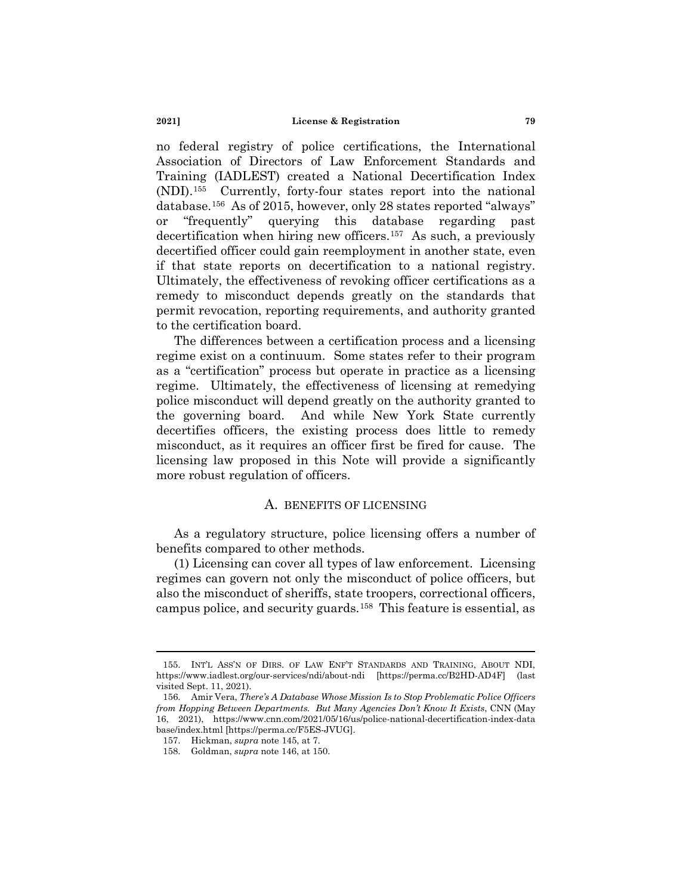no federal registry of police certifications, the International Association of Directors of Law Enforcement Standards and Training (IADLEST) created a National Decertification Index (NDI).[155] Currently, forty-four states report into the national database.[156] As of 2015, however, only 28 states reported "always" or "frequently" querying this database regarding past decertification when hiring new officers.[157] As such, a previously decertified officer could gain reemployment in another state, even if that state reports on decertification to a national registry. Ultimately, the effectiveness of revoking officer certifications as a remedy to misconduct depends greatly on the standards that permit revocation, reporting requirements, and authority granted to the certification board.

The differences between a certification process and a licensing regime exist on a continuum. Some states refer to their program as a "certification" process but operate in practice as a licensing regime. Ultimately, the effectiveness of licensing at remedying police misconduct will depend greatly on the authority granted to the governing board. And while New York State currently decertifies officers, the existing process does little to remedy misconduct, as it requires an officer first be fired for cause. The licensing law proposed in this Note will provide a significantly more robust regulation of officers.

### A. BENEFITS OF LICENSING

As a regulatory structure, police licensing offers a number of benefits compared to other methods.

(1) Licensing can cover all types of law enforcement. Licensing regimes can govern not only the misconduct of police officers, but also the misconduct of sheriffs, state troopers, correctional officers, campus police, and security guards.[158] This feature is essential, as

---

155. INT'L ASS'N OF DIRS. OF LAW ENF'T STANDARDS AND TRAINING, ABOUT NDI, https://www.iadlest.org/our-services/ndi/about-ndi [https://perma.cc/B2HD-AD4F] (last visited Sept. 11, 2021).

156. Amir Vera, *There's A Database Whose Mission Is to Stop Problematic Police Officers from Hopping Between Departments. But Many Agencies Don't Know It Exists*, CNN (May 16, 2021), https://www.cnn.com/2021/05/16/us/police-national-decertification-index-database/index.html [https://perma.cc/F5ES-JVUG].

157. Hickman, *supra* note 145, at 7.

158. Goldman, *supra* note 146, at 150.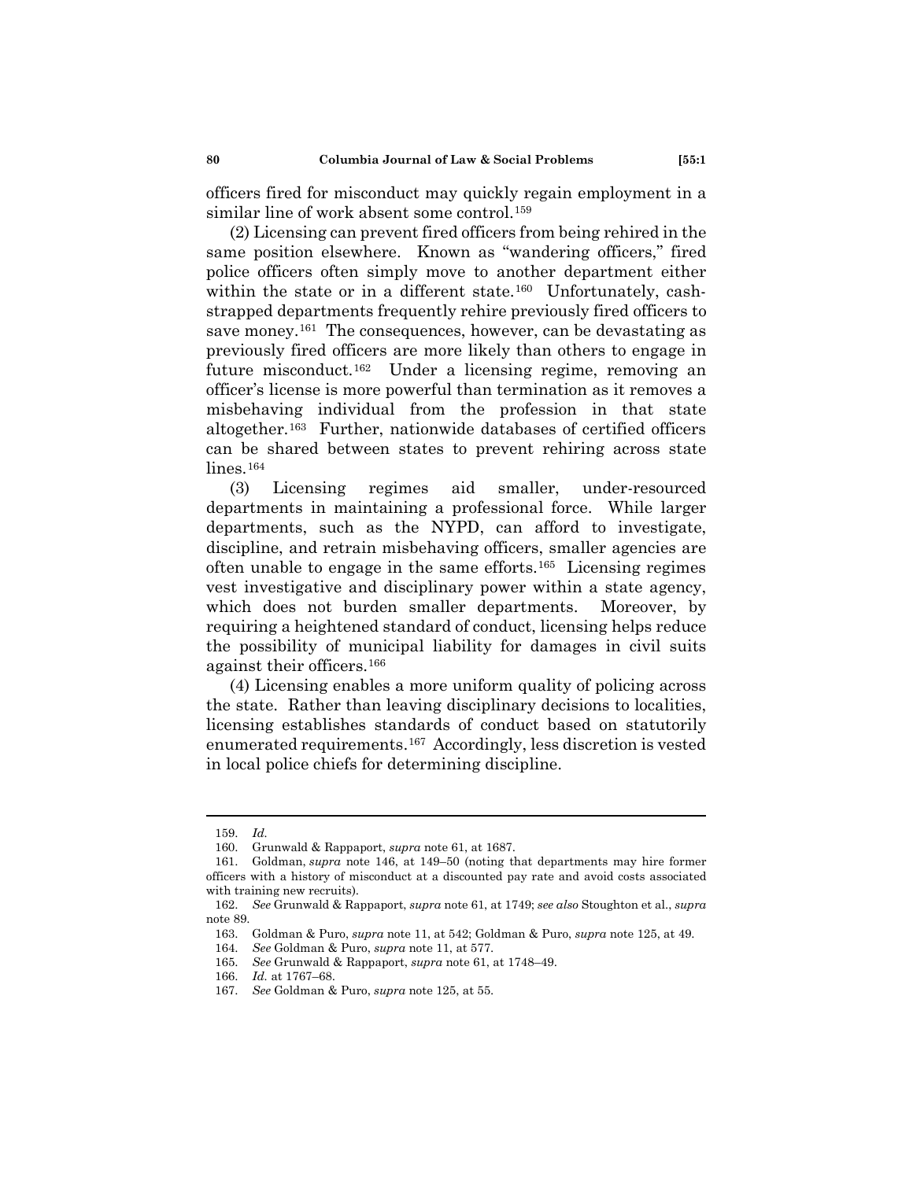officers fired for misconduct may quickly regain employment in a similar line of work absent some control.[159]

(2) Licensing can prevent fired officers from being rehired in the same position elsewhere. Known as "wandering officers," fired police officers often simply move to another department either within the state or in a different state.[160] Unfortunately, cash-strapped departments frequently rehire previously fired officers to save money.[161] The consequences, however, can be devastating as previously fired officers are more likely than others to engage in future misconduct.[162] Under a licensing regime, removing an officer's license is more powerful than termination as it removes a misbehaving individual from the profession in that state altogether.[163] Further, nationwide databases of certified officers can be shared between states to prevent rehiring across state lines.[164]

(3) Licensing regimes aid smaller, under-resourced departments in maintaining a professional force. While larger departments, such as the NYPD, can afford to investigate, discipline, and retrain misbehaving officers, smaller agencies are often unable to engage in the same efforts.[165] Licensing regimes vest investigative and disciplinary power within a state agency, which does not burden smaller departments. Moreover, by requiring a heightened standard of conduct, licensing helps reduce the possibility of municipal liability for damages in civil suits against their officers.[166]

(4) Licensing enables a more uniform quality of policing across the state. Rather than leaving disciplinary decisions to localities, licensing establishes standards of conduct based on statutorily enumerated requirements.[167] Accordingly, less discretion is vested in local police chiefs for determining discipline.

---

159. *Id.*

160. Grunwald & Rappaport, *supra* note 61, at 1687.

161. Goldman, *supra* note 146, at 149–50 (noting that departments may hire former officers with a history of misconduct at a discounted pay rate and avoid costs associated with training new recruits).

162. *See* Grunwald & Rappaport, *supra* note 61, at 1749; *see also* Stoughton et al., *supra* note 89.

163. Goldman & Puro, *supra* note 11, at 542; Goldman & Puro, *supra* note 125, at 49.

164. *See* Goldman & Puro, *supra* note 11, at 577.

165. *See* Grunwald & Rappaport, *supra* note 61, at 1748–49.

166. *Id.* at 1767–68.

167. *See* Goldman & Puro, *supra* note 125, at 55.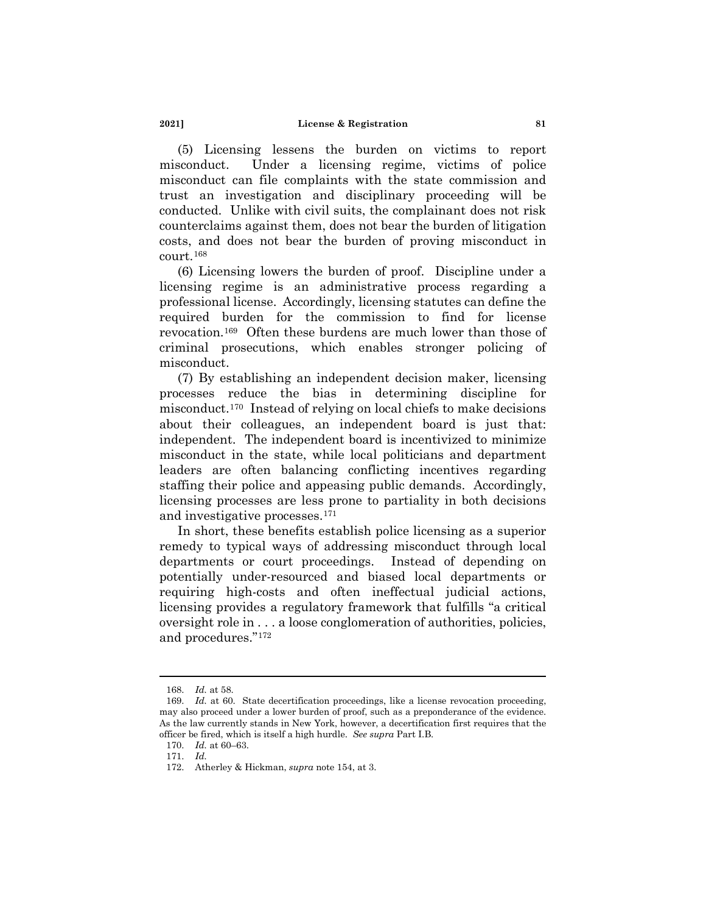(5) Licensing lessens the burden on victims to report misconduct. Under a licensing regime, victims of police misconduct can file complaints with the state commission and trust an investigation and disciplinary proceeding will be conducted. Unlike with civil suits, the complainant does not risk counterclaims against them, does not bear the burden of litigation costs, and does not bear the burden of proving misconduct in court.[168]

(6) Licensing lowers the burden of proof. Discipline under a licensing regime is an administrative process regarding a professional license. Accordingly, licensing statutes can define the required burden for the commission to find for license revocation.[169] Often these burdens are much lower than those of criminal prosecutions, which enables stronger policing of misconduct.

(7) By establishing an independent decision maker, licensing processes reduce the bias in determining discipline for misconduct.[170] Instead of relying on local chiefs to make decisions about their colleagues, an independent board is just that: independent. The independent board is incentivized to minimize misconduct in the state, while local politicians and department leaders are often balancing conflicting incentives regarding staffing their police and appeasing public demands. Accordingly, licensing processes are less prone to partiality in both decisions and investigative processes.[171]

In short, these benefits establish police licensing as a superior remedy to typical ways of addressing misconduct through local departments or court proceedings. Instead of depending on potentially under-resourced and biased local departments or requiring high-costs and often ineffectual judicial actions, licensing provides a regulatory framework that fulfills "a critical oversight role in . . . a loose conglomeration of authorities, policies, and procedures."[172]

---

168. *Id.* at 58.

169. *Id.* at 60. State decertification proceedings, like a license revocation proceeding, may also proceed under a lower burden of proof, such as a preponderance of the evidence. As the law currently stands in New York, however, a decertification first requires that the officer be fired, which is itself a high hurdle. *See supra* Part I.B.

170. *Id.* at 60–63.

171. *Id.*

172. Atherley & Hickman, *supra* note 154, at 3.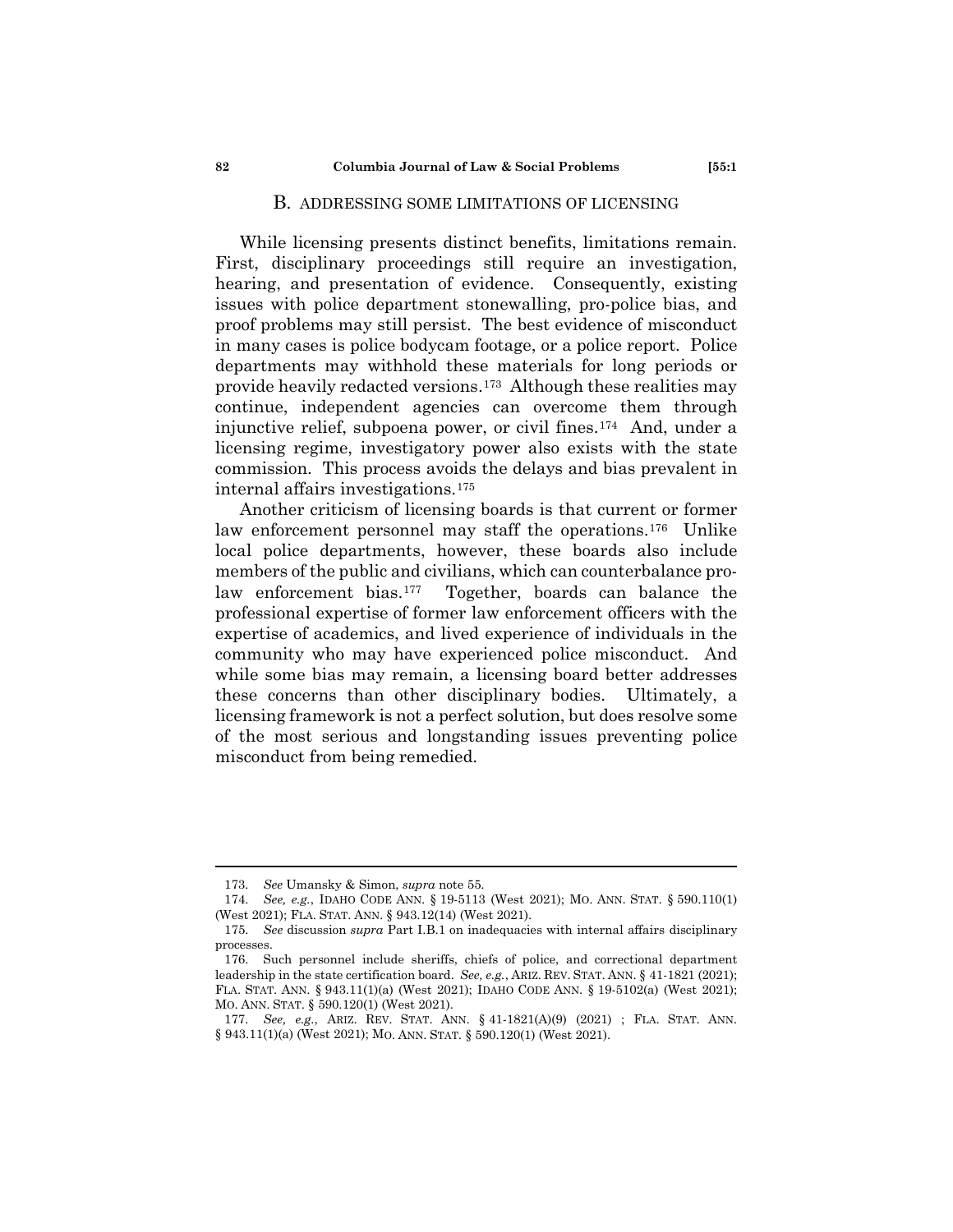## B. ADDRESSING SOME LIMITATIONS OF LICENSING

While licensing presents distinct benefits, limitations remain. First, disciplinary proceedings still require an investigation, hearing, and presentation of evidence. Consequently, existing issues with police department stonewalling, pro-police bias, and proof problems may still persist. The best evidence of misconduct in many cases is police bodycam footage, or a police report. Police departments may withhold these materials for long periods or provide heavily redacted versions.[173] Although these realities may continue, independent agencies can overcome them through injunctive relief, subpoena power, or civil fines.[174] And, under a licensing regime, investigatory power also exists with the state commission. This process avoids the delays and bias prevalent in internal affairs investigations.[175]

Another criticism of licensing boards is that current or former law enforcement personnel may staff the operations.[176] Unlike local police departments, however, these boards also include members of the public and civilians, which can counterbalance pro-law enforcement bias.[177] Together, boards can balance the professional expertise of former law enforcement officers with the expertise of academics, and lived experience of individuals in the community who may have experienced police misconduct. And while some bias may remain, a licensing board better addresses these concerns than other disciplinary bodies. Ultimately, a licensing framework is not a perfect solution, but does resolve some of the most serious and longstanding issues preventing police misconduct from being remedied.

---

173. *See* Umansky & Simon, *supra* note 55.

174. *See, e.g.*, IDAHO CODE ANN. § 19-5113 (West 2021); MO. ANN. STAT. § 590.110(1) (West 2021); FLA. STAT. ANN. § 943.12(14) (West 2021).

175. *See* discussion *supra* Part I.B.1 on inadequacies with internal affairs disciplinary processes.

176. Such personnel include sheriffs, chiefs of police, and correctional department leadership in the state certification board. *See, e.g.*, ARIZ. REV. STAT. ANN. § 41-1821 (2021); FLA. STAT. ANN. § 943.11(1)(a) (West 2021); IDAHO CODE ANN. § 19-5102(a) (West 2021); MO. ANN. STAT. § 590.120(1) (West 2021).

177. *See, e.g.*, ARIZ. REV. STAT. ANN. § 41-1821(A)(9) (2021) ; FLA. STAT. ANN. § 943.11(1)(a) (West 2021); MO. ANN. STAT. § 590.120(1) (West 2021).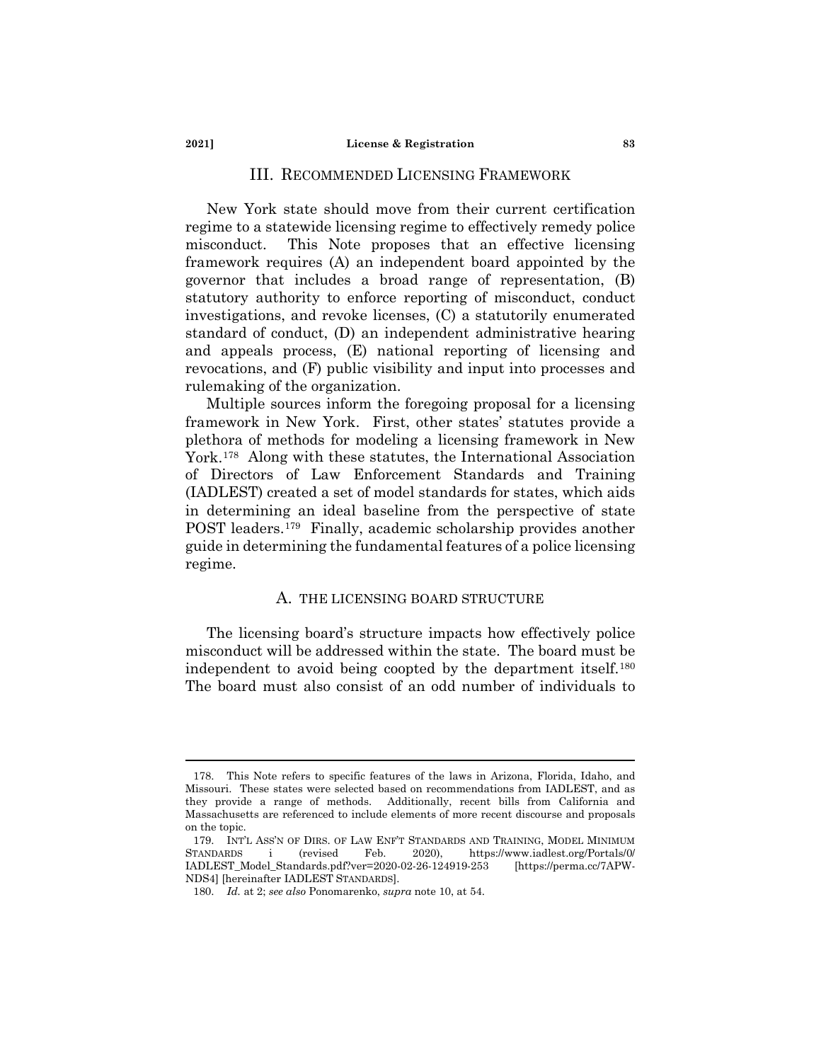## III. RECOMMENDED LICENSING FRAMEWORK

New York state should move from their current certification regime to a statewide licensing regime to effectively remedy police misconduct. This Note proposes that an effective licensing framework requires (A) an independent board appointed by the governor that includes a broad range of representation, (B) statutory authority to enforce reporting of misconduct, conduct investigations, and revoke licenses, (C) a statutorily enumerated standard of conduct, (D) an independent administrative hearing and appeals process, (E) national reporting of licensing and revocations, and (F) public visibility and input into processes and rulemaking of the organization.

Multiple sources inform the foregoing proposal for a licensing framework in New York. First, other states' statutes provide a plethora of methods for modeling a licensing framework in New York.[178] Along with these statutes, the International Association of Directors of Law Enforcement Standards and Training (IADLEST) created a set of model standards for states, which aids in determining an ideal baseline from the perspective of state POST leaders.[179] Finally, academic scholarship provides another guide in determining the fundamental features of a police licensing regime.

### A. THE LICENSING BOARD STRUCTURE

The licensing board's structure impacts how effectively police misconduct will be addressed within the state. The board must be independent to avoid being coopted by the department itself.[180] The board must also consist of an odd number of individuals to

---

178. This Note refers to specific features of the laws in Arizona, Florida, Idaho, and Missouri. These states were selected based on recommendations from IADLEST, and as they provide a range of methods. Additionally, recent bills from California and Massachusetts are referenced to include elements of more recent discourse and proposals on the topic.

179. INT'L ASS'N OF DIRS. OF LAW ENF'T STANDARDS AND TRAINING, MODEL MINIMUM STANDARDS i (revised Feb. 2020), https://www.iadlest.org/Portals/0/IADLEST_Model_Standards.pdf?ver=2020-02-26-124919-253 [https://perma.cc/7APW-NDS4] [hereinafter IADLEST STANDARDS].

180. *Id.* at 2; *see also* Ponomarenko, *supra* note 10, at 54.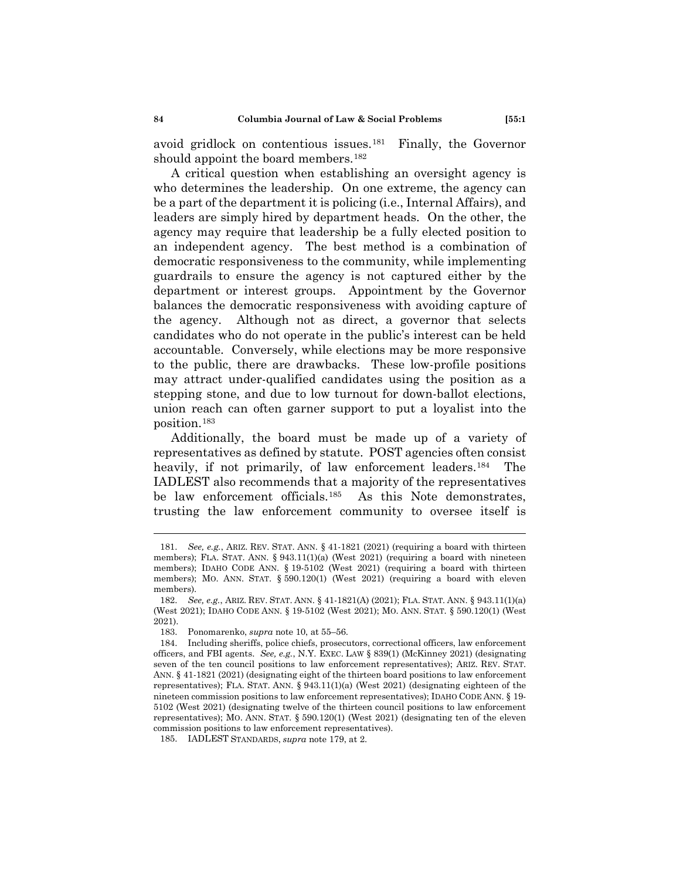avoid gridlock on contentious issues.[181] Finally, the Governor should appoint the board members.[182]

A critical question when establishing an oversight agency is who determines the leadership. On one extreme, the agency can be a part of the department it is policing (i.e., Internal Affairs), and leaders are simply hired by department heads. On the other, the agency may require that leadership be a fully elected position to an independent agency. The best method is a combination of democratic responsiveness to the community, while implementing guardrails to ensure the agency is not captured either by the department or interest groups. Appointment by the Governor balances the democratic responsiveness with avoiding capture of the agency. Although not as direct, a governor that selects candidates who do not operate in the public's interest can be held accountable. Conversely, while elections may be more responsive to the public, there are drawbacks. These low-profile positions may attract under-qualified candidates using the position as a stepping stone, and due to low turnout for down-ballot elections, union reach can often garner support to put a loyalist into the position.[183]

Additionally, the board must be made up of a variety of representatives as defined by statute. POST agencies often consist heavily, if not primarily, of law enforcement leaders.[184] The IADLEST also recommends that a majority of the representatives be law enforcement officials.[185] As this Note demonstrates, trusting the law enforcement community to oversee itself is

---

181. *See, e.g.*, ARIZ. REV. STAT. ANN. § 41-1821 (2021) (requiring a board with thirteen members); FLA. STAT. ANN. § 943.11(1)(a) (West 2021) (requiring a board with nineteen members); IDAHO CODE ANN. § 19-5102 (West 2021) (requiring a board with thirteen members); MO. ANN. STAT. § 590.120(1) (West 2021) (requiring a board with eleven members).

182. *See, e.g.*, ARIZ. REV. STAT. ANN. § 41-1821(A) (2021); FLA. STAT. ANN. § 943.11(1)(a) (West 2021); IDAHO CODE ANN. § 19-5102 (West 2021); MO. ANN. STAT. § 590.120(1) (West 2021).

183. Ponomarenko, *supra* note 10, at 55–56.

184. Including sheriffs, police chiefs, prosecutors, correctional officers, law enforcement officers, and FBI agents. *See, e.g.*, N.Y. EXEC. LAW § 839(1) (McKinney 2021) (designating seven of the ten council positions to law enforcement representatives); ARIZ. REV. STAT. ANN. § 41-1821 (2021) (designating eight of the thirteen board positions to law enforcement representatives); FLA. STAT. ANN. § 943.11(1)(a) (West 2021) (designating eighteen of the nineteen commission positions to law enforcement representatives); IDAHO CODE ANN. § 19-5102 (West 2021) (designating twelve of the thirteen council positions to law enforcement representatives); MO. ANN. STAT. § 590.120(1) (West 2021) (designating ten of the eleven commission positions to law enforcement representatives).

185. IADLEST STANDARDS, *supra* note 179, at 2.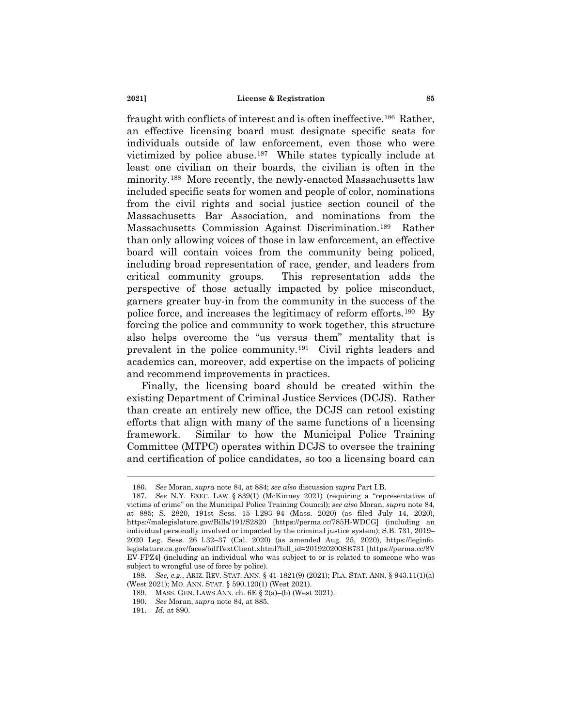fraught with conflicts of interest and is often ineffective.[186] Rather, an effective licensing board must designate specific seats for individuals outside of law enforcement, even those who were victimized by police abuse.[187] While states typically include at least one civilian on their boards, the civilian is often in the minority.[188] More recently, the newly-enacted Massachusetts law included specific seats for women and people of color, nominations from the civil rights and social justice section council of the Massachusetts Bar Association, and nominations from the Massachusetts Commission Against Discrimination.[189] Rather than only allowing voices of those in law enforcement, an effective board will contain voices from the community being policed, including broad representation of race, gender, and leaders from critical community groups. This representation adds the perspective of those actually impacted by police misconduct, garners greater buy-in from the community in the success of the police force, and increases the legitimacy of reform efforts.[190] By forcing the police and community to work together, this structure also helps overcome the "us versus them" mentality that is prevalent in the police community.[191] Civil rights leaders and academics can, moreover, add expertise on the impacts of policing and recommend improvements in practices.

Finally, the licensing board should be created within the existing Department of Criminal Justice Services (DCJS). Rather than create an entirely new office, the DCJS can retool existing efforts that align with many of the same functions of a licensing framework. Similar to how the Municipal Police Training Committee (MTPC) operates within DCJS to oversee the training and certification of police candidates, so too a licensing board can

---

186. *See* Moran, *supra* note 84, at 884; *see also* discussion *supra* Part I.B.

187. *See* N.Y. EXEC. LAW § 839(1) (McKinney 2021) (requiring a "representative of victims of crime" on the Municipal Police Training Council); *see also* Moran, *supra* note 84, at 885; S. 2820, 191st Sess. 15 l.293–94 (Mass. 2020) (as filed July 14, 2020), https://malegislature.gov/Bills/191/S2820 [https://perma.cc/785H-WDCG] (including an individual personally involved or impacted by the criminal justice system); S.B. 731, 2019–2020 Leg. Sess. 26 l.32–37 (Cal. 2020) (as amended Aug. 25, 2020), https://leginfo.legislature.ca.gov/faces/billTextClient.xhtml?bill_id=201920200SB731 [https://perma.cc/8VEV-FPZ4] (including an individual who was subject to or is related to someone who was subject to wrongful use of force by police).

188. *See, e.g.*, ARIZ. REV. STAT. ANN. § 41-1821(9) (2021); FLA. STAT. ANN. § 943.11(1)(a) (West 2021); MO. ANN. STAT. § 590.120(1) (West 2021).

189. MASS. GEN. LAWS ANN. ch. 6E § 2(a)–(b) (West 2021).

190. *See* Moran, *supra* note 84, at 885.

191. *Id.* at 890.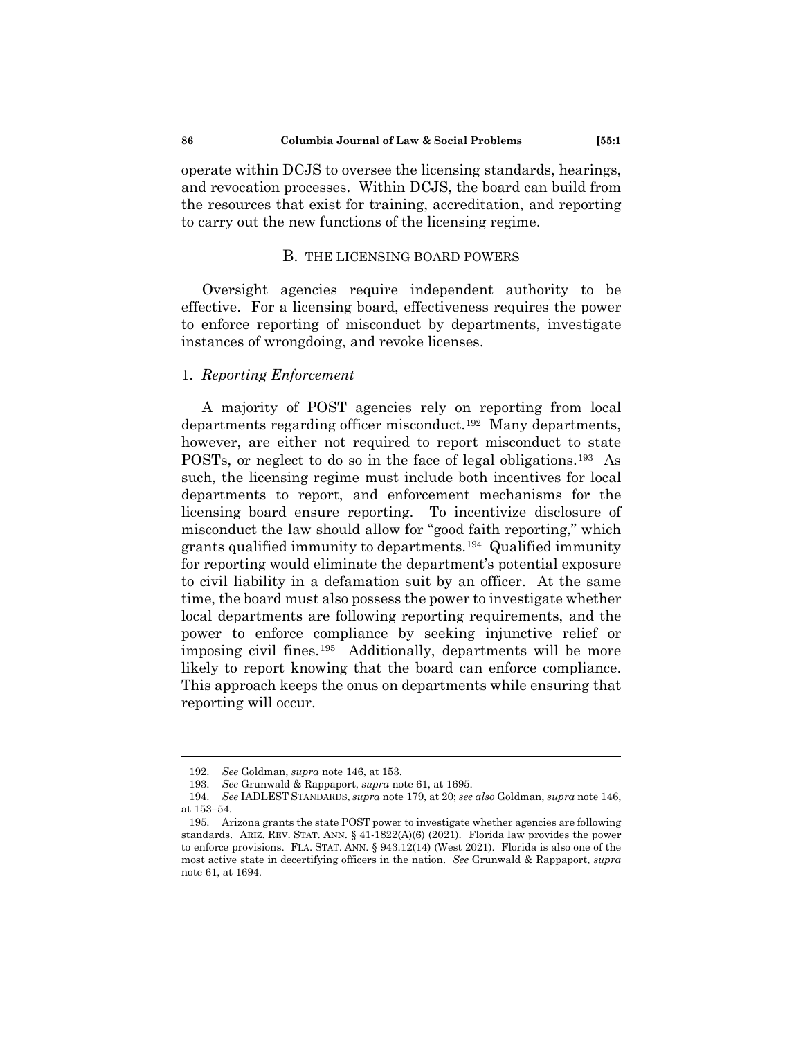operate within DCJS to oversee the licensing standards, hearings, and revocation processes. Within DCJS, the board can build from the resources that exist for training, accreditation, and reporting to carry out the new functions of the licensing regime.

## B. THE LICENSING BOARD POWERS

Oversight agencies require independent authority to be effective. For a licensing board, effectiveness requires the power to enforce reporting of misconduct by departments, investigate instances of wrongdoing, and revoke licenses.

### 1. *Reporting Enforcement*

A majority of POST agencies rely on reporting from local departments regarding officer misconduct.[192] Many departments, however, are either not required to report misconduct to state POSTs, or neglect to do so in the face of legal obligations.[193] As such, the licensing regime must include both incentives for local departments to report, and enforcement mechanisms for the licensing board ensure reporting. To incentivize disclosure of misconduct the law should allow for "good faith reporting," which grants qualified immunity to departments.[194] Qualified immunity for reporting would eliminate the department's potential exposure to civil liability in a defamation suit by an officer. At the same time, the board must also possess the power to investigate whether local departments are following reporting requirements, and the power to enforce compliance by seeking injunctive relief or imposing civil fines.[195] Additionally, departments will be more likely to report knowing that the board can enforce compliance. This approach keeps the onus on departments while ensuring that reporting will occur.

---

192. *See* Goldman, *supra* note 146, at 153.

193. *See* Grunwald & Rappaport, *supra* note 61, at 1695.

194. *See* IADLEST STANDARDS, *supra* note 179, at 20; *see also* Goldman, *supra* note 146, at 153–54.

195. Arizona grants the state POST power to investigate whether agencies are following standards. ARIZ. REV. STAT. ANN. § 41-1822(A)(6) (2021). Florida law provides the power to enforce provisions. FLA. STAT. ANN. § 943.12(14) (West 2021). Florida is also one of the most active state in decertifying officers in the nation. *See* Grunwald & Rappaport, *supra* note 61, at 1694.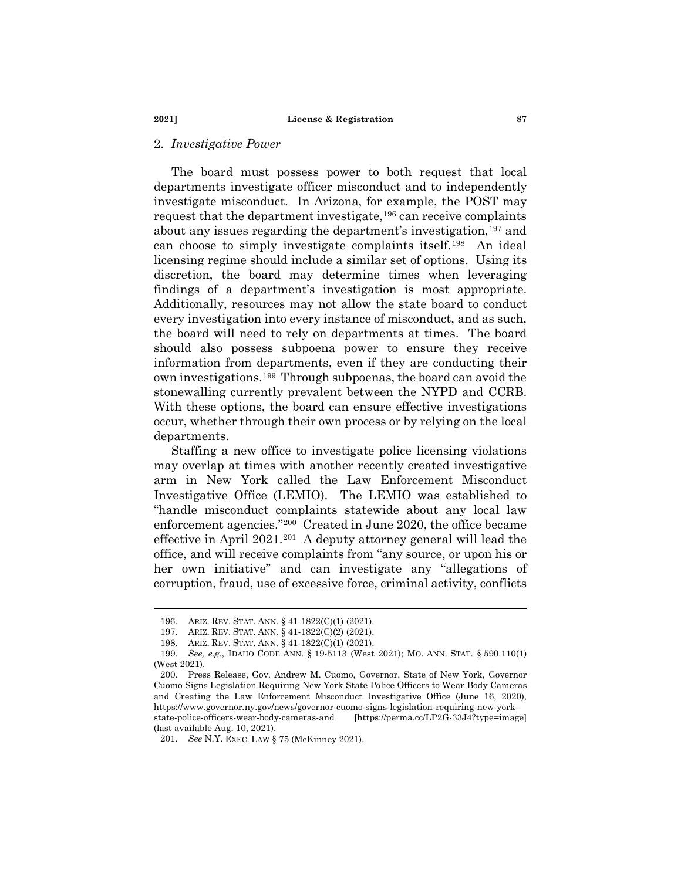### 2. *Investigative Power*

The board must possess power to both request that local departments investigate officer misconduct and to independently investigate misconduct. In Arizona, for example, the POST may request that the department investigate,[196] can receive complaints about any issues regarding the department's investigation,[197] and can choose to simply investigate complaints itself.[198] An ideal licensing regime should include a similar set of options. Using its discretion, the board may determine times when leveraging findings of a department's investigation is most appropriate. Additionally, resources may not allow the state board to conduct every investigation into every instance of misconduct, and as such, the board will need to rely on departments at times. The board should also possess subpoena power to ensure they receive information from departments, even if they are conducting their own investigations.[199] Through subpoenas, the board can avoid the stonewalling currently prevalent between the NYPD and CCRB. With these options, the board can ensure effective investigations occur, whether through their own process or by relying on the local departments.

Staffing a new office to investigate police licensing violations may overlap at times with another recently created investigative arm in New York called the Law Enforcement Misconduct Investigative Office (LEMIO). The LEMIO was established to "handle misconduct complaints statewide about any local law enforcement agencies."[200] Created in June 2020, the office became effective in April 2021.[201] A deputy attorney general will lead the office, and will receive complaints from "any source, or upon his or her own initiative" and can investigate any "allegations of corruption, fraud, use of excessive force, criminal activity, conflicts

---

196. ARIZ. REV. STAT. ANN. § 41-1822(C)(1) (2021).

197. ARIZ. REV. STAT. ANN. § 41-1822(C)(2) (2021).

198. ARIZ. REV. STAT. ANN. § 41-1822(C)(1) (2021).

199. *See, e.g.*, IDAHO CODE ANN. § 19-5113 (West 2021); MO. ANN. STAT. § 590.110(1) (West 2021).

200. Press Release, Gov. Andrew M. Cuomo, Governor, State of New York, Governor Cuomo Signs Legislation Requiring New York State Police Officers to Wear Body Cameras and Creating the Law Enforcement Misconduct Investigative Office (June 16, 2020), https://www.governor.ny.gov/news/governor-cuomo-signs-legislation-requiring-new-york-state-police-officers-wear-body-cameras-and [https://perma.cc/LP2G-33J4?type=image] (last available Aug. 10, 2021).

201. *See* N.Y. EXEC. LAW § 75 (McKinney 2021).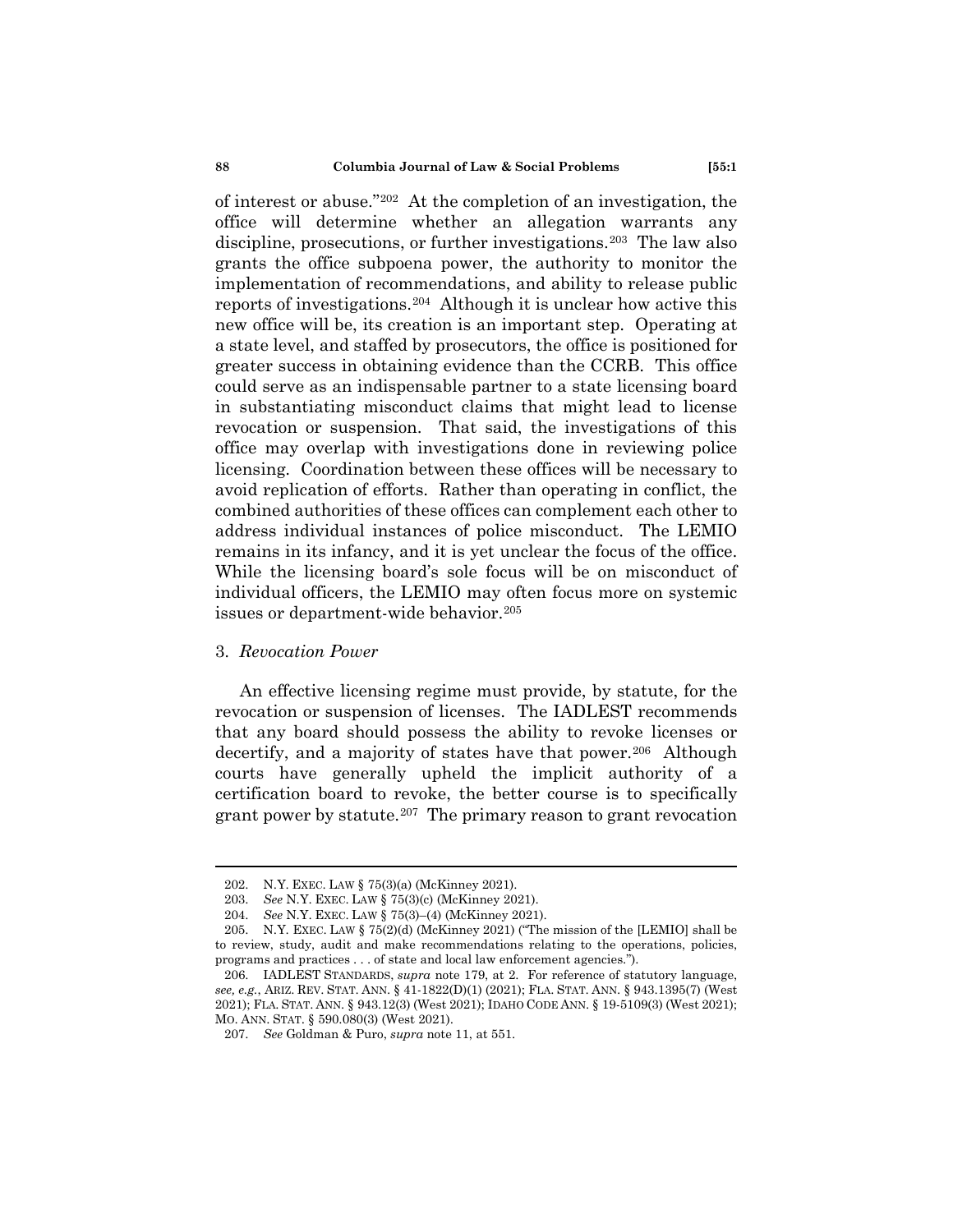of interest or abuse."[202] At the completion of an investigation, the office will determine whether an allegation warrants any discipline, prosecutions, or further investigations.[203] The law also grants the office subpoena power, the authority to monitor the implementation of recommendations, and ability to release public reports of investigations.[204] Although it is unclear how active this new office will be, its creation is an important step. Operating at a state level, and staffed by prosecutors, the office is positioned for greater success in obtaining evidence than the CCRB. This office could serve as an indispensable partner to a state licensing board in substantiating misconduct claims that might lead to license revocation or suspension. That said, the investigations of this office may overlap with investigations done in reviewing police licensing. Coordination between these offices will be necessary to avoid replication of efforts. Rather than operating in conflict, the combined authorities of these offices can complement each other to address individual instances of police misconduct. The LEMIO remains in its infancy, and it is yet unclear the focus of the office. While the licensing board's sole focus will be on misconduct of individual officers, the LEMIO may often focus more on systemic issues or department-wide behavior.[205]

### 3. *Revocation Power*

An effective licensing regime must provide, by statute, for the revocation or suspension of licenses. The IADLEST recommends that any board should possess the ability to revoke licenses or decertify, and a majority of states have that power.[206] Although courts have generally upheld the implicit authority of a certification board to revoke, the better course is to specifically grant power by statute.[207] The primary reason to grant revocation

---

202. N.Y. EXEC. LAW § 75(3)(a) (McKinney 2021).

203. *See* N.Y. EXEC. LAW § 75(3)(c) (McKinney 2021).

204. *See* N.Y. EXEC. LAW § 75(3)–(4) (McKinney 2021).

205. N.Y. EXEC. LAW § 75(2)(d) (McKinney 2021) ("The mission of the [LEMIO] shall be to review, study, audit and make recommendations relating to the operations, policies, programs and practices . . . of state and local law enforcement agencies.").

206. IADLEST STANDARDS, *supra* note 179, at 2. For reference of statutory language, *see, e.g.*, ARIZ. REV. STAT. ANN. § 41-1822(D)(1) (2021); FLA. STAT. ANN. § 943.1395(7) (West 2021); FLA. STAT. ANN. § 943.12(3) (West 2021); IDAHO CODE ANN. § 19-5109(3) (West 2021); MO. ANN. STAT. § 590.080(3) (West 2021).

207. *See* Goldman & Puro, *supra* note 11, at 551.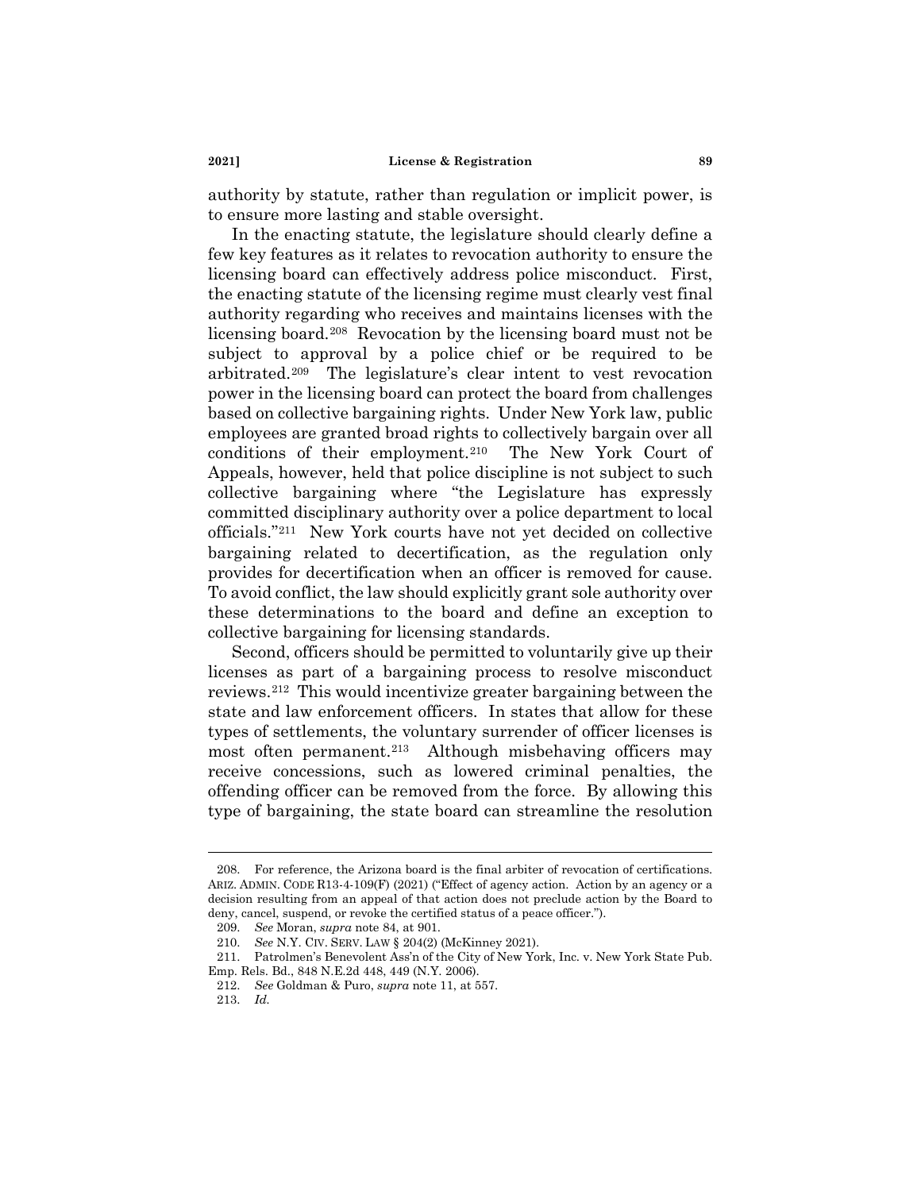authority by statute, rather than regulation or implicit power, is to ensure more lasting and stable oversight.

In the enacting statute, the legislature should clearly define a few key features as it relates to revocation authority to ensure the licensing board can effectively address police misconduct. First, the enacting statute of the licensing regime must clearly vest final authority regarding who receives and maintains licenses with the licensing board.[208] Revocation by the licensing board must not be subject to approval by a police chief or be required to be arbitrated.[209] The legislature's clear intent to vest revocation power in the licensing board can protect the board from challenges based on collective bargaining rights. Under New York law, public employees are granted broad rights to collectively bargain over all conditions of their employment.[210] The New York Court of Appeals, however, held that police discipline is not subject to such collective bargaining where "the Legislature has expressly committed disciplinary authority over a police department to local officials."[211] New York courts have not yet decided on collective bargaining related to decertification, as the regulation only provides for decertification when an officer is removed for cause. To avoid conflict, the law should explicitly grant sole authority over these determinations to the board and define an exception to collective bargaining for licensing standards.

Second, officers should be permitted to voluntarily give up their licenses as part of a bargaining process to resolve misconduct reviews.[212] This would incentivize greater bargaining between the state and law enforcement officers. In states that allow for these types of settlements, the voluntary surrender of officer licenses is most often permanent.[213] Although misbehaving officers may receive concessions, such as lowered criminal penalties, the offending officer can be removed from the force. By allowing this type of bargaining, the state board can streamline the resolution

---

208. For reference, the Arizona board is the final arbiter of revocation of certifications. ARIZ. ADMIN. CODE R13-4-109(F) (2021) ("Effect of agency action. Action by an agency or a decision resulting from an appeal of that action does not preclude action by the Board to deny, cancel, suspend, or revoke the certified status of a peace officer.").

209. *See* Moran, *supra* note 84, at 901.

210. *See* N.Y. CIV. SERV. LAW § 204(2) (McKinney 2021).

211. Patrolmen's Benevolent Ass'n of the City of New York, Inc. v. New York State Pub. Emp. Rels. Bd., 848 N.E.2d 448, 449 (N.Y. 2006).

212. *See* Goldman & Puro, *supra* note 11, at 557.

213. *Id.*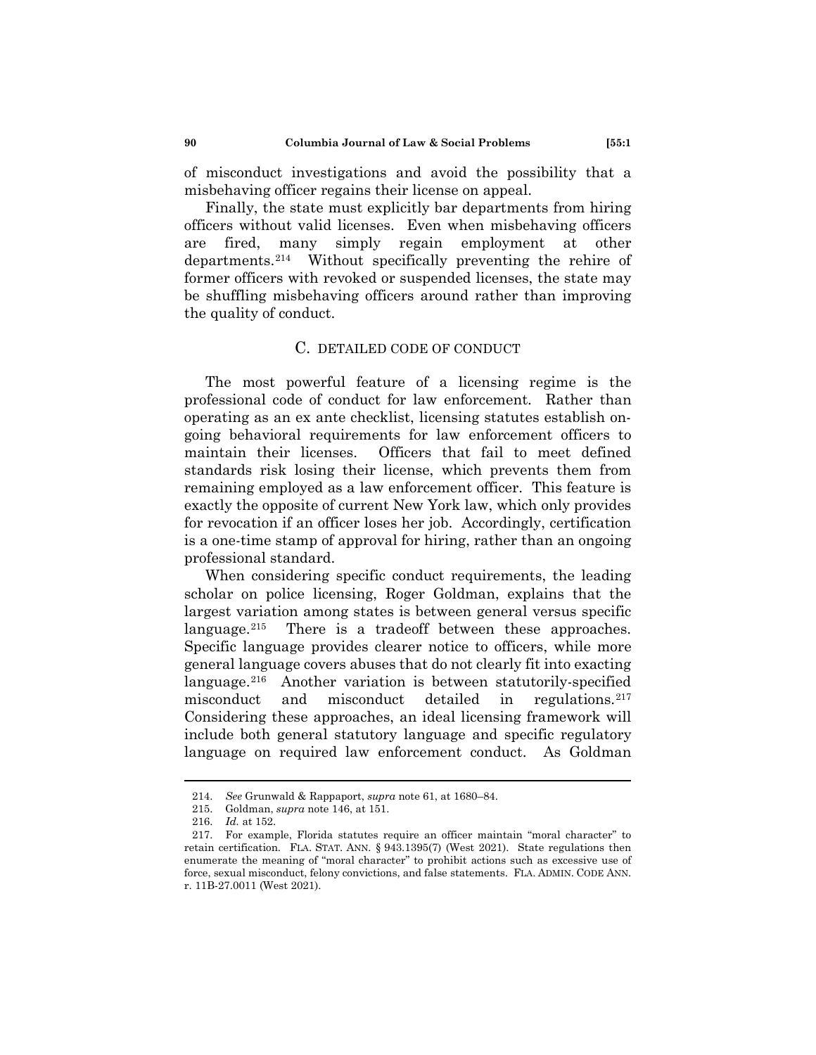of misconduct investigations and avoid the possibility that a misbehaving officer regains their license on appeal.

Finally, the state must explicitly bar departments from hiring officers without valid licenses. Even when misbehaving officers are fired, many simply regain employment at other departments.[214] Without specifically preventing the rehire of former officers with revoked or suspended licenses, the state may be shuffling misbehaving officers around rather than improving the quality of conduct.

### C. DETAILED CODE OF CONDUCT

The most powerful feature of a licensing regime is the professional code of conduct for law enforcement. Rather than operating as an ex ante checklist, licensing statutes establish on-going behavioral requirements for law enforcement officers to maintain their licenses. Officers that fail to meet defined standards risk losing their license, which prevents them from remaining employed as a law enforcement officer. This feature is exactly the opposite of current New York law, which only provides for revocation if an officer loses her job. Accordingly, certification is a one-time stamp of approval for hiring, rather than an ongoing professional standard.

When considering specific conduct requirements, the leading scholar on police licensing, Roger Goldman, explains that the largest variation among states is between general versus specific language.[215] There is a tradeoff between these approaches. Specific language provides clearer notice to officers, while more general language covers abuses that do not clearly fit into exacting language.[216] Another variation is between statutorily-specified misconduct and misconduct detailed in regulations.[217] Considering these approaches, an ideal licensing framework will include both general statutory language and specific regulatory language on required law enforcement conduct. As Goldman

---

214. *See* Grunwald & Rappaport, *supra* note 61, at 1680–84.

215. Goldman, *supra* note 146, at 151.

216. *Id.* at 152.

217. For example, Florida statutes require an officer maintain "moral character" to retain certification. FLA. STAT. ANN. § 943.1395(7) (West 2021). State regulations then enumerate the meaning of "moral character" to prohibit actions such as excessive use of force, sexual misconduct, felony convictions, and false statements. FLA. ADMIN. CODE ANN. r. 11B-27.0011 (West 2021).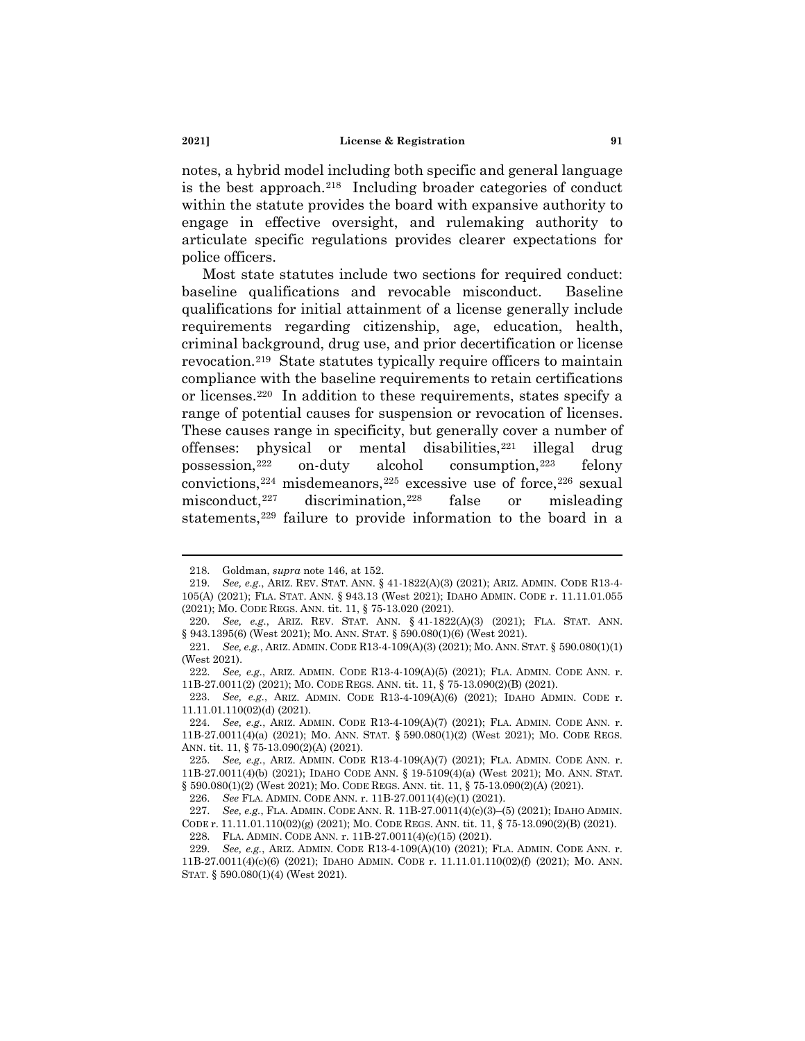notes, a hybrid model including both specific and general language is the best approach.[218] Including broader categories of conduct within the statute provides the board with expansive authority to engage in effective oversight, and rulemaking authority to articulate specific regulations provides clearer expectations for police officers.

Most state statutes include two sections for required conduct: baseline qualifications and revocable misconduct. Baseline qualifications for initial attainment of a license generally include requirements regarding citizenship, age, education, health, criminal background, drug use, and prior decertification or license revocation.[219] State statutes typically require officers to maintain compliance with the baseline requirements to retain certifications or licenses.[220] In addition to these requirements, states specify a range of potential causes for suspension or revocation of licenses. These causes range in specificity, but generally cover a number of offenses: physical or mental disabilities,[221] illegal drug possession,[222] on-duty alcohol consumption,[223] felony convictions,[224] misdemeanors,[225] excessive use of force,[226] sexual misconduct,[227] discrimination,[228] false or misleading statements,[229] failure to provide information to the board in a

---

218. Goldman, *supra* note 146, at 152.

219. *See, e.g.*, ARIZ. REV. STAT. ANN. § 41-1822(A)(3) (2021); ARIZ. ADMIN. CODE R13-4-105(A) (2021); FLA. STAT. ANN. § 943.13 (West 2021); IDAHO ADMIN. CODE r. 11.11.01.055 (2021); MO. CODE REGS. ANN. tit. 11, § 75-13.020 (2021).

220. *See, e.g.*, ARIZ. REV. STAT. ANN. § 41-1822(A)(3) (2021); FLA. STAT. ANN. § 943.1395(6) (West 2021); MO. ANN. STAT. § 590.080(1)(6) (West 2021).

221. *See, e.g.*, ARIZ. ADMIN. CODE R13-4-109(A)(3) (2021); MO. ANN. STAT. § 590.080(1)(1) (West 2021).

222. *See, e.g.*, ARIZ. ADMIN. CODE R13-4-109(A)(5) (2021); FLA. ADMIN. CODE ANN. r. 11B-27.0011(2) (2021); MO. CODE REGS. ANN. tit. 11, § 75-13.090(2)(B) (2021).

223. *See, e.g.*, ARIZ. ADMIN. CODE R13-4-109(A)(6) (2021); IDAHO ADMIN. CODE r. 11.11.01.110(02)(d) (2021).

224. *See, e.g.*, ARIZ. ADMIN. CODE R13-4-109(A)(7) (2021); FLA. ADMIN. CODE ANN. r. 11B-27.0011(4)(a) (2021); MO. ANN. STAT. § 590.080(1)(2) (West 2021); MO. CODE REGS. ANN. tit. 11, § 75-13.090(2)(A) (2021).

225. *See, e.g.*, ARIZ. ADMIN. CODE R13-4-109(A)(7) (2021); FLA. ADMIN. CODE ANN. r. 11B-27.0011(4)(b) (2021); IDAHO CODE ANN. § 19-5109(4)(a) (West 2021); MO. ANN. STAT. § 590.080(1)(2) (West 2021); MO. CODE REGS. ANN. tit. 11, § 75-13.090(2)(A) (2021).

226. *See* FLA. ADMIN. CODE ANN. r. 11B-27.0011(4)(c)(1) (2021).

227. *See, e.g.*, FLA. ADMIN. CODE ANN. R. 11B-27.0011(4)(c)(3)–(5) (2021); IDAHO ADMIN. CODE r. 11.11.01.110(02)(g) (2021); MO. CODE REGS. ANN. tit. 11, § 75-13.090(2)(B) (2021).

228. FLA. ADMIN. CODE ANN. r. 11B-27.0011(4)(c)(15) (2021).

229. *See, e.g.*, ARIZ. ADMIN. CODE R13-4-109(A)(10) (2021); FLA. ADMIN. CODE ANN. r. 11B-27.0011(4)(c)(6) (2021); IDAHO ADMIN. CODE r. 11.11.01.110(02)(f) (2021); MO. ANN. STAT. § 590.080(1)(4) (West 2021).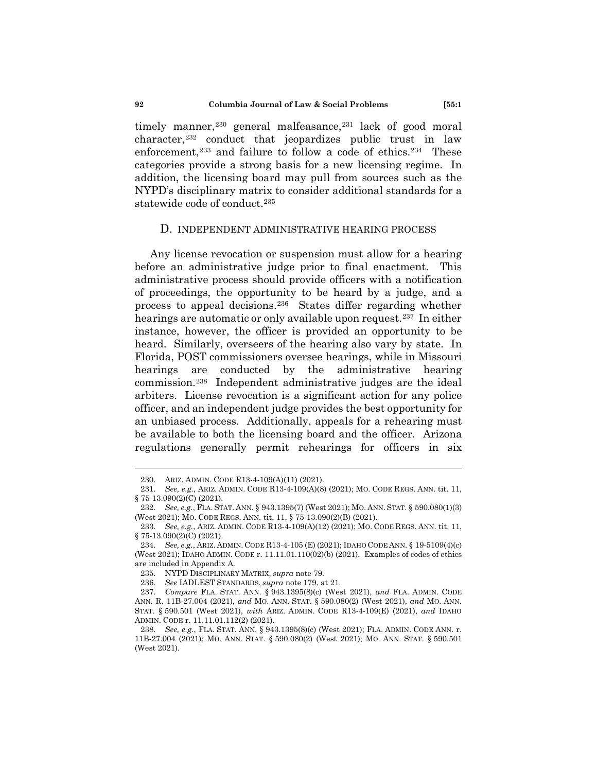timely manner,[230] general malfeasance,[231] lack of good moral character,[232] conduct that jeopardizes public trust in law enforcement,[233] and failure to follow a code of ethics.[234] These categories provide a strong basis for a new licensing regime. In addition, the licensing board may pull from sources such as the NYPD's disciplinary matrix to consider additional standards for a statewide code of conduct.[235]

### D. INDEPENDENT ADMINISTRATIVE HEARING PROCESS

Any license revocation or suspension must allow for a hearing before an administrative judge prior to final enactment. This administrative process should provide officers with a notification of proceedings, the opportunity to be heard by a judge, and a process to appeal decisions.[236] States differ regarding whether hearings are automatic or only available upon request.[237] In either instance, however, the officer is provided an opportunity to be heard. Similarly, overseers of the hearing also vary by state. In Florida, POST commissioners oversee hearings, while in Missouri hearings are conducted by the administrative hearing commission.[238] Independent administrative judges are the ideal arbiters. License revocation is a significant action for any police officer, and an independent judge provides the best opportunity for an unbiased process. Additionally, appeals for a rehearing must be available to both the licensing board and the officer. Arizona regulations generally permit rehearings for officers in six

---

230. ARIZ. ADMIN. CODE R13-4-109(A)(11) (2021).

231. *See, e.g.*, ARIZ. ADMIN. CODE R13-4-109(A)(8) (2021); MO. CODE REGS. ANN. tit. 11, § 75-13.090(2)(C) (2021).

232. *See, e.g.*, FLA. STAT. ANN. § 943.1395(7) (West 2021); MO. ANN. STAT. § 590.080(1)(3) (West 2021); MO. CODE REGS. ANN. tit. 11, § 75-13.090(2)(B) (2021).

233. *See, e.g.*, ARIZ. ADMIN. CODE R13-4-109(A)(12) (2021); MO. CODE REGS. ANN. tit. 11, § 75-13.090(2)(C) (2021).

234. *See, e.g.*, ARIZ. ADMIN. CODE R13-4-105 (E) (2021); IDAHO CODE ANN. § 19-5109(4)(c) (West 2021); IDAHO ADMIN. CODE r. 11.11.01.110(02)(b) (2021). Examples of codes of ethics are included in Appendix A.

235. NYPD DISCIPLINARY MATRIX, *supra* note 79.

236. *See* IADLEST STANDARDS, *supra* note 179, at 21.

237. *Compare* FLA. STAT. ANN. § 943.1395(8)(c) (West 2021), *and* FLA. ADMIN. CODE ANN. R. 11B-27.004 (2021), *and* MO. ANN. STAT. § 590.080(2) (West 2021), *and* MO. ANN. STAT. § 590.501 (West 2021), *with* ARIZ. ADMIN. CODE R13-4-109(E) (2021), *and* IDAHO ADMIN. CODE r. 11.11.01.112(2) (2021).

238. *See, e.g.*, FLA. STAT. ANN. § 943.1395(8)(c) (West 2021); FLA. ADMIN. CODE ANN. r. 11B-27.004 (2021); MO. ANN. STAT. § 590.080(2) (West 2021); MO. ANN. STAT. § 590.501 (West 2021).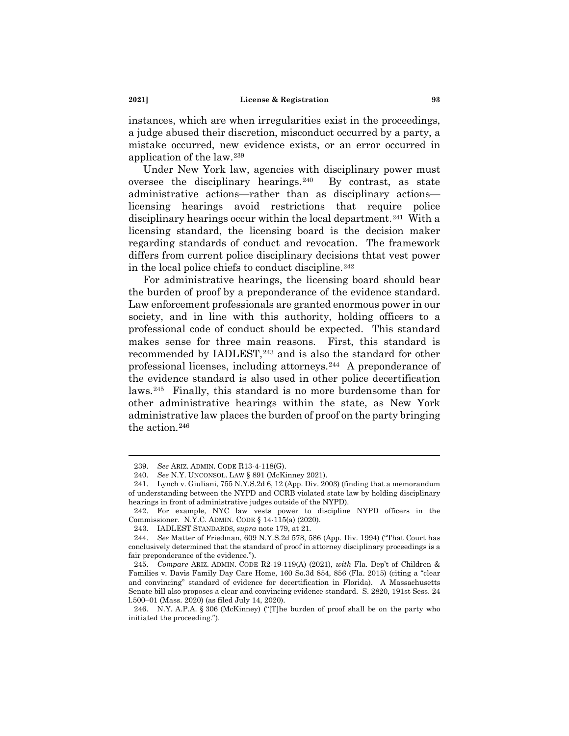instances, which are when irregularities exist in the proceedings, a judge abused their discretion, misconduct occurred by a party, a mistake occurred, new evidence exists, or an error occurred in application of the law.[239]

Under New York law, agencies with disciplinary power must oversee the disciplinary hearings.[240] By contrast, as state administrative actions—rather than as disciplinary actions—licensing hearings avoid restrictions that require police disciplinary hearings occur within the local department.[241] With a licensing standard, the licensing board is the decision maker regarding standards of conduct and revocation. The framework differs from current police disciplinary decisions thtat vest power in the local police chiefs to conduct discipline.[242]

For administrative hearings, the licensing board should bear the burden of proof by a preponderance of the evidence standard. Law enforcement professionals are granted enormous power in our society, and in line with this authority, holding officers to a professional code of conduct should be expected. This standard makes sense for three main reasons. First, this standard is recommended by IADLEST,[243] and is also the standard for other professional licenses, including attorneys.[244] A preponderance of the evidence standard is also used in other police decertification laws.[245] Finally, this standard is no more burdensome than for other administrative hearings within the state, as New York administrative law places the burden of proof on the party bringing the action.[246]

---

239. *See* ARIZ. ADMIN. CODE R13-4-118(G).

240. *See* N.Y. UNCONSOL. LAW § 891 (McKinney 2021).

241. Lynch v. Giuliani, 755 N.Y.S.2d 6, 12 (App. Div. 2003) (finding that a memorandum of understanding between the NYPD and CCRB violated state law by holding disciplinary hearings in front of administrative judges outside of the NYPD).

242. For example, NYC law vests power to discipline NYPD officers in the Commissioner. N.Y.C. ADMIN. CODE § 14-115(a) (2020).

243. IADLEST STANDARDS, *supra* note 179, at 21.

244. *See* Matter of Friedman, 609 N.Y.S.2d 578, 586 (App. Div. 1994) ("That Court has conclusively determined that the standard of proof in attorney disciplinary proceedings is a fair preponderance of the evidence.").

245. *Compare* ARIZ. ADMIN. CODE R2-19-119(A) (2021), *with* Fla. Dep't of Children & Families v. Davis Family Day Care Home, 160 So.3d 854, 856 (Fla. 2015) (citing a "clear and convincing" standard of evidence for decertification in Florida). A Massachusetts Senate bill also proposes a clear and convincing evidence standard. S. 2820, 191st Sess. 24 l.500–01 (Mass. 2020) (as filed July 14, 2020).

246. N.Y. A.P.A. § 306 (McKinney) ("[T]he burden of proof shall be on the party who initiated the proceeding.").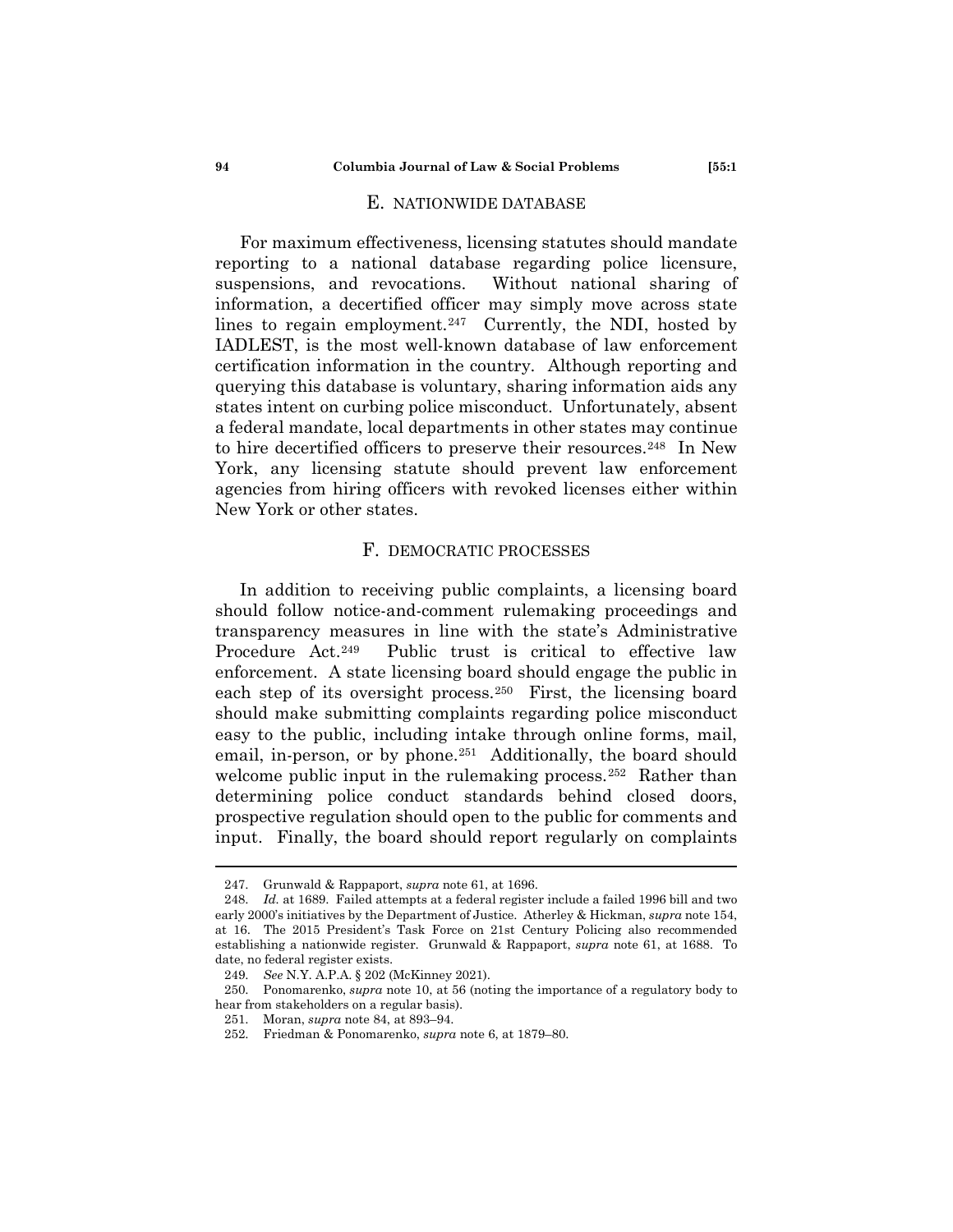## E. NATIONWIDE DATABASE

For maximum effectiveness, licensing statutes should mandate reporting to a national database regarding police licensure, suspensions, and revocations. Without national sharing of information, a decertified officer may simply move across state lines to regain employment.[247] Currently, the NDI, hosted by IADLEST, is the most well-known database of law enforcement certification information in the country. Although reporting and querying this database is voluntary, sharing information aids any states intent on curbing police misconduct. Unfortunately, absent a federal mandate, local departments in other states may continue to hire decertified officers to preserve their resources.[248] In New York, any licensing statute should prevent law enforcement agencies from hiring officers with revoked licenses either within New York or other states.

## F. DEMOCRATIC PROCESSES

In addition to receiving public complaints, a licensing board should follow notice-and-comment rulemaking proceedings and transparency measures in line with the state's Administrative Procedure Act.[249] Public trust is critical to effective law enforcement. A state licensing board should engage the public in each step of its oversight process.[250] First, the licensing board should make submitting complaints regarding police misconduct easy to the public, including intake through online forms, mail, email, in-person, or by phone.[251] Additionally, the board should welcome public input in the rulemaking process.[252] Rather than determining police conduct standards behind closed doors, prospective regulation should open to the public for comments and input. Finally, the board should report regularly on complaints

---

247. Grunwald & Rappaport, *supra* note 61, at 1696.

248. *Id.* at 1689. Failed attempts at a federal register include a failed 1996 bill and two early 2000's initiatives by the Department of Justice. Atherley & Hickman, *supra* note 154, at 16. The 2015 President's Task Force on 21st Century Policing also recommended establishing a nationwide register. Grunwald & Rappaport, *supra* note 61, at 1688. To date, no federal register exists.

249. *See* N.Y. A.P.A. § 202 (McKinney 2021).

250. Ponomarenko, *supra* note 10, at 56 (noting the importance of a regulatory body to hear from stakeholders on a regular basis).

251. Moran, *supra* note 84, at 893–94.

252. Friedman & Ponomarenko, *supra* note 6, at 1879–80.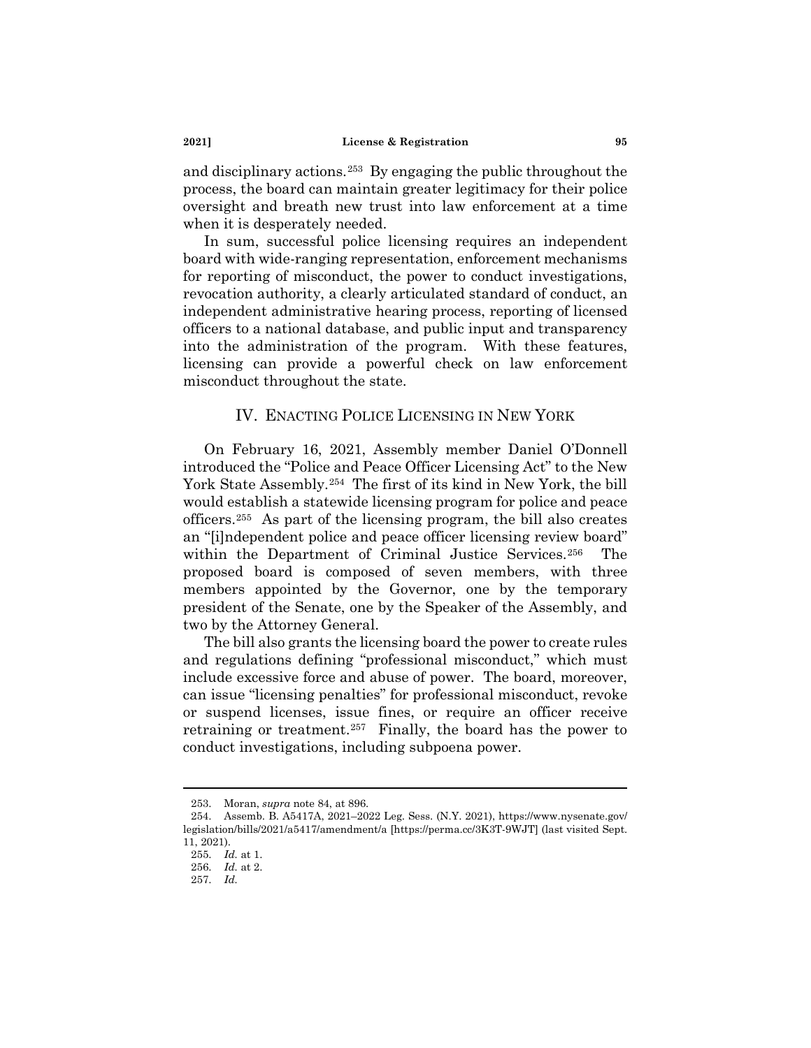and disciplinary actions.[253] By engaging the public throughout the process, the board can maintain greater legitimacy for their police oversight and breath new trust into law enforcement at a time when it is desperately needed.

In sum, successful police licensing requires an independent board with wide-ranging representation, enforcement mechanisms for reporting of misconduct, the power to conduct investigations, revocation authority, a clearly articulated standard of conduct, an independent administrative hearing process, reporting of licensed officers to a national database, and public input and transparency into the administration of the program. With these features, licensing can provide a powerful check on law enforcement misconduct throughout the state.

## IV. ENACTING POLICE LICENSING IN NEW YORK

On February 16, 2021, Assembly member Daniel O'Donnell introduced the "Police and Peace Officer Licensing Act" to the New York State Assembly.[254] The first of its kind in New York, the bill would establish a statewide licensing program for police and peace officers.[255] As part of the licensing program, the bill also creates an "[i]ndependent police and peace officer licensing review board" within the Department of Criminal Justice Services.[256] The proposed board is composed of seven members, with three members appointed by the Governor, one by the temporary president of the Senate, one by the Speaker of the Assembly, and two by the Attorney General.

The bill also grants the licensing board the power to create rules and regulations defining "professional misconduct," which must include excessive force and abuse of power. The board, moreover, can issue "licensing penalties" for professional misconduct, revoke or suspend licenses, issue fines, or require an officer receive retraining or treatment.[257] Finally, the board has the power to conduct investigations, including subpoena power.

---

253. Moran, *supra* note 84, at 896.

254. Assemb. B. A5417A, 2021–2022 Leg. Sess. (N.Y. 2021), https://www.nysenate.gov/legislation/bills/2021/a5417/amendment/a [https://perma.cc/3K3T-9WJT] (last visited Sept. 11, 2021).

255. *Id.* at 1.

256. *Id.* at 2.

257. *Id.*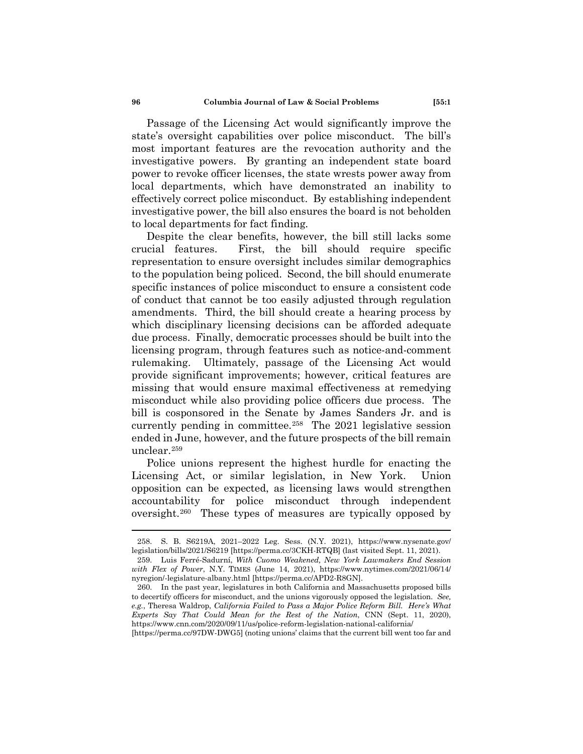Passage of the Licensing Act would significantly improve the state's oversight capabilities over police misconduct. The bill's most important features are the revocation authority and the investigative powers. By granting an independent state board power to revoke officer licenses, the state wrests power away from local departments, which have demonstrated an inability to effectively correct police misconduct. By establishing independent investigative power, the bill also ensures the board is not beholden to local departments for fact finding.

Despite the clear benefits, however, the bill still lacks some crucial features. First, the bill should require specific representation to ensure oversight includes similar demographics to the population being policed. Second, the bill should enumerate specific instances of police misconduct to ensure a consistent code of conduct that cannot be too easily adjusted through regulation amendments. Third, the bill should create a hearing process by which disciplinary licensing decisions can be afforded adequate due process. Finally, democratic processes should be built into the licensing program, through features such as notice-and-comment rulemaking. Ultimately, passage of the Licensing Act would provide significant improvements; however, critical features are missing that would ensure maximal effectiveness at remedying misconduct while also providing police officers due process. The bill is cosponsored in the Senate by James Sanders Jr. and is currently pending in committee.[258] The 2021 legislative session ended in June, however, and the future prospects of the bill remain unclear.[259]

Police unions represent the highest hurdle for enacting the Licensing Act, or similar legislation, in New York. Union opposition can be expected, as licensing laws would strengthen accountability for police misconduct through independent oversight.[260] These types of measures are typically opposed by

---

258. S. B. S6219A, 2021–2022 Leg. Sess. (N.Y. 2021), https://www.nysenate.gov/legislation/bills/2021/S6219 [https://perma.cc/3CKH-RTQB] (last visited Sept. 11, 2021).

259. Luis Ferré-Sadurní, *With Cuomo Weakened, New York Lawmakers End Session with Flex of Power*, N.Y. TIMES (June 14, 2021), https://www.nytimes.com/2021/06/14/nyregion/-legislature-albany.html [https://perma.cc/APD2-R8GN].

260. In the past year, legislatures in both California and Massachusetts proposed bills to decertify officers for misconduct, and the unions vigorously opposed the legislation. *See, e.g.*, Theresa Waldrop, *California Failed to Pass a Major Police Reform Bill. Here's What Experts Say That Could Mean for the Rest of the Nation*, CNN (Sept. 11, 2020), https://www.cnn.com/2020/09/11/us/police-reform-legislation-national-california/ [https://perma.cc/97DW-DWG5] (noting unions' claims that the current bill went too far and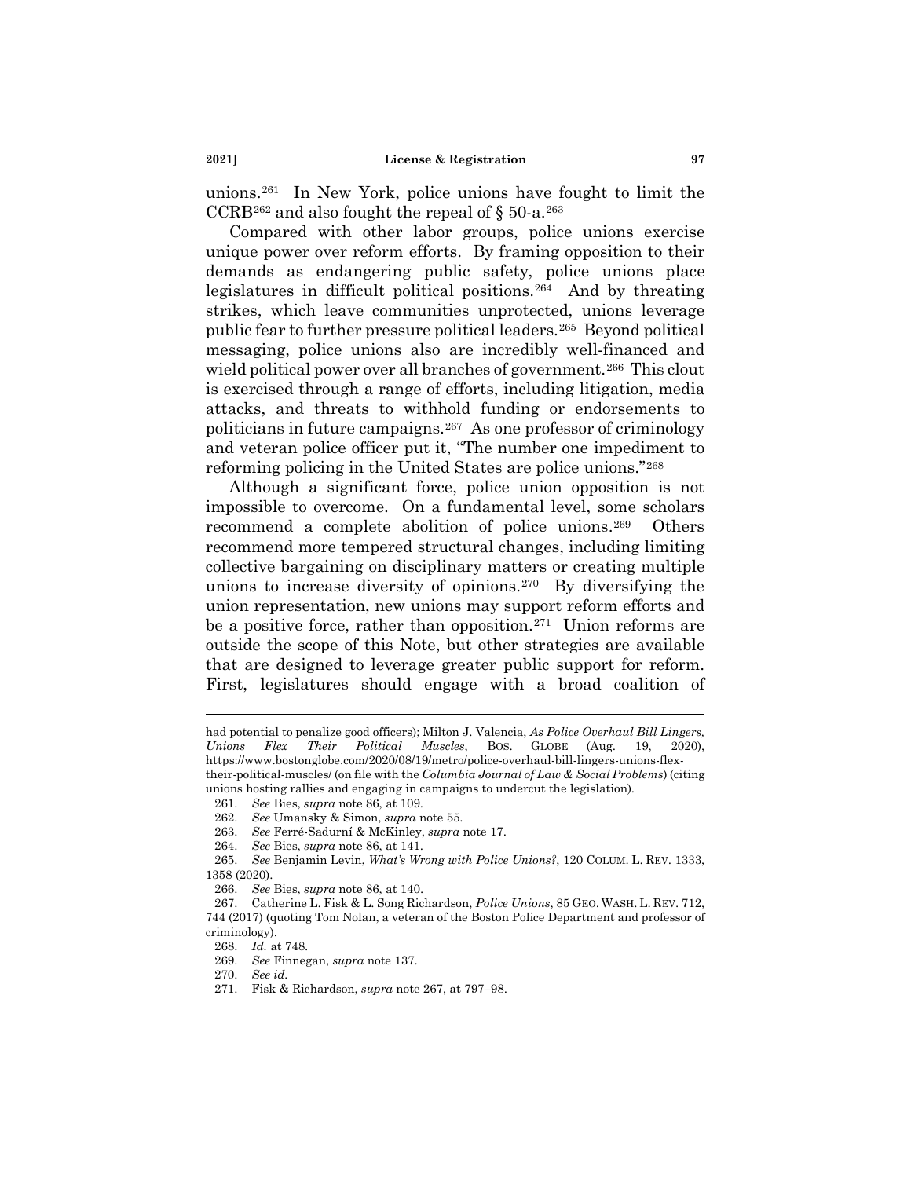unions.[261] In New York, police unions have fought to limit the CCRB[262] and also fought the repeal of § 50-a.[263]

Compared with other labor groups, police unions exercise unique power over reform efforts. By framing opposition to their demands as endangering public safety, police unions place legislatures in difficult political positions.[264] And by threating strikes, which leave communities unprotected, unions leverage public fear to further pressure political leaders.[265] Beyond political messaging, police unions also are incredibly well-financed and wield political power over all branches of government.[266] This clout is exercised through a range of efforts, including litigation, media attacks, and threats to withhold funding or endorsements to politicians in future campaigns.[267] As one professor of criminology and veteran police officer put it, "The number one impediment to reforming policing in the United States are police unions."[268]

Although a significant force, police union opposition is not impossible to overcome. On a fundamental level, some scholars recommend a complete abolition of police unions.[269] Others recommend more tempered structural changes, including limiting collective bargaining on disciplinary matters or creating multiple unions to increase diversity of opinions.[270] By diversifying the union representation, new unions may support reform efforts and be a positive force, rather than opposition.[271] Union reforms are outside the scope of this Note, but other strategies are available that are designed to leverage greater public support for reform. First, legislatures should engage with a broad coalition of

---

had potential to penalize good officers); Milton J. Valencia, *As Police Overhaul Bill Lingers, Unions Flex Their Political Muscles*, BOS. GLOBE (Aug. 19, 2020), https://www.bostonglobe.com/2020/08/19/metro/police-overhaul-bill-lingers-unions-flex-their-political-muscles/ (on file with the *Columbia Journal of Law & Social Problems*) (citing unions hosting rallies and engaging in campaigns to undercut the legislation).

261. *See* Bies, *supra* note 86, at 109.

262. *See* Umansky & Simon, *supra* note 55.

263. *See* Ferré-Sadurní & McKinley, *supra* note 17.

264. *See* Bies, *supra* note 86, at 141.

265. *See* Benjamin Levin, *What's Wrong with Police Unions?*, 120 COLUM. L. REV. 1333, 1358 (2020).

266. *See* Bies, *supra* note 86, at 140.

267. Catherine L. Fisk & L. Song Richardson, *Police Unions*, 85 GEO. WASH. L. REV. 712, 744 (2017) (quoting Tom Nolan, a veteran of the Boston Police Department and professor of criminology).

268. *Id.* at 748.

269. *See* Finnegan, *supra* note 137.

270. *See id.*

271. Fisk & Richardson, *supra* note 267, at 797–98.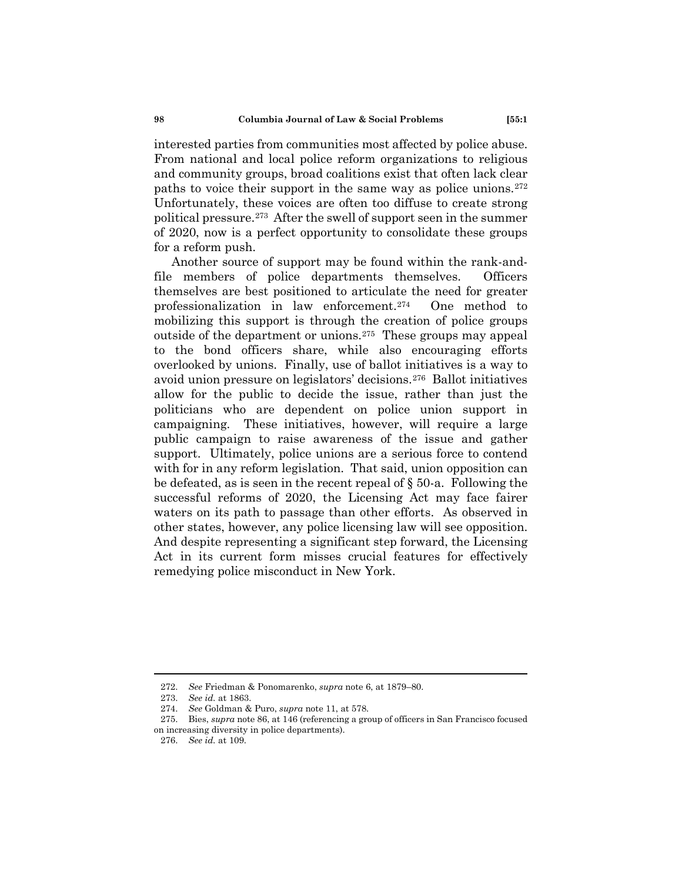interested parties from communities most affected by police abuse. From national and local police reform organizations to religious and community groups, broad coalitions exist that often lack clear paths to voice their support in the same way as police unions.[272] Unfortunately, these voices are often too diffuse to create strong political pressure.[273] After the swell of support seen in the summer of 2020, now is a perfect opportunity to consolidate these groups for a reform push.

Another source of support may be found within the rank-and-file members of police departments themselves. Officers themselves are best positioned to articulate the need for greater professionalization in law enforcement.[274] One method to mobilizing this support is through the creation of police groups outside of the department or unions.[275] These groups may appeal to the bond officers share, while also encouraging efforts overlooked by unions. Finally, use of ballot initiatives is a way to avoid union pressure on legislators' decisions.[276] Ballot initiatives allow for the public to decide the issue, rather than just the politicians who are dependent on police union support in campaigning. These initiatives, however, will require a large public campaign to raise awareness of the issue and gather support. Ultimately, police unions are a serious force to contend with for in any reform legislation. That said, union opposition can be defeated, as is seen in the recent repeal of § 50-a. Following the successful reforms of 2020, the Licensing Act may face fairer waters on its path to passage than other efforts. As observed in other states, however, any police licensing law will see opposition. And despite representing a significant step forward, the Licensing Act in its current form misses crucial features for effectively remedying police misconduct in New York.

---

272. *See* Friedman & Ponomarenko, *supra* note 6, at 1879–80.

273. *See id.* at 1863.

274. *See* Goldman & Puro, *supra* note 11, at 578.

275. Bies, *supra* note 86, at 146 (referencing a group of officers in San Francisco focused on increasing diversity in police departments).

276. *See id.* at 109.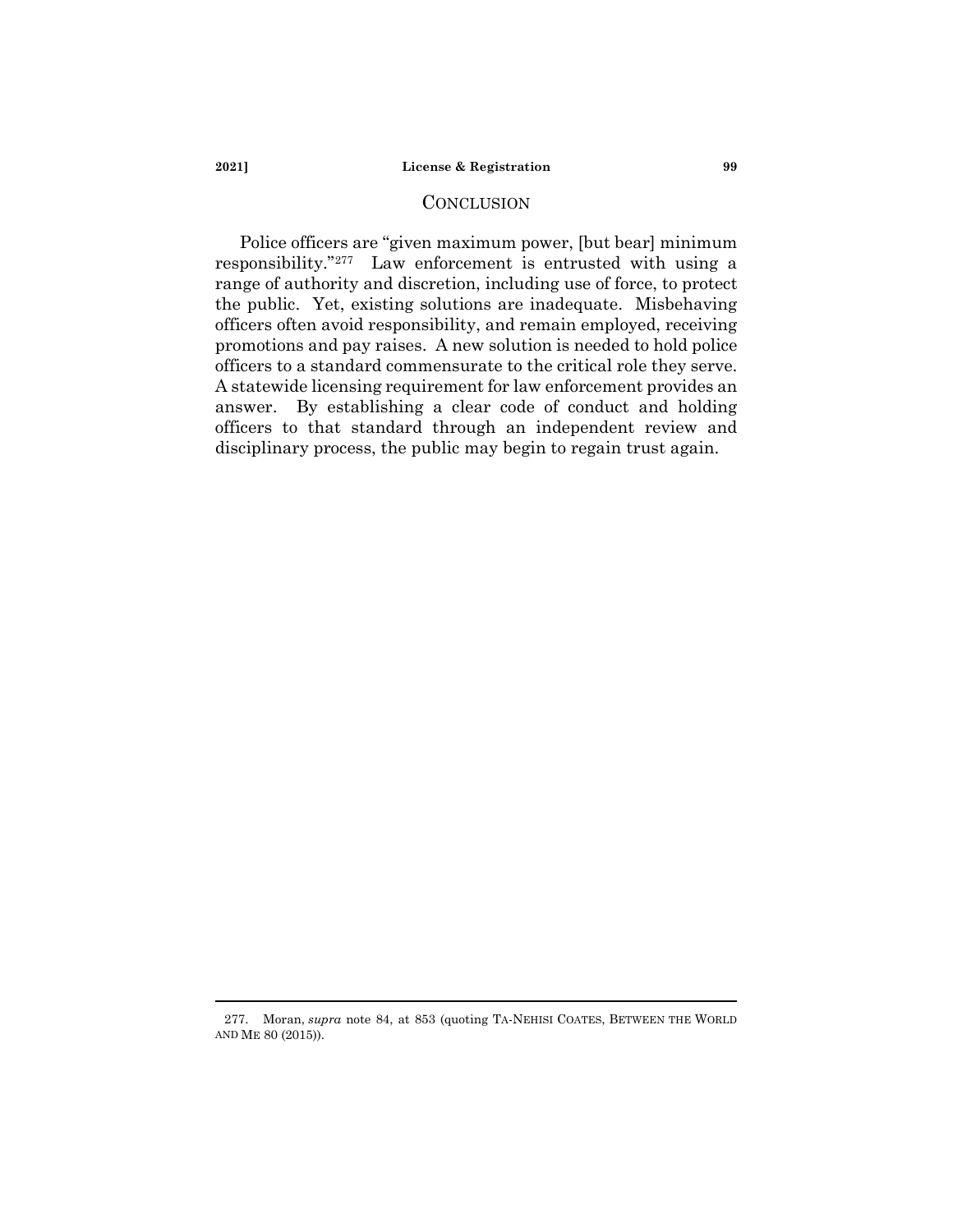## CONCLUSION

Police officers are "given maximum power, [but bear] minimum responsibility."[277] Law enforcement is entrusted with using a range of authority and discretion, including use of force, to protect the public. Yet, existing solutions are inadequate. Misbehaving officers often avoid responsibility, and remain employed, receiving promotions and pay raises. A new solution is needed to hold police officers to a standard commensurate to the critical role they serve. A statewide licensing requirement for law enforcement provides an answer. By establishing a clear code of conduct and holding officers to that standard through an independent review and disciplinary process, the public may begin to regain trust again.

---

277. Moran, *supra* note 84, at 853 (quoting TA-NEHISI COATES, BETWEEN THE WORLD AND ME 80 (2015)).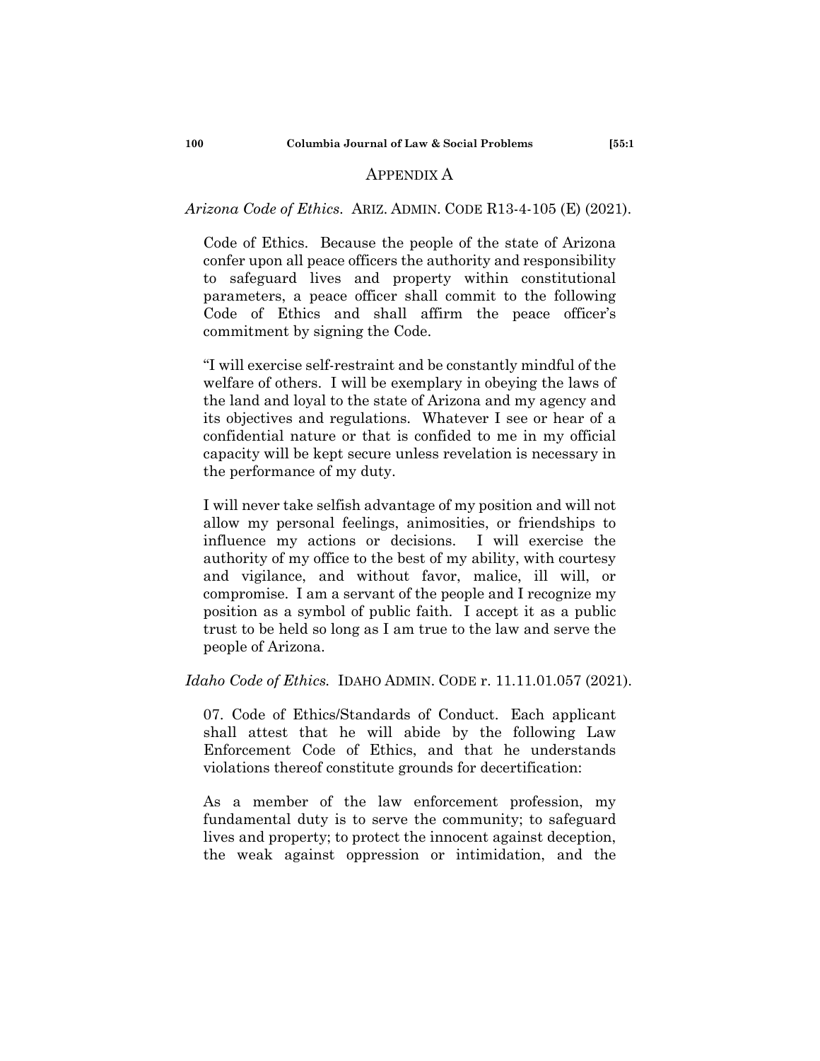## APPENDIX A

*Arizona Code of Ethics.* ARIZ. ADMIN. CODE R13-4-105 (E) (2021).

Code of Ethics. Because the people of the state of Arizona confer upon all peace officers the authority and responsibility to safeguard lives and property within constitutional parameters, a peace officer shall commit to the following Code of Ethics and shall affirm the peace officer's commitment by signing the Code.

"I will exercise self-restraint and be constantly mindful of the welfare of others. I will be exemplary in obeying the laws of the land and loyal to the state of Arizona and my agency and its objectives and regulations. Whatever I see or hear of a confidential nature or that is confided to me in my official capacity will be kept secure unless revelation is necessary in the performance of my duty.

I will never take selfish advantage of my position and will not allow my personal feelings, animosities, or friendships to influence my actions or decisions. I will exercise the authority of my office to the best of my ability, with courtesy and vigilance, and without favor, malice, ill will, or compromise. I am a servant of the people and I recognize my position as a symbol of public faith. I accept it as a public trust to be held so long as I am true to the law and serve the people of Arizona.

*Idaho Code of Ethics.* IDAHO ADMIN. CODE r. 11.11.01.057 (2021).

07. Code of Ethics/Standards of Conduct. Each applicant shall attest that he will abide by the following Law Enforcement Code of Ethics, and that he understands violations thereof constitute grounds for decertification:

As a member of the law enforcement profession, my fundamental duty is to serve the community; to safeguard lives and property; to protect the innocent against deception, the weak against oppression or intimidation, and the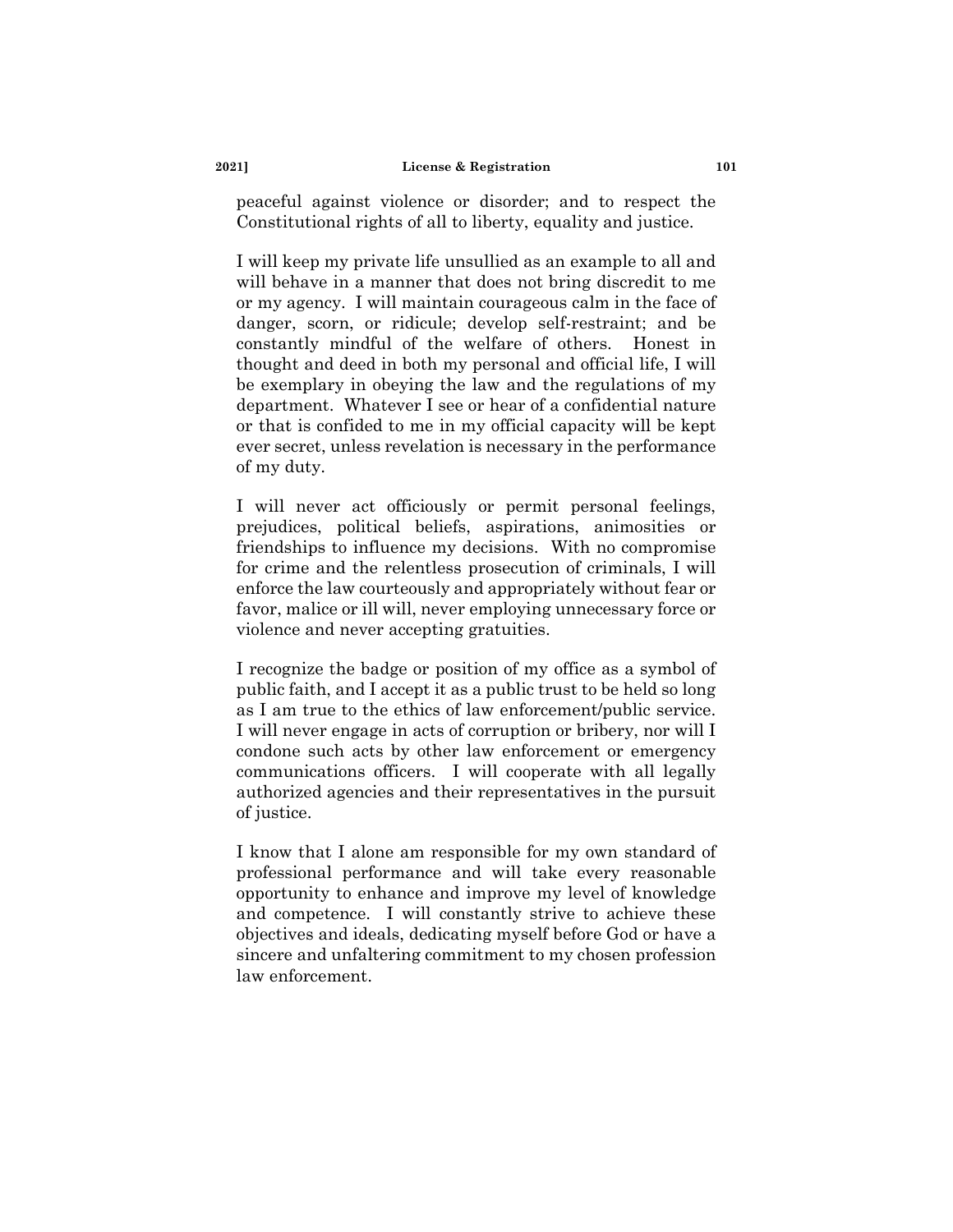peaceful against violence or disorder; and to respect the Constitutional rights of all to liberty, equality and justice.

I will keep my private life unsullied as an example to all and will behave in a manner that does not bring discredit to me or my agency. I will maintain courageous calm in the face of danger, scorn, or ridicule; develop self-restraint; and be constantly mindful of the welfare of others. Honest in thought and deed in both my personal and official life, I will be exemplary in obeying the law and the regulations of my department. Whatever I see or hear of a confidential nature or that is confided to me in my official capacity will be kept ever secret, unless revelation is necessary in the performance of my duty.

I will never act officiously or permit personal feelings, prejudices, political beliefs, aspirations, animosities or friendships to influence my decisions. With no compromise for crime and the relentless prosecution of criminals, I will enforce the law courteously and appropriately without fear or favor, malice or ill will, never employing unnecessary force or violence and never accepting gratuities.

I recognize the badge or position of my office as a symbol of public faith, and I accept it as a public trust to be held so long as I am true to the ethics of law enforcement/public service. I will never engage in acts of corruption or bribery, nor will I condone such acts by other law enforcement or emergency communications officers. I will cooperate with all legally authorized agencies and their representatives in the pursuit of justice.

I know that I alone am responsible for my own standard of professional performance and will take every reasonable opportunity to enhance and improve my level of knowledge and competence. I will constantly strive to achieve these objectives and ideals, dedicating myself before God or have a sincere and unfaltering commitment to my chosen profession law enforcement.